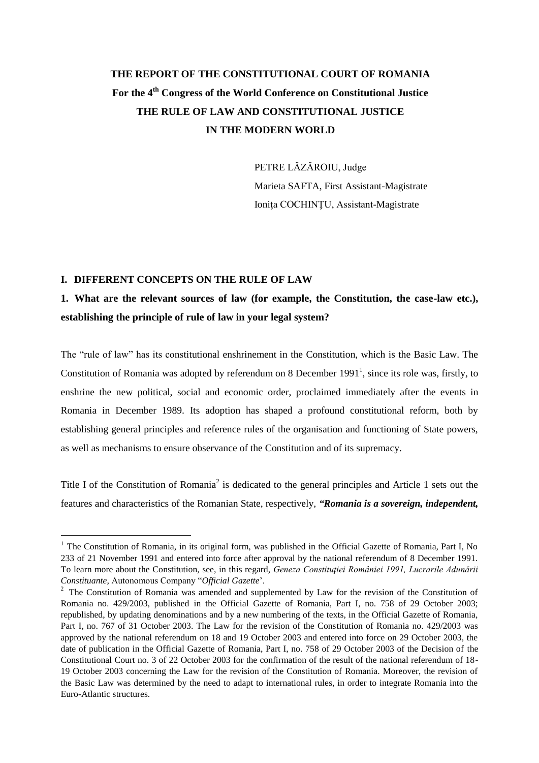# THE REPORT OF THE CONSTITUTIONAL COURT OF ROMANIA
## For the 4th Congress of the World Conference on Constitutional Justice
## THE RULE OF LAW AND CONSTITUTIONAL JUSTICE IN THE MODERN WORLD

PETRE LĂZĂROIU, Judge
Marieta SAFTA, First Assistant-Magistrate
Ionița COCHINȚU, Assistant-Magistrate

## I. DIFFERENT CONCEPTS ON THE RULE OF LAW

### 1. What are the relevant sources of law (for example, the Constitution, the case-law etc.), establishing the principle of rule of law in your legal system?

The "rule of law" has its constitutional enshrinement in the Constitution, which is the Basic Law. The Constitution of Romania was adopted by referendum on 8 December 1991[1], since its role was, firstly, to enshrine the new political, social and economic order, proclaimed immediately after the events in Romania in December 1989. Its adoption has shaped a profound constitutional reform, both by establishing general principles and reference rules of the organisation and functioning of State powers, as well as mechanisms to ensure observance of the Constitution and of its supremacy.

Title I of the Constitution of Romania[2] is dedicated to the general principles and Article 1 sets out the features and characteristics of the Romanian State, respectively, ***"Romania is a sovereign, independent,***

---

[1] The Constitution of Romania, in its original form, was published in the Official Gazette of Romania, Part I, No 233 of 21 November 1991 and entered into force after approval by the national referendum of 8 December 1991. To learn more about the Constitution, see, in this regard, *Geneza Constituției României 1991, Lucrarile Adunării Constituante*, Autonomous Company "*Official Gazette*'.

[2] The Constitution of Romania was amended and supplemented by Law for the revision of the Constitution of Romania no. 429/2003, published in the Official Gazette of Romania, Part I, no. 758 of 29 October 2003; republished, by updating denominations and by a new numbering of the texts, in the Official Gazette of Romania, Part I, no. 767 of 31 October 2003. The Law for the revision of the Constitution of Romania no. 429/2003 was approved by the national referendum on 18 and 19 October 2003 and entered into force on 29 October 2003, the date of publication in the Official Gazette of Romania, Part I, no. 758 of 29 October 2003 of the Decision of the Constitutional Court no. 3 of 22 October 2003 for the confirmation of the result of the national referendum of 18-19 October 2003 concerning the Law for the revision of the Constitution of Romania. Moreover, the revision of the Basic Law was determined by the need to adapt to international rules, in order to integrate Romania into the Euro-Atlantic structures.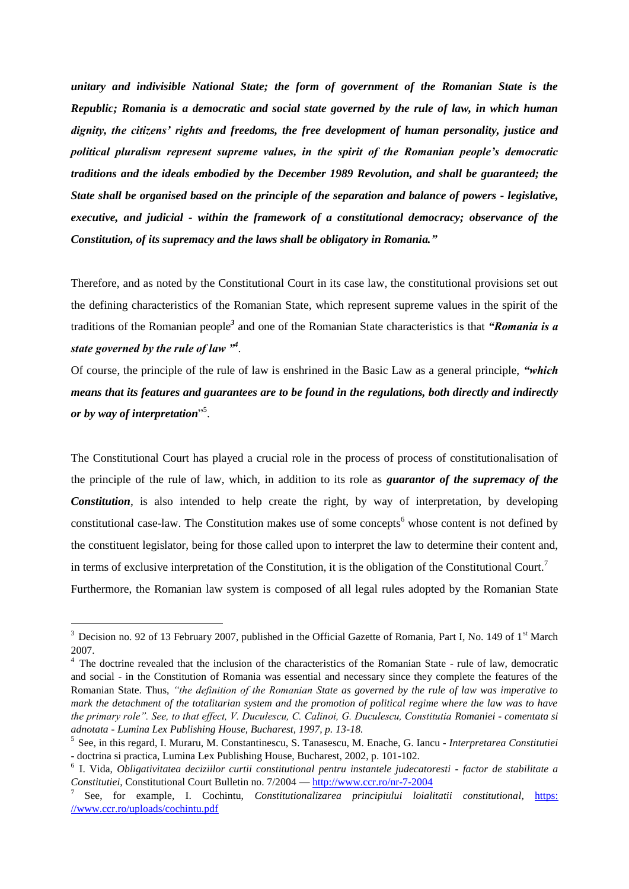***unitary and indivisible National State; the form of government of the Romanian State is the Republic; Romania is a democratic and social state governed by the rule of law, in which human dignity, the citizens' rights and freedoms, the free development of human personality, justice and political pluralism represent supreme values, in the spirit of the Romanian people's democratic traditions and the ideals embodied by the December 1989 Revolution, and shall be guaranteed; the State shall be organised based on the principle of the separation and balance of powers - legislative, executive, and judicial - within the framework of a constitutional democracy; observance of the Constitution, of its supremacy and the laws shall be obligatory in Romania."***

Therefore, and as noted by the Constitutional Court in its case law, the constitutional provisions set out the defining characteristics of the Romanian State, which represent supreme values in the spirit of the traditions of the Romanian people[3] and one of the Romanian State characteristics is that ***"Romania is a state governed by the rule of law "***[4].

Of course, the principle of the rule of law is enshrined in the Basic Law as a general principle, ***"which means that its features and guarantees are to be found in the regulations, both directly and indirectly or by way of interpretation***"[5].

The Constitutional Court has played a crucial role in the process of process of constitutionalisation of the principle of the rule of law, which, in addition to its role as ***guarantor of the supremacy of the Constitution***, is also intended to help create the right, by way of interpretation, by developing constitutional case-law. The Constitution makes use of some concepts[6] whose content is not defined by the constituent legislator, being for those called upon to interpret the law to determine their content and, in terms of exclusive interpretation of the Constitution, it is the obligation of the Constitutional Court.[7]

Furthermore, the Romanian law system is composed of all legal rules adopted by the Romanian State

---

[3] Decision no. 92 of 13 February 2007, published in the Official Gazette of Romania, Part I, No. 149 of 1st March 2007.

[4] The doctrine revealed that the inclusion of the characteristics of the Romanian State - rule of law, democratic and social - in the Constitution of Romania was essential and necessary since they complete the features of the Romanian State. Thus, *"the definition of the Romanian State as governed by the rule of law was imperative to mark the detachment of the totalitarian system and the promotion of political regime where the law was to have the primary role". See, to that effect, V. Duculescu, C. Calinoi, G. Duculescu, Constitutia Romaniei - comentata si adnotata - Lumina Lex Publishing House, Bucharest, 1997, p. 13-18.*

[5] See, in this regard, I. Muraru, M. Constantinescu, S. Tanasescu, M. Enache, G. Iancu - *Interpretarea Constitutiei* - doctrina si practica, Lumina Lex Publishing House, Bucharest, 2002, p. 101-102.

[6] I. Vida, *Obligativitatea deciziilor curtii constitutional pentru instantele judecatoresti - factor de stabilitate a Constitutiei*, Constitutional Court Bulletin no. 7/2004 — http://www.ccr.ro/nr-7-2004

[7] See, for example, I. Cochintu, *Constitutionalizarea principiului loialitatii constitutional*, https://www.ccr.ro/uploads/cochintu.pdf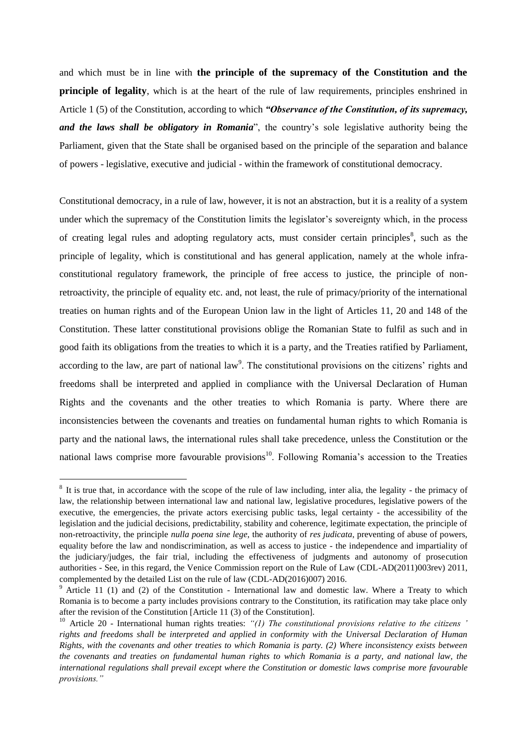and which must be in line with **the principle of the supremacy of the Constitution and the principle of legality**, which is at the heart of the rule of law requirements, principles enshrined in Article 1 (5) of the Constitution, according to which ***"Observance of the Constitution, of its supremacy, and the laws shall be obligatory in Romania***", the country's sole legislative authority being the Parliament, given that the State shall be organised based on the principle of the separation and balance of powers - legislative, executive and judicial - within the framework of constitutional democracy.

Constitutional democracy, in a rule of law, however, it is not an abstraction, but it is a reality of a system under which the supremacy of the Constitution limits the legislator's sovereignty which, in the process of creating legal rules and adopting regulatory acts, must consider certain principles[8], such as the principle of legality, which is constitutional and has general application, namely at the whole infra-constitutional regulatory framework, the principle of free access to justice, the principle of non-retroactivity, the principle of equality etc. and, not least, the rule of primacy/priority of the international treaties on human rights and of the European Union law in the light of Articles 11, 20 and 148 of the Constitution. These latter constitutional provisions oblige the Romanian State to fulfil as such and in good faith its obligations from the treaties to which it is a party, and the Treaties ratified by Parliament, according to the law, are part of national law[9]. The constitutional provisions on the citizens' rights and freedoms shall be interpreted and applied in compliance with the Universal Declaration of Human Rights and the covenants and the other treaties to which Romania is party. Where there are inconsistencies between the covenants and treaties on fundamental human rights to which Romania is party and the national laws, the international rules shall take precedence, unless the Constitution or the national laws comprise more favourable provisions[10]. Following Romania's accession to the Treaties

---

[8] It is true that, in accordance with the scope of the rule of law including, inter alia, the legality - the primacy of law, the relationship between international law and national law, legislative procedures, legislative powers of the executive, the emergencies, the private actors exercising public tasks, legal certainty - the accessibility of the legislation and the judicial decisions, predictability, stability and coherence, legitimate expectation, the principle of non-retroactivity, the principle *nulla poena sine lege*, the authority of *res judicata*, preventing of abuse of powers, equality before the law and nondiscrimination, as well as access to justice - the independence and impartiality of the judiciary/judges, the fair trial, including the effectiveness of judgments and autonomy of prosecution authorities - See, in this regard, the Venice Commission report on the Rule of Law (CDL-AD(2011)003rev) 2011, complemented by the detailed List on the rule of law (CDL-AD(2016)007) 2016.

[9] Article 11 (1) and (2) of the Constitution - International law and domestic law. Where a Treaty to which Romania is to become a party includes provisions contrary to the Constitution, its ratification may take place only after the revision of the Constitution [Article 11 (3) of the Constitution].

[10] Article 20 - International human rights treaties: *"(1) The constitutional provisions relative to the citizens ' rights and freedoms shall be interpreted and applied in conformity with the Universal Declaration of Human Rights, with the covenants and other treaties to which Romania is party. (2) Where inconsistency exists between the covenants and treaties on fundamental human rights to which Romania is a party, and national law, the international regulations shall prevail except where the Constitution or domestic laws comprise more favourable provisions."*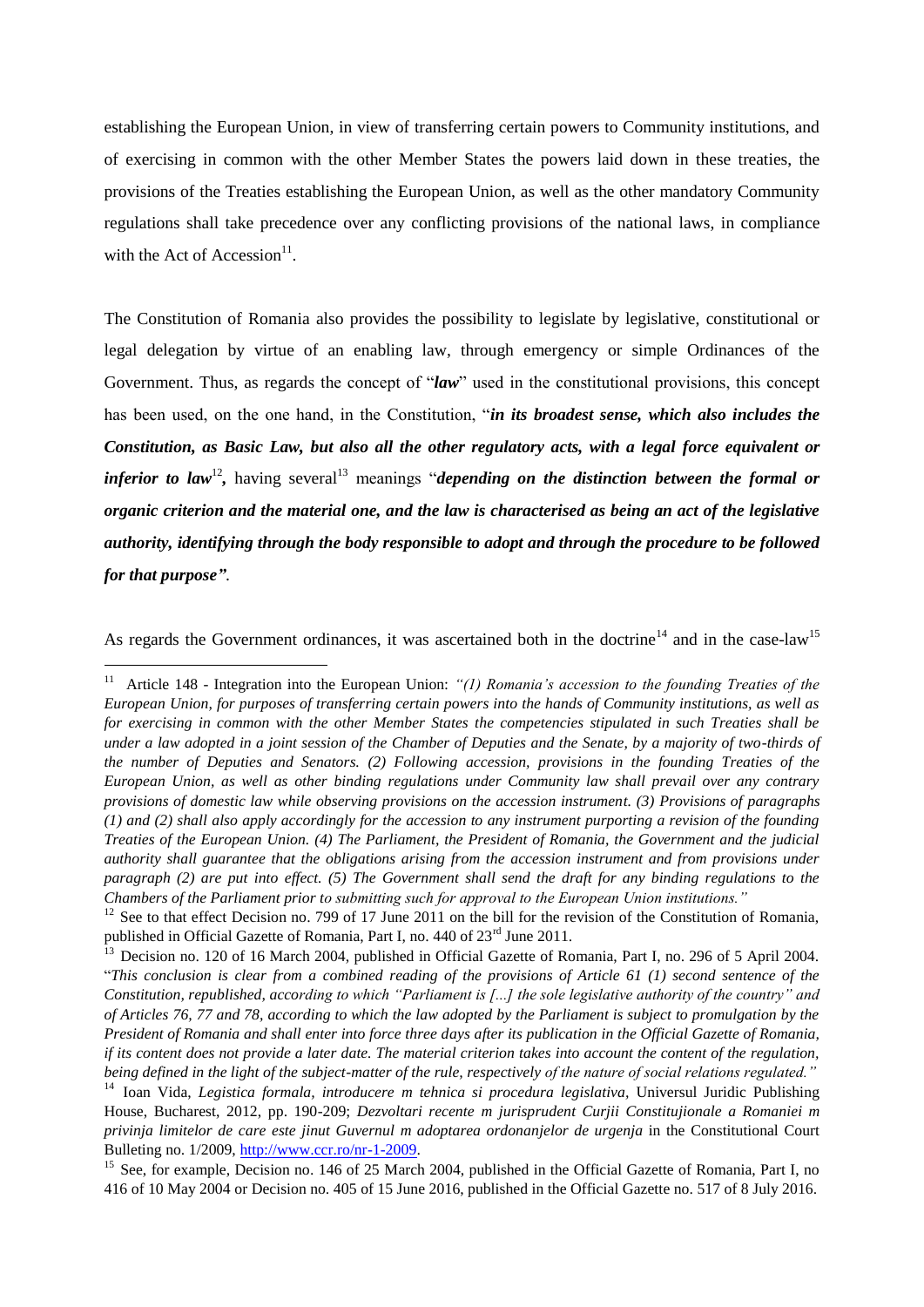establishing the European Union, in view of transferring certain powers to Community institutions, and of exercising in common with the other Member States the powers laid down in these treaties, the provisions of the Treaties establishing the European Union, as well as the other mandatory Community regulations shall take precedence over any conflicting provisions of the national laws, in compliance with the Act of Accession[11].

The Constitution of Romania also provides the possibility to legislate by legislative, constitutional or legal delegation by virtue of an enabling law, through emergency or simple Ordinances of the Government. Thus, as regards the concept of "***law***" used in the constitutional provisions, this concept has been used, on the one hand, in the Constitution, "***in its broadest sense, which also includes the Constitution, as Basic Law, but also all the other regulatory acts, with a legal force equivalent or inferior to law***[12]**,** having several[13] meanings "***depending on the distinction between the formal or organic criterion and the material one, and the law is characterised as being an act of the legislative authority, identifying through the body responsible to adopt and through the procedure to be followed for that purpose"***.

As regards the Government ordinances, it was ascertained both in the doctrine[14] and in the case-law[15]

---

[11] Article 148 - Integration into the European Union: *"(1) Romania's accession to the founding Treaties of the European Union, for purposes of transferring certain powers into the hands of Community institutions, as well as for exercising in common with the other Member States the competencies stipulated in such Treaties shall be under a law adopted in a joint session of the Chamber of Deputies and the Senate, by a majority of two-thirds of the number of Deputies and Senators. (2) Following accession, provisions in the founding Treaties of the European Union, as well as other binding regulations under Community law shall prevail over any contrary provisions of domestic law while observing provisions on the accession instrument. (3) Provisions of paragraphs (1) and (2) shall also apply accordingly for the accession to any instrument purporting a revision of the founding Treaties of the European Union. (4) The Parliament, the President of Romania, the Government and the judicial authority shall guarantee that the obligations arising from the accession instrument and from provisions under paragraph (2) are put into effect. (5) The Government shall send the draft for any binding regulations to the Chambers of the Parliament prior to submitting such for approval to the European Union institutions."*

[12] See to that effect Decision no. 799 of 17 June 2011 on the bill for the revision of the Constitution of Romania, published in Official Gazette of Romania, Part I, no. 440 of 23rd June 2011.

[13] Decision no. 120 of 16 March 2004, published in Official Gazette of Romania, Part I, no. 296 of 5 April 2004. "*This conclusion is clear from a combined reading of the provisions of Article 61 (1) second sentence of the Constitution, republished, according to which "Parliament is [...] the sole legislative authority of the country" and of Articles 76, 77 and 78, according to which the law adopted by the Parliament is subject to promulgation by the President of Romania and shall enter into force three days after its publication in the Official Gazette of Romania, if its content does not provide a later date. The material criterion takes into account the content of the regulation, being defined in the light of the subject-matter of the rule, respectively of the nature of social relations regulated."*

[14] Ioan Vida, *Legistica formala, introducere m tehnica si procedura legislativa*, Universul Juridic Publishing House, Bucharest, 2012, pp. 190-209; *Dezvoltari recente m jurisprudent Curjii Constitujionale a Romaniei m privinja limitelor de care este jinut Guvernul m adoptarea ordonanjelor de urgenja* in the Constitutional Court Bulleting no. 1/2009, http://www.ccr.ro/nr-1-2009.

[15] See, for example, Decision no. 146 of 25 March 2004, published in the Official Gazette of Romania, Part I, no 416 of 10 May 2004 or Decision no. 405 of 15 June 2016, published in the Official Gazette no. 517 of 8 July 2016.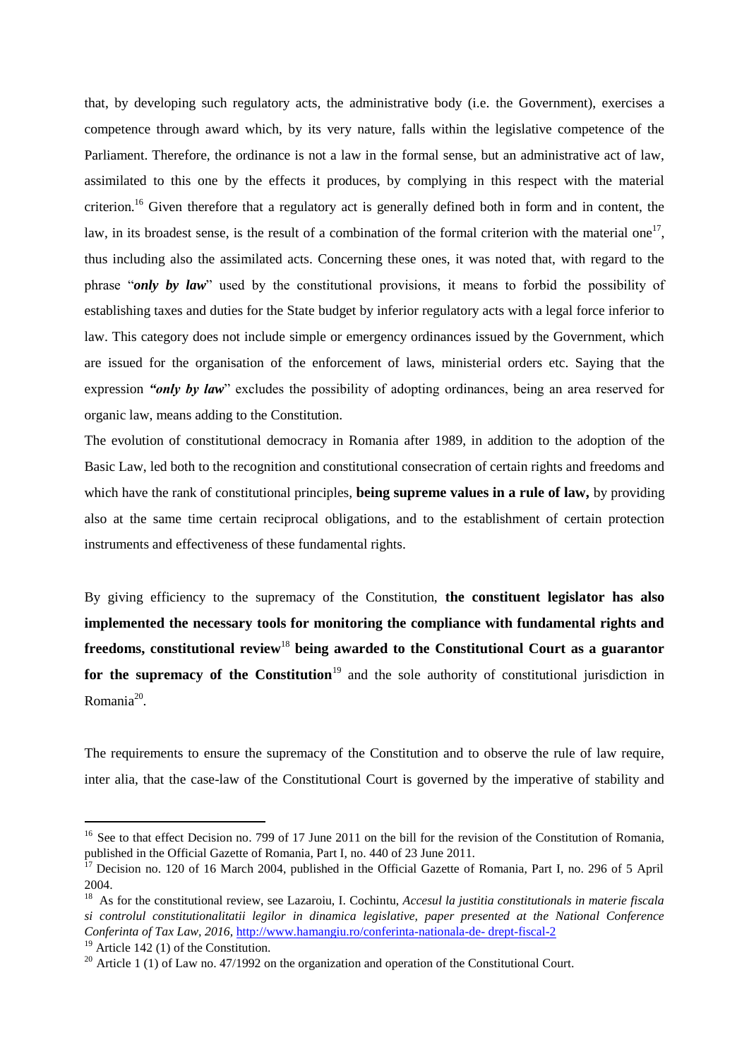that, by developing such regulatory acts, the administrative body (i.e. the Government), exercises a competence through award which, by its very nature, falls within the legislative competence of the Parliament. Therefore, the ordinance is not a law in the formal sense, but an administrative act of law, assimilated to this one by the effects it produces, by complying in this respect with the material criterion.[16] Given therefore that a regulatory act is generally defined both in form and in content, the law, in its broadest sense, is the result of a combination of the formal criterion with the material one[17], thus including also the assimilated acts. Concerning these ones, it was noted that, with regard to the phrase "***only by law***" used by the constitutional provisions, it means to forbid the possibility of establishing taxes and duties for the State budget by inferior regulatory acts with a legal force inferior to law. This category does not include simple or emergency ordinances issued by the Government, which are issued for the organisation of the enforcement of laws, ministerial orders etc. Saying that the expression ***"only by law***" excludes the possibility of adopting ordinances, being an area reserved for organic law, means adding to the Constitution.

The evolution of constitutional democracy in Romania after 1989, in addition to the adoption of the Basic Law, led both to the recognition and constitutional consecration of certain rights and freedoms and which have the rank of constitutional principles, **being supreme values in a rule of law,** by providing also at the same time certain reciprocal obligations, and to the establishment of certain protection instruments and effectiveness of these fundamental rights.

By giving efficiency to the supremacy of the Constitution, **the constituent legislator has also implemented the necessary tools for monitoring the compliance with fundamental rights and freedoms, constitutional review**[18] **being awarded to the Constitutional Court as a guarantor for the supremacy of the Constitution**[19] and the sole authority of constitutional jurisdiction in Romania[20].

The requirements to ensure the supremacy of the Constitution and to observe the rule of law require, inter alia, that the case-law of the Constitutional Court is governed by the imperative of stability and

---

[16] See to that effect Decision no. 799 of 17 June 2011 on the bill for the revision of the Constitution of Romania, published in the Official Gazette of Romania, Part I, no. 440 of 23 June 2011.

[17] Decision no. 120 of 16 March 2004, published in the Official Gazette of Romania, Part I, no. 296 of 5 April 2004.

[18] As for the constitutional review, see Lazaroiu, I. Cochintu, *Accesul la justitia constitutionals in materie fiscala si controlul constitutionalitatii legilor in dinamica legislative, paper presented at the National Conference Conferinta of Tax Law, 2016,* http://www.hamangiu.ro/conferinta-nationala-de- drept-fiscal-2

[19] Article 142 (1) of the Constitution.

[20] Article 1 (1) of Law no. 47/1992 on the organization and operation of the Constitutional Court.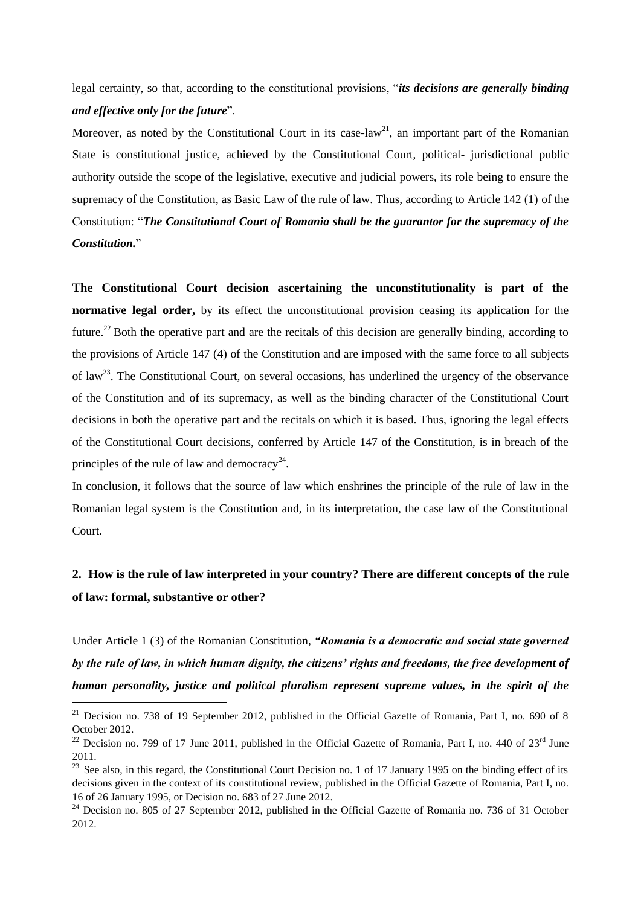legal certainty, so that, according to the constitutional provisions, "***its decisions are generally binding and effective only for the future***".

Moreover, as noted by the Constitutional Court in its case-law[21], an important part of the Romanian State is constitutional justice, achieved by the Constitutional Court, political- jurisdictional public authority outside the scope of the legislative, executive and judicial powers, its role being to ensure the supremacy of the Constitution, as Basic Law of the rule of law. Thus, according to Article 142 (1) of the Constitution: "***The Constitutional Court of Romania shall be the guarantor for the supremacy of the Constitution.***"

**The Constitutional Court decision ascertaining the unconstitutionality is part of the normative legal order,** by its effect the unconstitutional provision ceasing its application for the future.[22] Both the operative part and are the recitals of this decision are generally binding, according to the provisions of Article 147 (4) of the Constitution and are imposed with the same force to all subjects of law[23]. The Constitutional Court, on several occasions, has underlined the urgency of the observance of the Constitution and of its supremacy, as well as the binding character of the Constitutional Court decisions in both the operative part and the recitals on which it is based. Thus, ignoring the legal effects of the Constitutional Court decisions, conferred by Article 147 of the Constitution, is in breach of the principles of the rule of law and democracy[24].

In conclusion, it follows that the source of law which enshrines the principle of the rule of law in the Romanian legal system is the Constitution and, in its interpretation, the case law of the Constitutional Court.

## 2. How is the rule of law interpreted in your country? There are different concepts of the rule of law: formal, substantive or other?

Under Article 1 (3) of the Romanian Constitution, ***"Romania is a democratic and social state governed by the rule of law, in which human dignity, the citizens' rights and freedoms, the free development of human personality, justice and political pluralism represent supreme values, in the spirit of the***

---

[21] Decision no. 738 of 19 September 2012, published in the Official Gazette of Romania, Part I, no. 690 of 8 October 2012.

[22] Decision no. 799 of 17 June 2011, published in the Official Gazette of Romania, Part I, no. 440 of 23rd June 2011.

[23] See also, in this regard, the Constitutional Court Decision no. 1 of 17 January 1995 on the binding effect of its decisions given in the context of its constitutional review, published in the Official Gazette of Romania, Part I, no. 16 of 26 January 1995, or Decision no. 683 of 27 June 2012.

[24] Decision no. 805 of 27 September 2012, published in the Official Gazette of Romania no. 736 of 31 October 2012.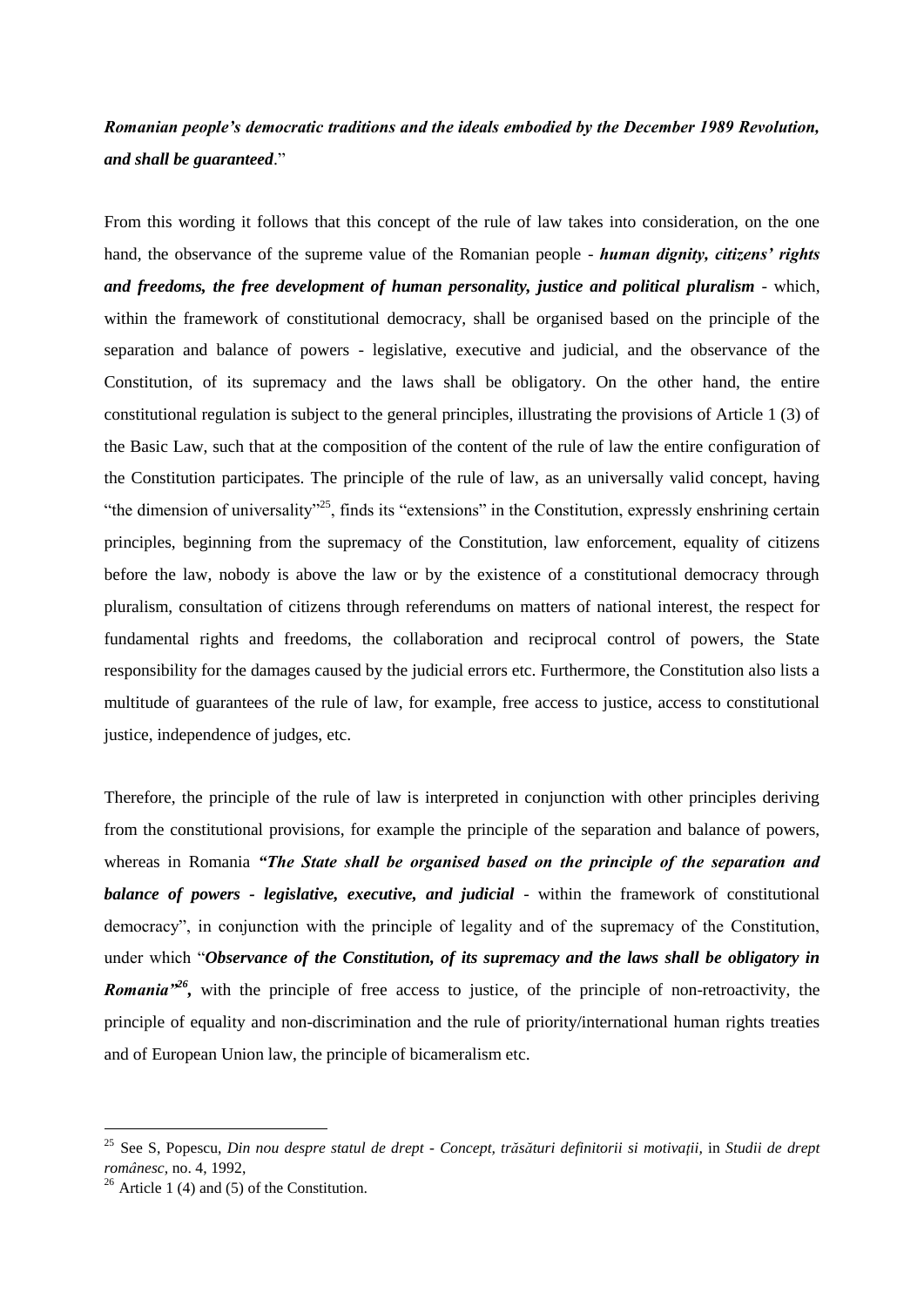***Romanian people's democratic traditions and the ideals embodied by the December 1989 Revolution, and shall be guaranteed***."

From this wording it follows that this concept of the rule of law takes into consideration, on the one hand, the observance of the supreme value of the Romanian people - ***human dignity, citizens' rights and freedoms, the free development of human personality, justice and political pluralism*** - which, within the framework of constitutional democracy, shall be organised based on the principle of the separation and balance of powers - legislative, executive and judicial, and the observance of the Constitution, of its supremacy and the laws shall be obligatory. On the other hand, the entire constitutional regulation is subject to the general principles, illustrating the provisions of Article 1 (3) of the Basic Law, such that at the composition of the content of the rule of law the entire configuration of the Constitution participates. The principle of the rule of law, as an universally valid concept, having "the dimension of universality"[25], finds its "extensions" in the Constitution, expressly enshrining certain principles, beginning from the supremacy of the Constitution, law enforcement, equality of citizens before the law, nobody is above the law or by the existence of a constitutional democracy through pluralism, consultation of citizens through referendums on matters of national interest, the respect for fundamental rights and freedoms, the collaboration and reciprocal control of powers, the State responsibility for the damages caused by the judicial errors etc. Furthermore, the Constitution also lists a multitude of guarantees of the rule of law, for example, free access to justice, access to constitutional justice, independence of judges, etc.

Therefore, the principle of the rule of law is interpreted in conjunction with other principles deriving from the constitutional provisions, for example the principle of the separation and balance of powers, whereas in Romania ***"The State shall be organised based on the principle of the separation and balance of powers - legislative, executive, and judicial*** - within the framework of constitutional democracy", in conjunction with the principle of legality and of the supremacy of the Constitution, under which "***Observance of the Constitution, of its supremacy and the laws shall be obligatory in Romania"***[26]***,*** with the principle of free access to justice, of the principle of non-retroactivity, the principle of equality and non-discrimination and the rule of priority/international human rights treaties and of European Union law, the principle of bicameralism etc.

---

[25] See S, Popescu, *Din nou despre statul de drept - Concept, trăsături definitorii si motivații,* in *Studii de drept românesc,* no. 4, 1992,

[26] Article 1 (4) and (5) of the Constitution.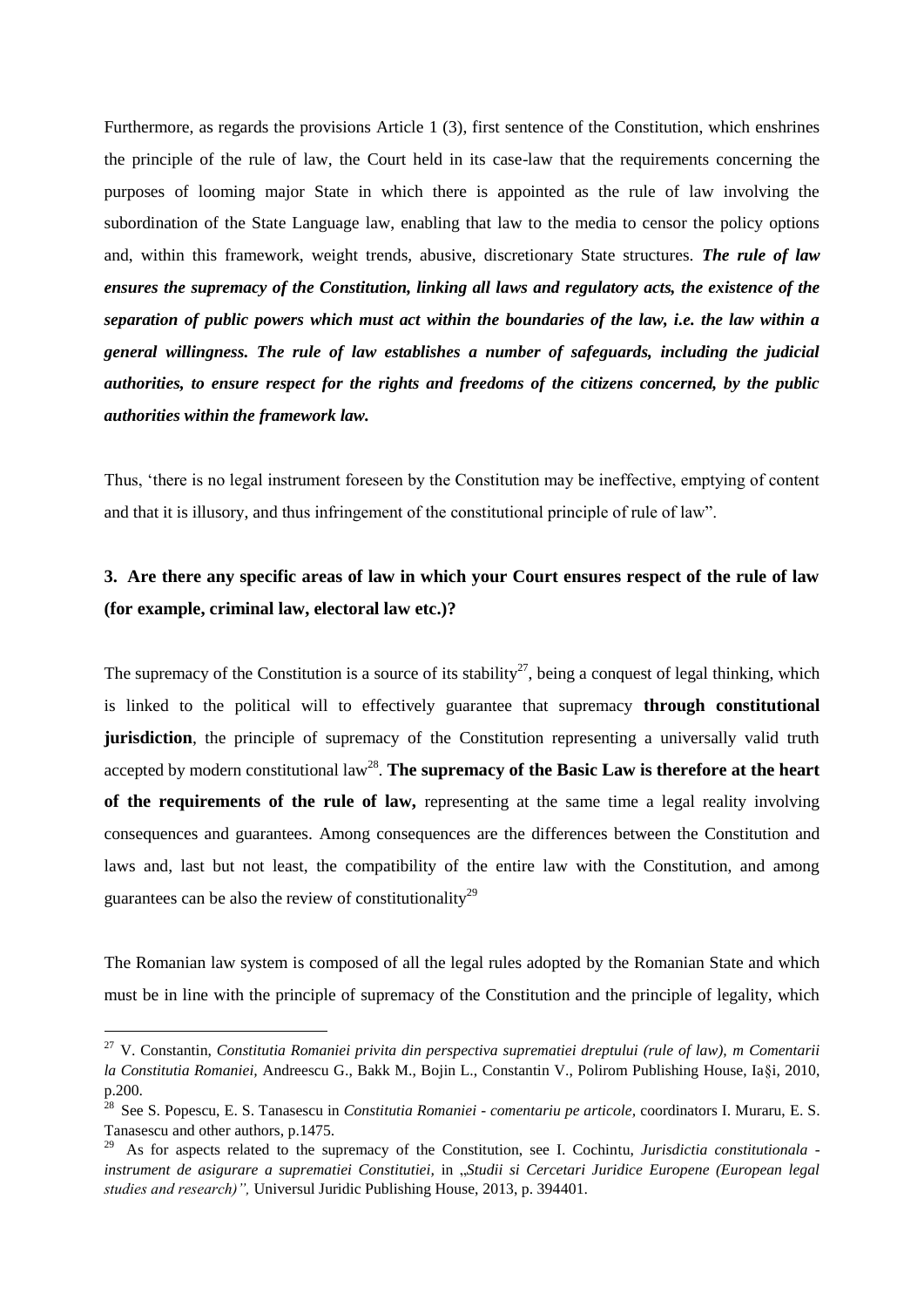Furthermore, as regards the provisions Article 1 (3), first sentence of the Constitution, which enshrines the principle of the rule of law, the Court held in its case-law that the requirements concerning the purposes of looming major State in which there is appointed as the rule of law involving the subordination of the State Language law, enabling that law to the media to censor the policy options and, within this framework, weight trends, abusive, discretionary State structures. ***The rule of law ensures the supremacy of the Constitution, linking all laws and regulatory acts, the existence of the separation of public powers which must act within the boundaries of the law, i.e. the law within a general willingness. The rule of law establishes a number of safeguards, including the judicial authorities, to ensure respect for the rights and freedoms of the citizens concerned, by the public authorities within the framework law.***

Thus, 'there is no legal instrument foreseen by the Constitution may be ineffective, emptying of content and that it is illusory, and thus infringement of the constitutional principle of rule of law".

### 3. Are there any specific areas of law in which your Court ensures respect of the rule of law (for example, criminal law, electoral law etc.)?

The supremacy of the Constitution is a source of its stability[27], being a conquest of legal thinking, which is linked to the political will to effectively guarantee that supremacy **through constitutional jurisdiction**, the principle of supremacy of the Constitution representing a universally valid truth accepted by modern constitutional law[28]. **The supremacy of the Basic Law is therefore at the heart of the requirements of the rule of law,** representing at the same time a legal reality involving consequences and guarantees. Among consequences are the differences between the Constitution and laws and, last but not least, the compatibility of the entire law with the Constitution, and among guarantees can be also the review of constitutionality[29]

The Romanian law system is composed of all the legal rules adopted by the Romanian State and which must be in line with the principle of supremacy of the Constitution and the principle of legality, which

---

[27] V. Constantin, *Constitutia Romaniei privita din perspectiva suprematiei dreptului (rule of law), m Comentarii la Constitutia Romaniei,* Andreescu G., Bakk M., Bojin L., Constantin V., Polirom Publishing House, Ia§i, 2010, p.200.

[28] See S. Popescu, E. S. Tanasescu in *Constitutia Romaniei - comentariu pe articole,* coordinators I. Muraru, E. S. Tanasescu and other authors, p.1475.

[29] As for aspects related to the supremacy of the Constitution, see I. Cochintu, *Jurisdictia constitutionala - instrument de asigurare a suprematiei Constitutiei,* in „*Studii si Cercetari Juridice Europene (European legal studies and research)",* Universul Juridic Publishing House, 2013, p. 394401.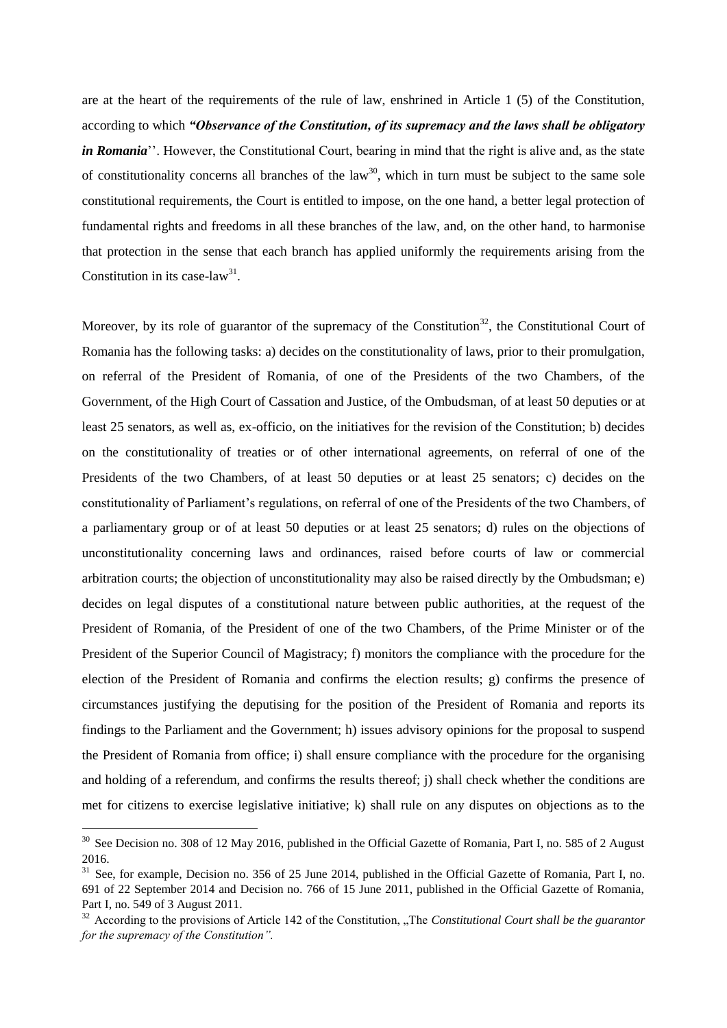are at the heart of the requirements of the rule of law, enshrined in Article 1 (5) of the Constitution, according to which ***"Observance of the Constitution, of its supremacy and the laws shall be obligatory in Romania***''. However, the Constitutional Court, bearing in mind that the right is alive and, as the state of constitutionality concerns all branches of the law[30], which in turn must be subject to the same sole constitutional requirements, the Court is entitled to impose, on the one hand, a better legal protection of fundamental rights and freedoms in all these branches of the law, and, on the other hand, to harmonise that protection in the sense that each branch has applied uniformly the requirements arising from the Constitution in its case-law[31].

Moreover, by its role of guarantor of the supremacy of the Constitution[32], the Constitutional Court of Romania has the following tasks: a) decides on the constitutionality of laws, prior to their promulgation, on referral of the President of Romania, of one of the Presidents of the two Chambers, of the Government, of the High Court of Cassation and Justice, of the Ombudsman, of at least 50 deputies or at least 25 senators, as well as, ex-officio, on the initiatives for the revision of the Constitution; b) decides on the constitutionality of treaties or of other international agreements, on referral of one of the Presidents of the two Chambers, of at least 50 deputies or at least 25 senators; c) decides on the constitutionality of Parliament's regulations, on referral of one of the Presidents of the two Chambers, of a parliamentary group or of at least 50 deputies or at least 25 senators; d) rules on the objections of unconstitutionality concerning laws and ordinances, raised before courts of law or commercial arbitration courts; the objection of unconstitutionality may also be raised directly by the Ombudsman; e) decides on legal disputes of a constitutional nature between public authorities, at the request of the President of Romania, of the President of one of the two Chambers, of the Prime Minister or of the President of the Superior Council of Magistracy; f) monitors the compliance with the procedure for the election of the President of Romania and confirms the election results; g) confirms the presence of circumstances justifying the deputising for the position of the President of Romania and reports its findings to the Parliament and the Government; h) issues advisory opinions for the proposal to suspend the President of Romania from office; i) shall ensure compliance with the procedure for the organising and holding of a referendum, and confirms the results thereof; j) shall check whether the conditions are met for citizens to exercise legislative initiative; k) shall rule on any disputes on objections as to the

---

[30] See Decision no. 308 of 12 May 2016, published in the Official Gazette of Romania, Part I, no. 585 of 2 August 2016.

[31] See, for example, Decision no. 356 of 25 June 2014, published in the Official Gazette of Romania, Part I, no. 691 of 22 September 2014 and Decision no. 766 of 15 June 2011, published in the Official Gazette of Romania, Part I, no. 549 of 3 August 2011.

[32] According to the provisions of Article 142 of the Constitution, „The *Constitutional Court shall be the guarantor for the supremacy of the Constitution".*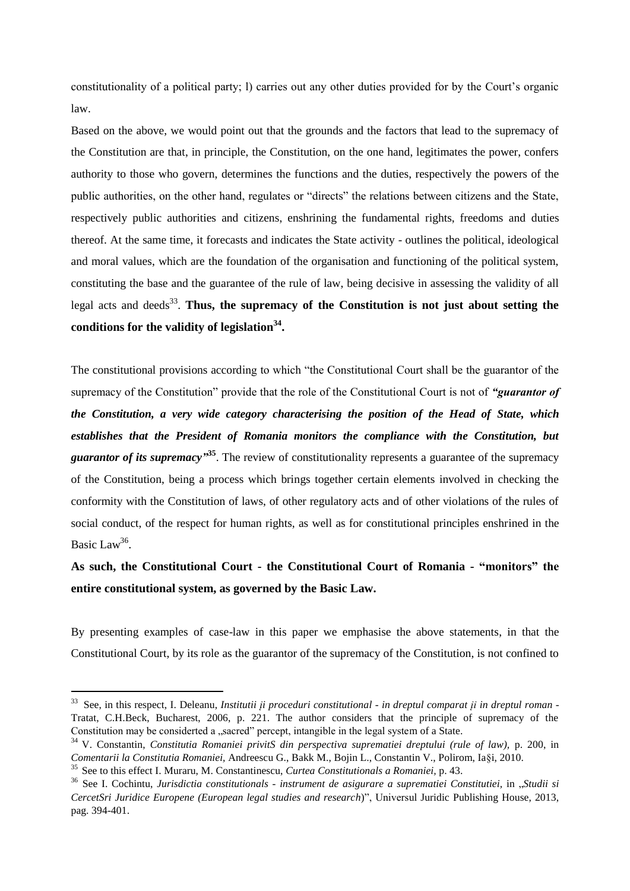constitutionality of a political party; l) carries out any other duties provided for by the Court's organic law.

Based on the above, we would point out that the grounds and the factors that lead to the supremacy of the Constitution are that, in principle, the Constitution, on the one hand, legitimates the power, confers authority to those who govern, determines the functions and the duties, respectively the powers of the public authorities, on the other hand, regulates or "directs" the relations between citizens and the State, respectively public authorities and citizens, enshrining the fundamental rights, freedoms and duties thereof. At the same time, it forecasts and indicates the State activity - outlines the political, ideological and moral values, which are the foundation of the organisation and functioning of the political system, constituting the base and the guarantee of the rule of law, being decisive in assessing the validity of all legal acts and deeds[33]. **Thus, the supremacy of the Constitution is not just about setting the conditions for the validity of legislation[34].**

The constitutional provisions according to which "the Constitutional Court shall be the guarantor of the supremacy of the Constitution" provide that the role of the Constitutional Court is not of ***"guarantor of the Constitution, a very wide category characterising the position of the Head of State, which establishes that the President of Romania monitors the compliance with the Constitution, but guarantor of its supremacy"***[35]. The review of constitutionality represents a guarantee of the supremacy of the Constitution, being a process which brings together certain elements involved in checking the conformity with the Constitution of laws, of other regulatory acts and of other violations of the rules of social conduct, of the respect for human rights, as well as for constitutional principles enshrined in the Basic Law[36].

**As such, the Constitutional Court - the Constitutional Court of Romania - "monitors" the entire constitutional system, as governed by the Basic Law.**

By presenting examples of case-law in this paper we emphasise the above statements, in that the Constitutional Court, by its role as the guarantor of the supremacy of the Constitution, is not confined to

---

[33] See, in this respect, I. Deleanu, *Institutii și proceduri constitutional - in dreptul comparat și in dreptul roman* - Tratat, C.H.Beck, Bucharest, 2006, p. 221. The author considers that the principle of supremacy of the Constitution may be considerted a „sacred" percept, intangible in the legal system of a State.

[34] V. Constantin, *Constitutia Romaniei privitS din perspectiva suprematiei dreptului (rule of law),* p. 200, in *Comentarii la Constitutia Romaniei,* Andreescu G., Bakk M., Bojin L., Constantin V., Polirom, Ia§i, 2010.

[35] See to this effect I. Muraru, M. Constantinescu, *Curtea Constitutionals a Romaniei,* p. 43.

[36] See I. Cochintu, *Jurisdictia constitutionals - instrument de asigurare a suprematiei Constitutiei,* in „*Studii si CercetSri Juridice Europene (European legal studies and research*)", Universul Juridic Publishing House, 2013, pag. 394-401.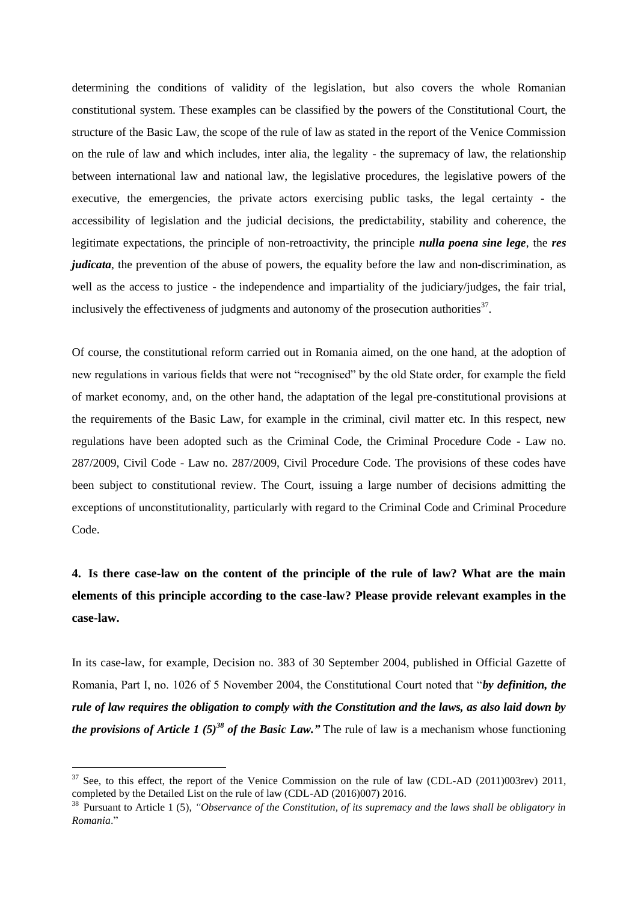determining the conditions of validity of the legislation, but also covers the whole Romanian constitutional system. These examples can be classified by the powers of the Constitutional Court, the structure of the Basic Law, the scope of the rule of law as stated in the report of the Venice Commission on the rule of law and which includes, inter alia, the legality - the supremacy of law, the relationship between international law and national law, the legislative procedures, the legislative powers of the executive, the emergencies, the private actors exercising public tasks, the legal certainty - the accessibility of legislation and the judicial decisions, the predictability, stability and coherence, the legitimate expectations, the principle of non-retroactivity, the principle ***nulla poena sine lege***, the ***res judicata***, the prevention of the abuse of powers, the equality before the law and non-discrimination, as well as the access to justice - the independence and impartiality of the judiciary/judges, the fair trial, inclusively the effectiveness of judgments and autonomy of the prosecution authorities[37].

Of course, the constitutional reform carried out in Romania aimed, on the one hand, at the adoption of new regulations in various fields that were not "recognised" by the old State order, for example the field of market economy, and, on the other hand, the adaptation of the legal pre-constitutional provisions at the requirements of the Basic Law, for example in the criminal, civil matter etc. In this respect, new regulations have been adopted such as the Criminal Code, the Criminal Procedure Code - Law no. 287/2009, Civil Code - Law no. 287/2009, Civil Procedure Code. The provisions of these codes have been subject to constitutional review. The Court, issuing a large number of decisions admitting the exceptions of unconstitutionality, particularly with regard to the Criminal Code and Criminal Procedure Code.

## 4. Is there case-law on the content of the principle of the rule of law? What are the main elements of this principle according to the case-law? Please provide relevant examples in the case-law.

In its case-law, for example, Decision no. 383 of 30 September 2004, published in Official Gazette of Romania, Part I, no. 1026 of 5 November 2004, the Constitutional Court noted that "***by definition, the rule of law requires the obligation to comply with the Constitution and the laws, as also laid down by the provisions of Article 1 (5)[38] of the Basic Law.***" The rule of law is a mechanism whose functioning

---

[37] See, to this effect, the report of the Venice Commission on the rule of law (CDL-AD (2011)003rev) 2011, completed by the Detailed List on the rule of law (CDL-AD (2016)007) 2016.

[38] Pursuant to Article 1 (5), *"Observance of the Constitution, of its supremacy and the laws shall be obligatory in Romania*."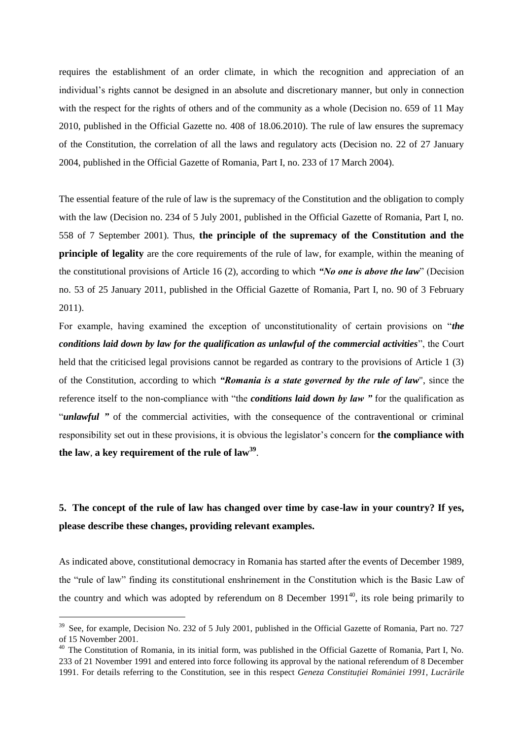requires the establishment of an order climate, in which the recognition and appreciation of an individual's rights cannot be designed in an absolute and discretionary manner, but only in connection with the respect for the rights of others and of the community as a whole (Decision no. 659 of 11 May 2010, published in the Official Gazette no. 408 of 18.06.2010). The rule of law ensures the supremacy of the Constitution, the correlation of all the laws and regulatory acts (Decision no. 22 of 27 January 2004, published in the Official Gazette of Romania, Part I, no. 233 of 17 March 2004).

The essential feature of the rule of law is the supremacy of the Constitution and the obligation to comply with the law (Decision no. 234 of 5 July 2001, published in the Official Gazette of Romania, Part I, no. 558 of 7 September 2001). Thus, **the principle of the supremacy of the Constitution and the principle of legality** are the core requirements of the rule of law, for example, within the meaning of the constitutional provisions of Article 16 (2), according to which ***"No one is above the law***" (Decision no. 53 of 25 January 2011, published in the Official Gazette of Romania, Part I, no. 90 of 3 February 2011).

For example, having examined the exception of unconstitutionality of certain provisions on "***the conditions laid down by law for the qualification as unlawful of the commercial activities***", the Court held that the criticised legal provisions cannot be regarded as contrary to the provisions of Article 1 (3) of the Constitution, according to which ***"Romania is a state governed by the rule of law***", since the reference itself to the non-compliance with "the ***conditions laid down by law "*** for the qualification as "***unlawful "*** of the commercial activities, with the consequence of the contraventional or criminal responsibility set out in these provisions, it is obvious the legislator's concern for **the compliance with the law**, **a key requirement of the rule of law**[39].

## 5. The concept of the rule of law has changed over time by case-law in your country? If yes, please describe these changes, providing relevant examples.

As indicated above, constitutional democracy in Romania has started after the events of December 1989, the "rule of law" finding its constitutional enshrinement in the Constitution which is the Basic Law of the country and which was adopted by referendum on 8 December 1991[40], its role being primarily to

---

[39] See, for example, Decision No. 232 of 5 July 2001, published in the Official Gazette of Romania, Part no. 727 of 15 November 2001.

[40] The Constitution of Romania, in its initial form, was published in the Official Gazette of Romania, Part I, No. 233 of 21 November 1991 and entered into force following its approval by the national referendum of 8 December 1991. For details referring to the Constitution, see in this respect *Geneza Constituției României 1991, Lucrările*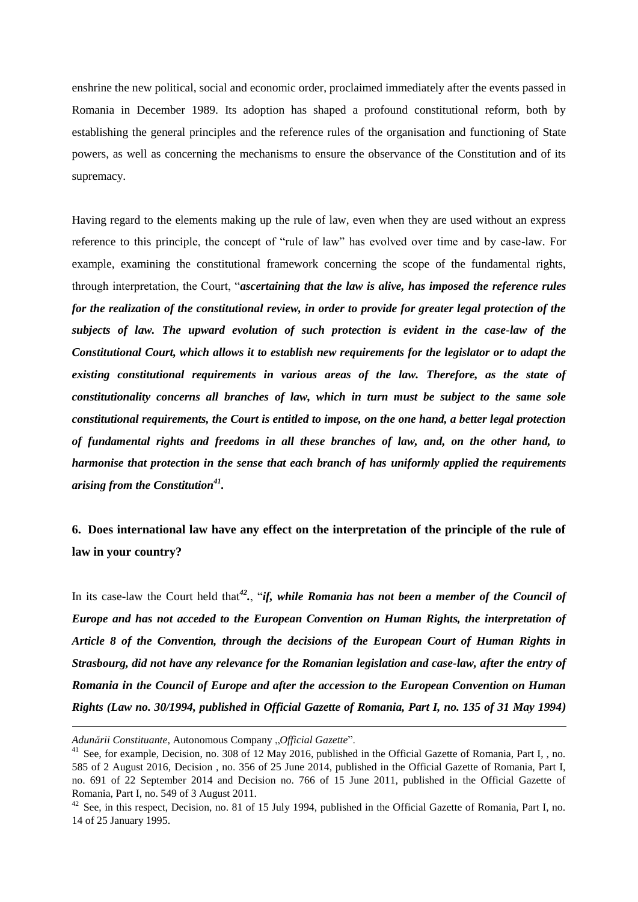enshrine the new political, social and economic order, proclaimed immediately after the events passed in Romania in December 1989. Its adoption has shaped a profound constitutional reform, both by establishing the general principles and the reference rules of the organisation and functioning of State powers, as well as concerning the mechanisms to ensure the observance of the Constitution and of its supremacy.

Having regard to the elements making up the rule of law, even when they are used without an express reference to this principle, the concept of "rule of law" has evolved over time and by case-law. For example, examining the constitutional framework concerning the scope of the fundamental rights, through interpretation, the Court, "***ascertaining that the law is alive, has imposed the reference rules for the realization of the constitutional review, in order to provide for greater legal protection of the subjects of law. The upward evolution of such protection is evident in the case-law of the Constitutional Court, which allows it to establish new requirements for the legislator or to adapt the existing constitutional requirements in various areas of the law. Therefore, as the state of constitutionality concerns all branches of law, which in turn must be subject to the same sole constitutional requirements, the Court is entitled to impose, on the one hand, a better legal protection of fundamental rights and freedoms in all these branches of law, and, on the other hand, to harmonise that protection in the sense that each branch of has uniformly applied the requirements arising from the Constitution[41].***

**6. Does international law have any effect on the interpretation of the principle of the rule of law in your country?**

In its case-law the Court held that[42]., "***if, while Romania has not been a member of the Council of Europe and has not acceded to the European Convention on Human Rights, the interpretation of Article 8 of the Convention, through the decisions of the European Court of Human Rights in Strasbourg, did not have any relevance for the Romanian legislation and case-law, after the entry of Romania in the Council of Europe and after the accession to the European Convention on Human Rights (Law no. 30/1994, published in Official Gazette of Romania, Part I, no. 135 of 31 May 1994)***

---

*Adunării Constituante*, Autonomous Company „*Official Gazette*".

[41] See, for example, Decision, no. 308 of 12 May 2016, published in the Official Gazette of Romania, Part I, , no. 585 of 2 August 2016, Decision , no. 356 of 25 June 2014, published in the Official Gazette of Romania, Part I, no. 691 of 22 September 2014 and Decision no. 766 of 15 June 2011, published in the Official Gazette of Romania, Part I, no. 549 of 3 August 2011.

[42] See, in this respect, Decision, no. 81 of 15 July 1994, published in the Official Gazette of Romania, Part I, no. 14 of 25 January 1995.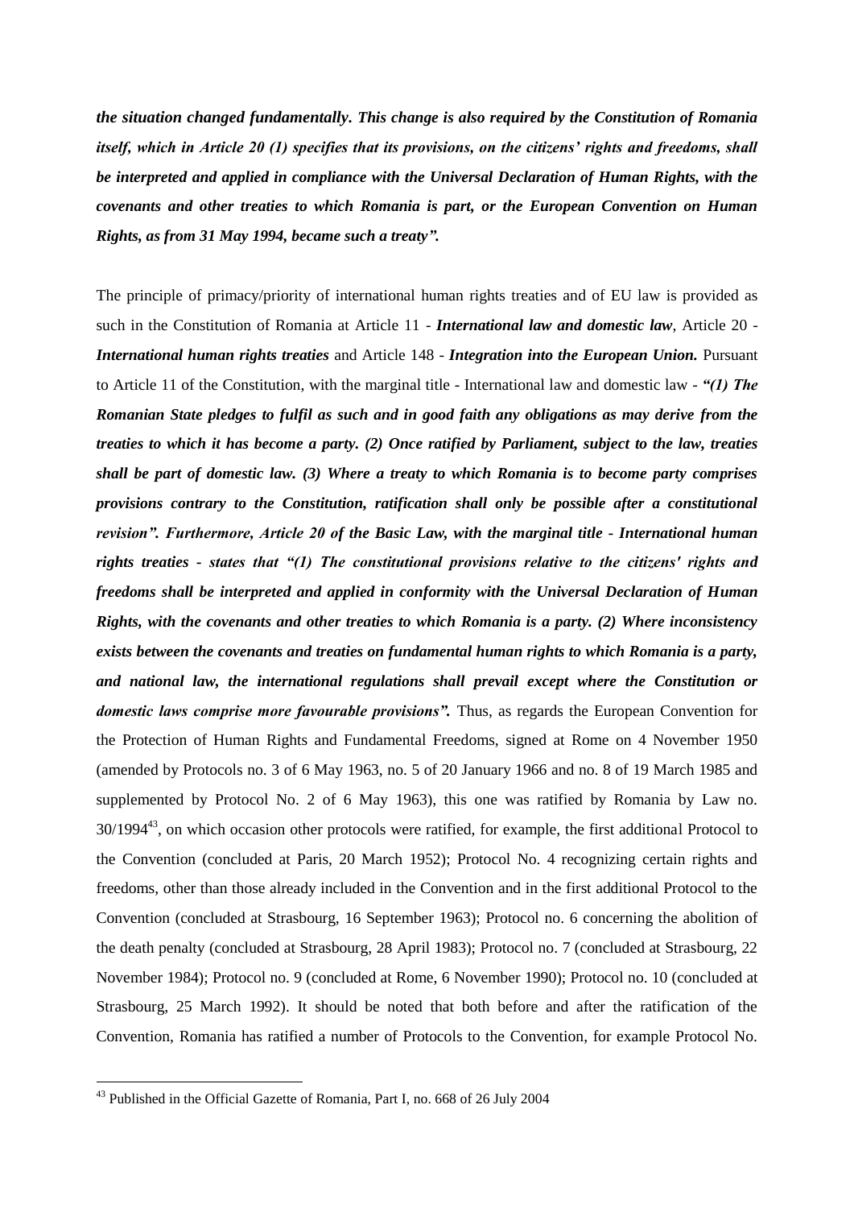***the situation changed fundamentally. This change is also required by the Constitution of Romania itself, which in Article 20 (1) specifies that its provisions, on the citizens' rights and freedoms, shall be interpreted and applied in compliance with the Universal Declaration of Human Rights, with the covenants and other treaties to which Romania is part, or the European Convention on Human Rights, as from 31 May 1994, became such a treaty".***

The principle of primacy/priority of international human rights treaties and of EU law is provided as such in the Constitution of Romania at Article 11 - ***International law and domestic law***, Article 20 - ***International human rights treaties*** and Article 148 - ***Integration into the European Union.*** Pursuant to Article 11 of the Constitution, with the marginal title - International law and domestic law - ***"(1) The Romanian State pledges to fulfil as such and in good faith any obligations as may derive from the treaties to which it has become a party. (2) Once ratified by Parliament, subject to the law, treaties shall be part of domestic law. (3) Where a treaty to which Romania is to become party comprises provisions contrary to the Constitution, ratification shall only be possible after a constitutional revision". Furthermore, Article 20 of the Basic Law, with the marginal title - International human rights treaties - states that "(1) The constitutional provisions relative to the citizens' rights and freedoms shall be interpreted and applied in conformity with the Universal Declaration of Human Rights, with the covenants and other treaties to which Romania is a party. (2) Where inconsistency exists between the covenants and treaties on fundamental human rights to which Romania is a party, and national law, the international regulations shall prevail except where the Constitution or domestic laws comprise more favourable provisions".*** Thus, as regards the European Convention for the Protection of Human Rights and Fundamental Freedoms, signed at Rome on 4 November 1950 (amended by Protocols no. 3 of 6 May 1963, no. 5 of 20 January 1966 and no. 8 of 19 March 1985 and supplemented by Protocol No. 2 of 6 May 1963), this one was ratified by Romania by Law no. 30/1994[43], on which occasion other protocols were ratified, for example, the first additional Protocol to the Convention (concluded at Paris, 20 March 1952); Protocol No. 4 recognizing certain rights and freedoms, other than those already included in the Convention and in the first additional Protocol to the Convention (concluded at Strasbourg, 16 September 1963); Protocol no. 6 concerning the abolition of the death penalty (concluded at Strasbourg, 28 April 1983); Protocol no. 7 (concluded at Strasbourg, 22 November 1984); Protocol no. 9 (concluded at Rome, 6 November 1990); Protocol no. 10 (concluded at Strasbourg, 25 March 1992). It should be noted that both before and after the ratification of the Convention, Romania has ratified a number of Protocols to the Convention, for example Protocol No.

[43] Published in the Official Gazette of Romania, Part I, no. 668 of 26 July 2004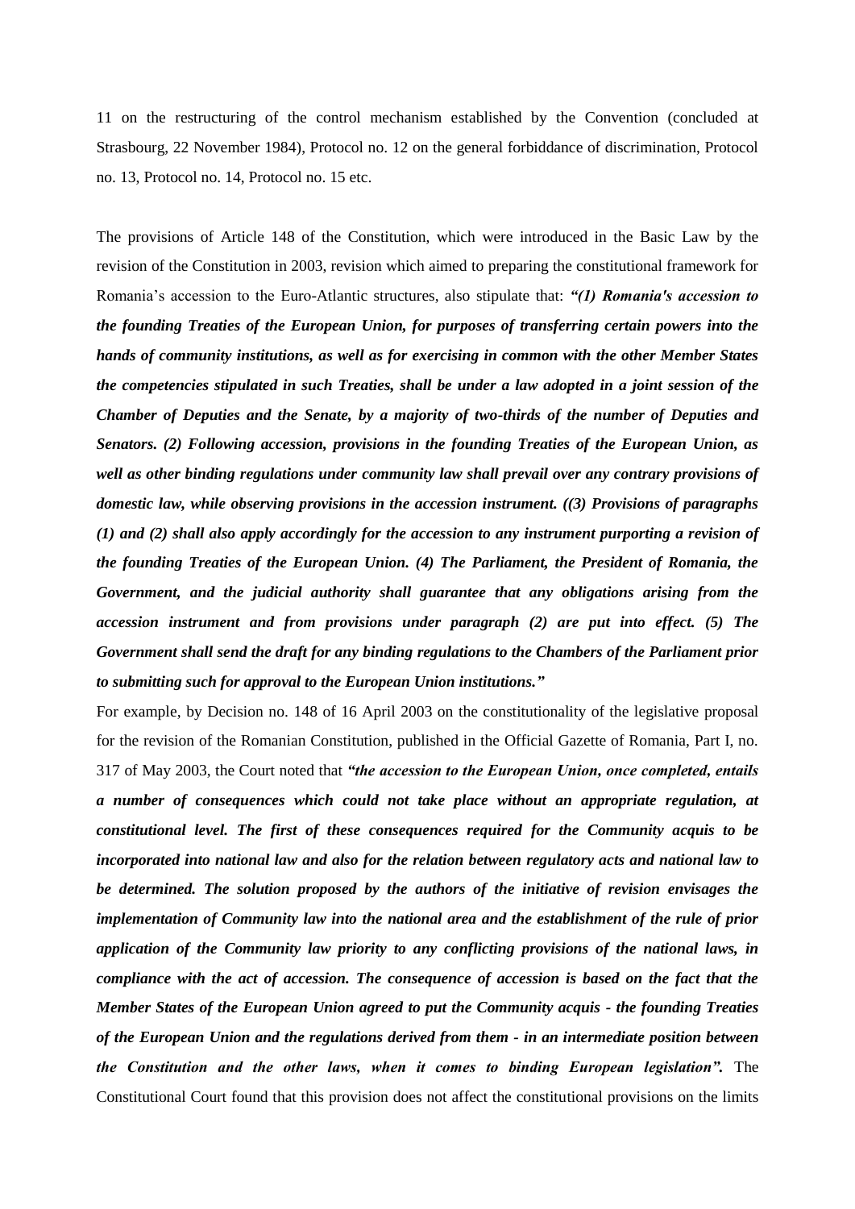11 on the restructuring of the control mechanism established by the Convention (concluded at Strasbourg, 22 November 1984), Protocol no. 12 on the general forbiddance of discrimination, Protocol no. 13, Protocol no. 14, Protocol no. 15 etc.

The provisions of Article 148 of the Constitution, which were introduced in the Basic Law by the revision of the Constitution in 2003, revision which aimed to preparing the constitutional framework for Romania's accession to the Euro-Atlantic structures, also stipulate that: ***"(1) Romania's accession to the founding Treaties of the European Union, for purposes of transferring certain powers into the hands of community institutions, as well as for exercising in common with the other Member States the competencies stipulated in such Treaties, shall be under a law adopted in a joint session of the Chamber of Deputies and the Senate, by a majority of two-thirds of the number of Deputies and Senators. (2) Following accession, provisions in the founding Treaties of the European Union, as well as other binding regulations under community law shall prevail over any contrary provisions of domestic law, while observing provisions in the accession instrument. ((3) Provisions of paragraphs (1) and (2) shall also apply accordingly for the accession to any instrument purporting a revision of the founding Treaties of the European Union. (4) The Parliament, the President of Romania, the Government, and the judicial authority shall guarantee that any obligations arising from the accession instrument and from provisions under paragraph (2) are put into effect. (5) The Government shall send the draft for any binding regulations to the Chambers of the Parliament prior to submitting such for approval to the European Union institutions."***

For example, by Decision no. 148 of 16 April 2003 on the constitutionality of the legislative proposal for the revision of the Romanian Constitution, published in the Official Gazette of Romania, Part I, no. 317 of May 2003, the Court noted that ***"the accession to the European Union, once completed, entails a number of consequences which could not take place without an appropriate regulation, at constitutional level. The first of these consequences required for the Community acquis to be incorporated into national law and also for the relation between regulatory acts and national law to be determined. The solution proposed by the authors of the initiative of revision envisages the implementation of Community law into the national area and the establishment of the rule of prior application of the Community law priority to any conflicting provisions of the national laws, in compliance with the act of accession. The consequence of accession is based on the fact that the Member States of the European Union agreed to put the Community acquis - the founding Treaties of the European Union and the regulations derived from them - in an intermediate position between the Constitution and the other laws, when it comes to binding European legislation".*** The Constitutional Court found that this provision does not affect the constitutional provisions on the limits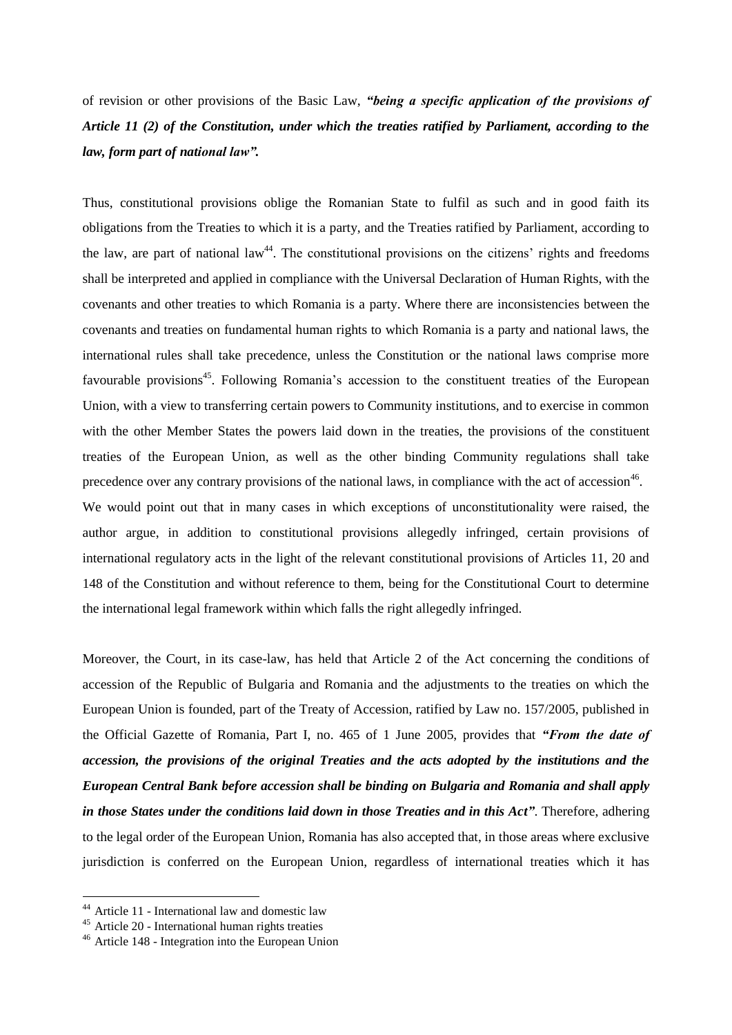of revision or other provisions of the Basic Law, ***"being a specific application of the provisions of Article 11 (2) of the Constitution, under which the treaties ratified by Parliament, according to the law, form part of national law".***

Thus, constitutional provisions oblige the Romanian State to fulfil as such and in good faith its obligations from the Treaties to which it is a party, and the Treaties ratified by Parliament, according to the law, are part of national law[44]. The constitutional provisions on the citizens' rights and freedoms shall be interpreted and applied in compliance with the Universal Declaration of Human Rights, with the covenants and other treaties to which Romania is a party. Where there are inconsistencies between the covenants and treaties on fundamental human rights to which Romania is a party and national laws, the international rules shall take precedence, unless the Constitution or the national laws comprise more favourable provisions[45]. Following Romania's accession to the constituent treaties of the European Union, with a view to transferring certain powers to Community institutions, and to exercise in common with the other Member States the powers laid down in the treaties, the provisions of the constituent treaties of the European Union, as well as the other binding Community regulations shall take precedence over any contrary provisions of the national laws, in compliance with the act of accession[46].
We would point out that in many cases in which exceptions of unconstitutionality were raised, the author argue, in addition to constitutional provisions allegedly infringed, certain provisions of international regulatory acts in the light of the relevant constitutional provisions of Articles 11, 20 and 148 of the Constitution and without reference to them, being for the Constitutional Court to determine the international legal framework within which falls the right allegedly infringed.

Moreover, the Court, in its case-law, has held that Article 2 of the Act concerning the conditions of accession of the Republic of Bulgaria and Romania and the adjustments to the treaties on which the European Union is founded, part of the Treaty of Accession, ratified by Law no. 157/2005, published in the Official Gazette of Romania, Part I, no. 465 of 1 June 2005, provides that ***"From the date of accession, the provisions of the original Treaties and the acts adopted by the institutions and the European Central Bank before accession shall be binding on Bulgaria and Romania and shall apply in those States under the conditions laid down in those Treaties and in this Act"***. Therefore, adhering to the legal order of the European Union, Romania has also accepted that, in those areas where exclusive jurisdiction is conferred on the European Union, regardless of international treaties which it has

[44] Article 11 - International law and domestic law
[45] Article 20 - International human rights treaties
[46] Article 148 - Integration into the European Union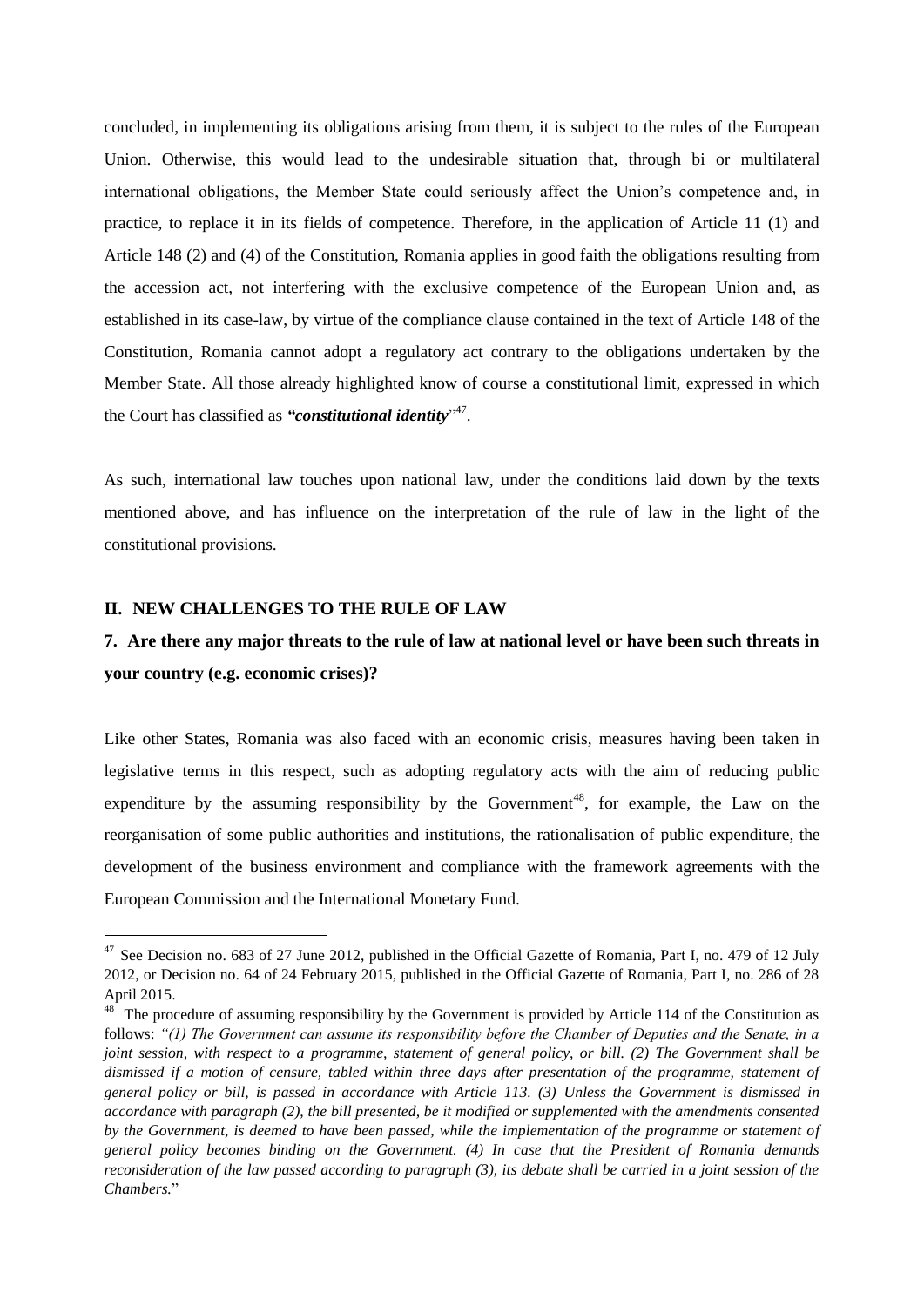concluded, in implementing its obligations arising from them, it is subject to the rules of the European Union. Otherwise, this would lead to the undesirable situation that, through bi or multilateral international obligations, the Member State could seriously affect the Union's competence and, in practice, to replace it in its fields of competence. Therefore, in the application of Article 11 (1) and Article 148 (2) and (4) of the Constitution, Romania applies in good faith the obligations resulting from the accession act, not interfering with the exclusive competence of the European Union and, as established in its case-law, by virtue of the compliance clause contained in the text of Article 148 of the Constitution, Romania cannot adopt a regulatory act contrary to the obligations undertaken by the Member State. All those already highlighted know of course a constitutional limit, expressed in which the Court has classified as ***"constitutional identity***"[47].

As such, international law touches upon national law, under the conditions laid down by the texts mentioned above, and has influence on the interpretation of the rule of law in the light of the constitutional provisions.

## II. NEW CHALLENGES TO THE RULE OF LAW

### 7. Are there any major threats to the rule of law at national level or have been such threats in your country (e.g. economic crises)?

Like other States, Romania was also faced with an economic crisis, measures having been taken in legislative terms in this respect, such as adopting regulatory acts with the aim of reducing public expenditure by the assuming responsibility by the Government[48], for example, the Law on the reorganisation of some public authorities and institutions, the rationalisation of public expenditure, the development of the business environment and compliance with the framework agreements with the European Commission and the International Monetary Fund.

---

[47] See Decision no. 683 of 27 June 2012, published in the Official Gazette of Romania, Part I, no. 479 of 12 July 2012, or Decision no. 64 of 24 February 2015, published in the Official Gazette of Romania, Part I, no. 286 of 28 April 2015.

[48] The procedure of assuming responsibility by the Government is provided by Article 114 of the Constitution as follows: *"(1) The Government can assume its responsibility before the Chamber of Deputies and the Senate, in a joint session, with respect to a programme, statement of general policy, or bill. (2) The Government shall be dismissed if a motion of censure, tabled within three days after presentation of the programme, statement of general policy or bill, is passed in accordance with Article 113. (3) Unless the Government is dismissed in accordance with paragraph (2), the bill presented, be it modified or supplemented with the amendments consented by the Government, is deemed to have been passed, while the implementation of the programme or statement of general policy becomes binding on the Government. (4) In case that the President of Romania demands reconsideration of the law passed according to paragraph (3), its debate shall be carried in a joint session of the Chambers.*"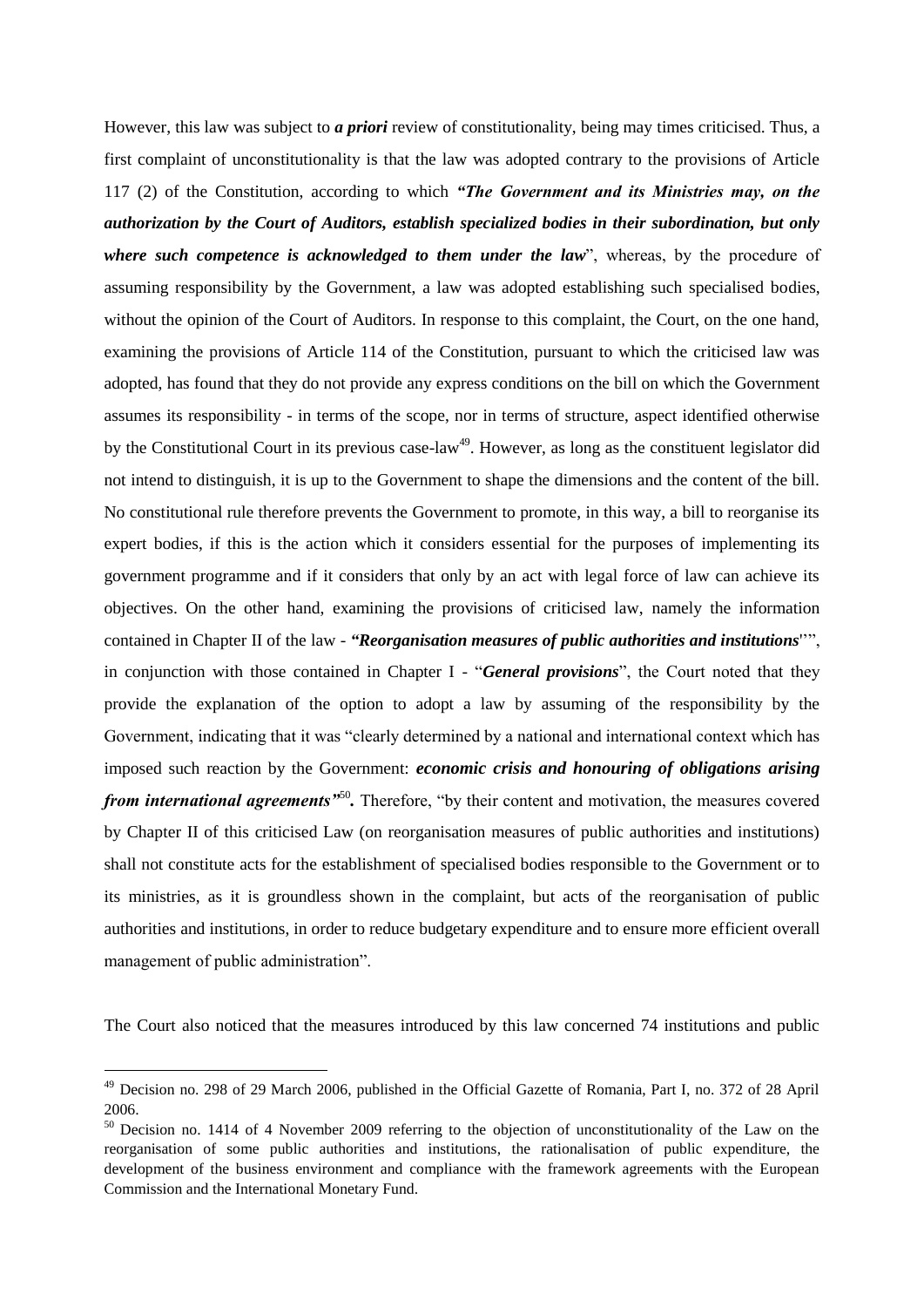However, this law was subject to ***a priori*** review of constitutionality, being may times criticised. Thus, a first complaint of unconstitutionality is that the law was adopted contrary to the provisions of Article 117 (2) of the Constitution, according to which ***"The Government and its Ministries may, on the authorization by the Court of Auditors, establish specialized bodies in their subordination, but only where such competence is acknowledged to them under the law***", whereas, by the procedure of assuming responsibility by the Government, a law was adopted establishing such specialised bodies, without the opinion of the Court of Auditors. In response to this complaint, the Court, on the one hand, examining the provisions of Article 114 of the Constitution, pursuant to which the criticised law was adopted, has found that they do not provide any express conditions on the bill on which the Government assumes its responsibility - in terms of the scope, nor in terms of structure, aspect identified otherwise by the Constitutional Court in its previous case-law[49]. However, as long as the constituent legislator did not intend to distinguish, it is up to the Government to shape the dimensions and the content of the bill. No constitutional rule therefore prevents the Government to promote, in this way, a bill to reorganise its expert bodies, if this is the action which it considers essential for the purposes of implementing its government programme and if it considers that only by an act with legal force of law can achieve its objectives. On the other hand, examining the provisions of criticised law, namely the information contained in Chapter II of the law - ***"Reorganisation measures of public authorities and institutions***''", in conjunction with those contained in Chapter I - "***General provisions***", the Court noted that they provide the explanation of the option to adopt a law by assuming of the responsibility by the Government, indicating that it was "clearly determined by a national and international context which has imposed such reaction by the Government: ***economic crisis and honouring of obligations arising from international agreements"***[50]**.** Therefore, "by their content and motivation, the measures covered by Chapter II of this criticised Law (on reorganisation measures of public authorities and institutions) shall not constitute acts for the establishment of specialised bodies responsible to the Government or to its ministries, as it is groundless shown in the complaint, but acts of the reorganisation of public authorities and institutions, in order to reduce budgetary expenditure and to ensure more efficient overall management of public administration".

The Court also noticed that the measures introduced by this law concerned 74 institutions and public

---

[49] Decision no. 298 of 29 March 2006, published in the Official Gazette of Romania, Part I, no. 372 of 28 April 2006.

[50] Decision no. 1414 of 4 November 2009 referring to the objection of unconstitutionality of the Law on the reorganisation of some public authorities and institutions, the rationalisation of public expenditure, the development of the business environment and compliance with the framework agreements with the European Commission and the International Monetary Fund.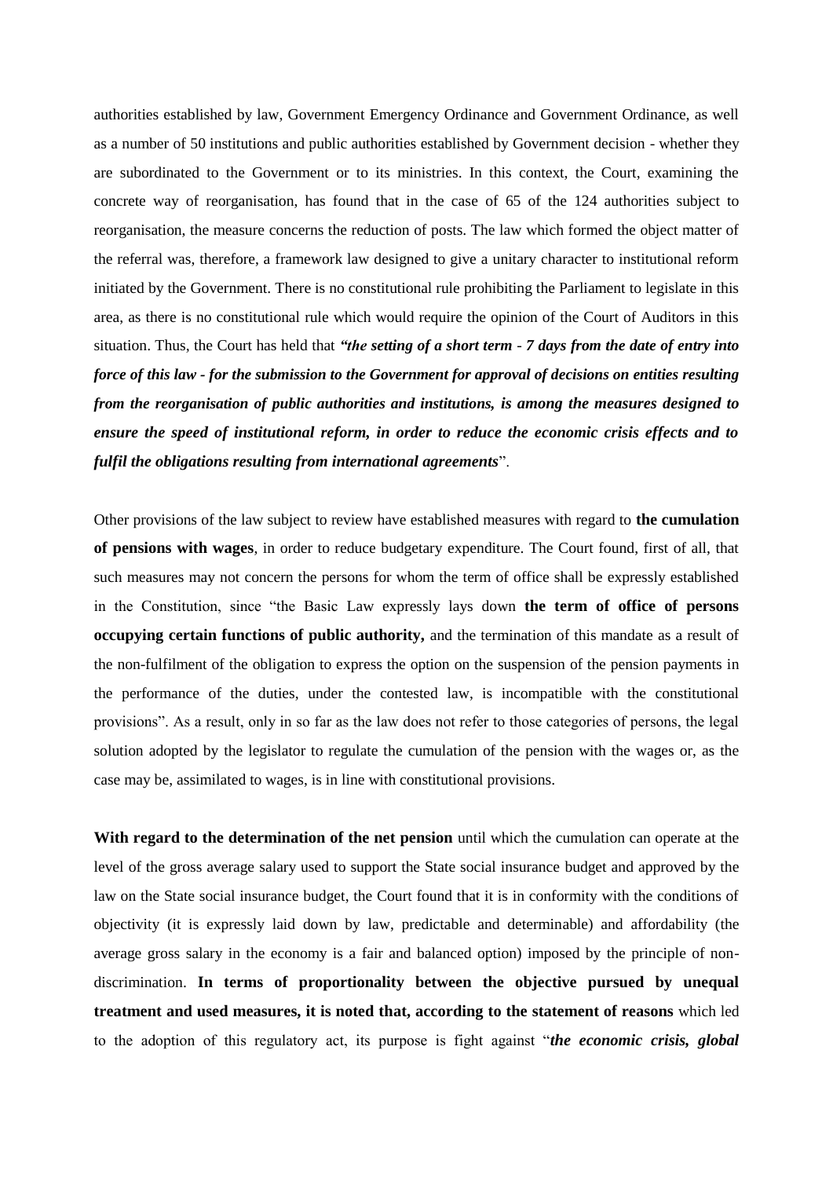authorities established by law, Government Emergency Ordinance and Government Ordinance, as well as a number of 50 institutions and public authorities established by Government decision - whether they are subordinated to the Government or to its ministries. In this context, the Court, examining the concrete way of reorganisation, has found that in the case of 65 of the 124 authorities subject to reorganisation, the measure concerns the reduction of posts. The law which formed the object matter of the referral was, therefore, a framework law designed to give a unitary character to institutional reform initiated by the Government. There is no constitutional rule prohibiting the Parliament to legislate in this area, as there is no constitutional rule which would require the opinion of the Court of Auditors in this situation. Thus, the Court has held that ***"the setting of a short term - 7 days from the date of entry into force of this law - for the submission to the Government for approval of decisions on entities resulting from the reorganisation of public authorities and institutions, is among the measures designed to ensure the speed of institutional reform, in order to reduce the economic crisis effects and to fulfil the obligations resulting from international agreements***".

Other provisions of the law subject to review have established measures with regard to **the cumulation of pensions with wages**, in order to reduce budgetary expenditure. The Court found, first of all, that such measures may not concern the persons for whom the term of office shall be expressly established in the Constitution, since "the Basic Law expressly lays down **the term of office of persons occupying certain functions of public authority,** and the termination of this mandate as a result of the non-fulfilment of the obligation to express the option on the suspension of the pension payments in the performance of the duties, under the contested law, is incompatible with the constitutional provisions". As a result, only in so far as the law does not refer to those categories of persons, the legal solution adopted by the legislator to regulate the cumulation of the pension with the wages or, as the case may be, assimilated to wages, is in line with constitutional provisions.

**With regard to the determination of the net pension** until which the cumulation can operate at the level of the gross average salary used to support the State social insurance budget and approved by the law on the State social insurance budget, the Court found that it is in conformity with the conditions of objectivity (it is expressly laid down by law, predictable and determinable) and affordability (the average gross salary in the economy is a fair and balanced option) imposed by the principle of non-discrimination. **In terms of proportionality between the objective pursued by unequal treatment and used measures, it is noted that, according to the statement of reasons** which led to the adoption of this regulatory act, its purpose is fight against "***the economic crisis, global***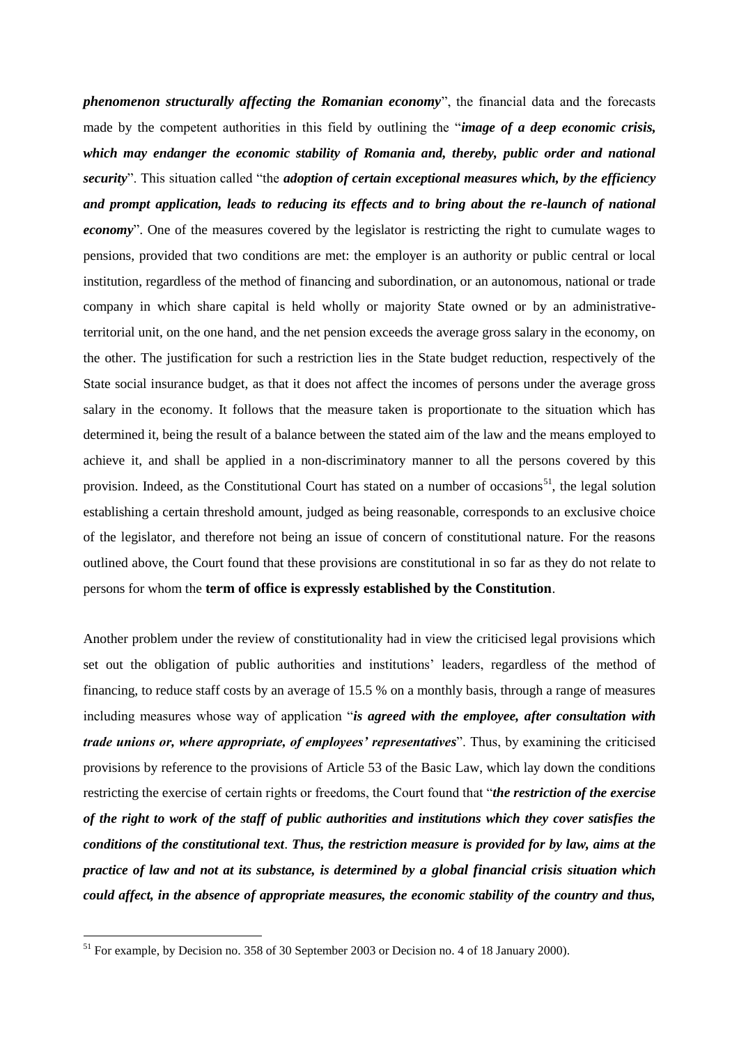***phenomenon structurally affecting the Romanian economy***", the financial data and the forecasts made by the competent authorities in this field by outlining the "***image of a deep economic crisis, which may endanger the economic stability of Romania and, thereby, public order and national security***". This situation called "the ***adoption of certain exceptional measures which, by the efficiency and prompt application, leads to reducing its effects and to bring about the re-launch of national economy***". One of the measures covered by the legislator is restricting the right to cumulate wages to pensions, provided that two conditions are met: the employer is an authority or public central or local institution, regardless of the method of financing and subordination, or an autonomous, national or trade company in which share capital is held wholly or majority State owned or by an administrative-territorial unit, on the one hand, and the net pension exceeds the average gross salary in the economy, on the other. The justification for such a restriction lies in the State budget reduction, respectively of the State social insurance budget, as that it does not affect the incomes of persons under the average gross salary in the economy. It follows that the measure taken is proportionate to the situation which has determined it, being the result of a balance between the stated aim of the law and the means employed to achieve it, and shall be applied in a non-discriminatory manner to all the persons covered by this provision. Indeed, as the Constitutional Court has stated on a number of occasions[51], the legal solution establishing a certain threshold amount, judged as being reasonable, corresponds to an exclusive choice of the legislator, and therefore not being an issue of concern of constitutional nature. For the reasons outlined above, the Court found that these provisions are constitutional in so far as they do not relate to persons for whom the **term of office is expressly established by the Constitution**.

Another problem under the review of constitutionality had in view the criticised legal provisions which set out the obligation of public authorities and institutions' leaders, regardless of the method of financing, to reduce staff costs by an average of 15.5 % on a monthly basis, through a range of measures including measures whose way of application "***is agreed with the employee, after consultation with trade unions or, where appropriate, of employees' representatives***". Thus, by examining the criticised provisions by reference to the provisions of Article 53 of the Basic Law, which lay down the conditions restricting the exercise of certain rights or freedoms, the Court found that "***the restriction of the exercise of the right to work of the staff of public authorities and institutions which they cover satisfies the conditions of the constitutional text*. *Thus, the restriction measure is provided for by law, aims at the practice of law and not at its substance, is determined by a global financial crisis situation which could affect, in the absence of appropriate measures, the economic stability of the country and thus,***

[51] For example, by Decision no. 358 of 30 September 2003 or Decision no. 4 of 18 January 2000).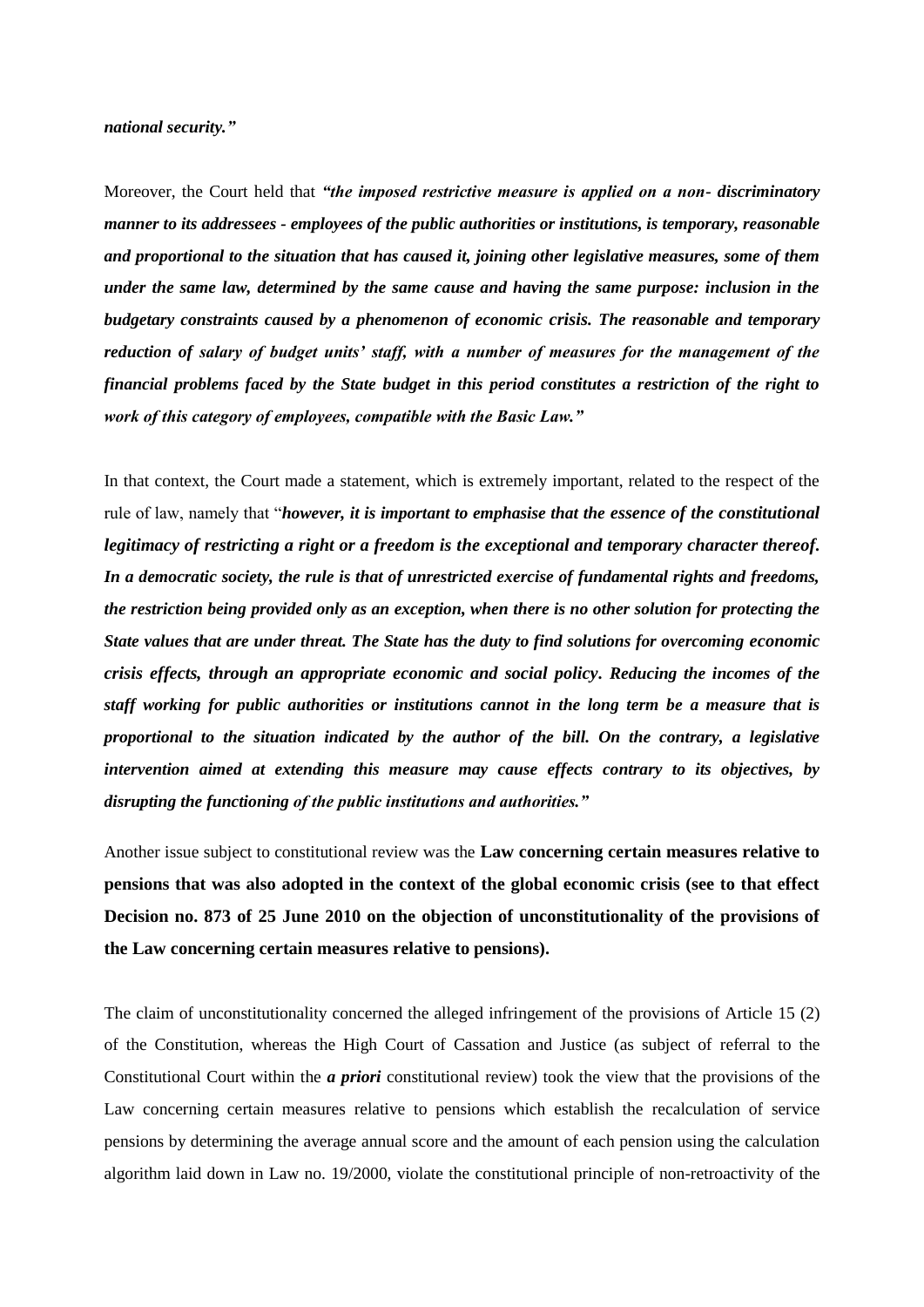***national security."***

Moreover, the Court held that ***"the imposed restrictive measure is applied on a non- discriminatory manner to its addressees - employees of the public authorities or institutions, is temporary, reasonable and proportional to the situation that has caused it, joining other legislative measures, some of them under the same law, determined by the same cause and having the same purpose: inclusion in the budgetary constraints caused by a phenomenon of economic crisis. The reasonable and temporary reduction of salary of budget units' staff, with a number of measures for the management of the financial problems faced by the State budget in this period constitutes a restriction of the right to work of this category of employees, compatible with the Basic Law."***

In that context, the Court made a statement, which is extremely important, related to the respect of the rule of law, namely that "***however, it is important to emphasise that the essence of the constitutional legitimacy of restricting a right or a freedom is the exceptional and temporary character thereof. In a democratic society, the rule is that of unrestricted exercise of fundamental rights and freedoms, the restriction being provided only as an exception, when there is no other solution for protecting the State values that are under threat. The State has the duty to find solutions for overcoming economic crisis effects, through an appropriate economic and social policy. Reducing the incomes of the staff working for public authorities or institutions cannot in the long term be a measure that is proportional to the situation indicated by the author of the bill. On the contrary, a legislative intervention aimed at extending this measure may cause effects contrary to its objectives, by disrupting the functioning of the public institutions and authorities."***

Another issue subject to constitutional review was the **Law concerning certain measures relative to pensions that was also adopted in the context of the global economic crisis (see to that effect Decision no. 873 of 25 June 2010 on the objection of unconstitutionality of the provisions of the Law concerning certain measures relative to pensions).**

The claim of unconstitutionality concerned the alleged infringement of the provisions of Article 15 (2) of the Constitution, whereas the High Court of Cassation and Justice (as subject of referral to the Constitutional Court within the ***a priori*** constitutional review) took the view that the provisions of the Law concerning certain measures relative to pensions which establish the recalculation of service pensions by determining the average annual score and the amount of each pension using the calculation algorithm laid down in Law no. 19/2000, violate the constitutional principle of non-retroactivity of the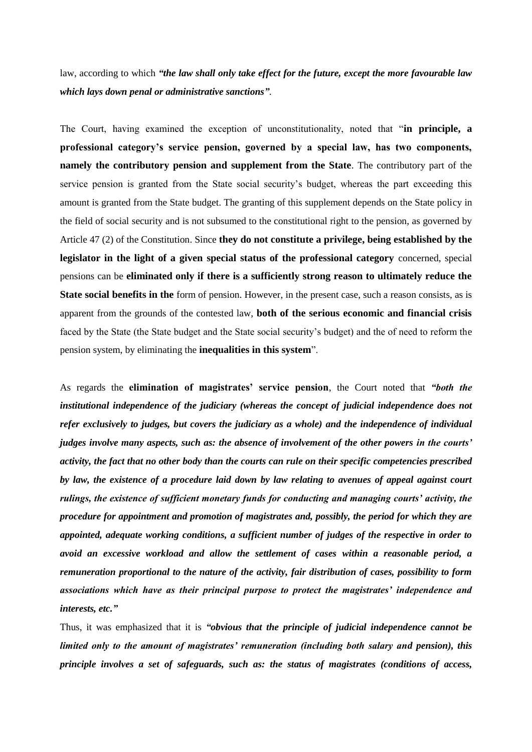law, according to which ***"the law shall only take effect for the future, except the more favourable law which lays down penal or administrative sanctions"***.

The Court, having examined the exception of unconstitutionality, noted that "**in principle, a professional category's service pension, governed by a special law, has two components, namely the contributory pension and supplement from the State**. The contributory part of the service pension is granted from the State social security's budget, whereas the part exceeding this amount is granted from the State budget. The granting of this supplement depends on the State policy in the field of social security and is not subsumed to the constitutional right to the pension, as governed by Article 47 (2) of the Constitution. Since **they do not constitute a privilege, being established by the legislator in the light of a given special status of the professional category** concerned, special pensions can be **eliminated only if there is a sufficiently strong reason to ultimately reduce the State social benefits in the** form of pension. However, in the present case, such a reason consists, as is apparent from the grounds of the contested law, **both of the serious economic and financial crisis** faced by the State (the State budget and the State social security's budget) and the of need to reform the pension system, by eliminating the **inequalities in this system**".

As regards the **elimination of magistrates' service pension**, the Court noted that ***"both the institutional independence of the judiciary (whereas the concept of judicial independence does not refer exclusively to judges, but covers the judiciary as a whole) and the independence of individual judges involve many aspects, such as: the absence of involvement of the other powers in the courts' activity, the fact that no other body than the courts can rule on their specific competencies prescribed by law, the existence of a procedure laid down by law relating to avenues of appeal against court rulings, the existence of sufficient monetary funds for conducting and managing courts' activity, the procedure for appointment and promotion of magistrates and, possibly, the period for which they are appointed, adequate working conditions, a sufficient number of judges of the respective in order to avoid an excessive workload and allow the settlement of cases within a reasonable period, a remuneration proportional to the nature of the activity, fair distribution of cases, possibility to form associations which have as their principal purpose to protect the magistrates' independence and interests, etc."***

Thus, it was emphasized that it is ***"obvious that the principle of judicial independence cannot be limited only to the amount of magistrates' remuneration (including both salary and pension), this principle involves a set of safeguards, such as: the status of magistrates (conditions of access,***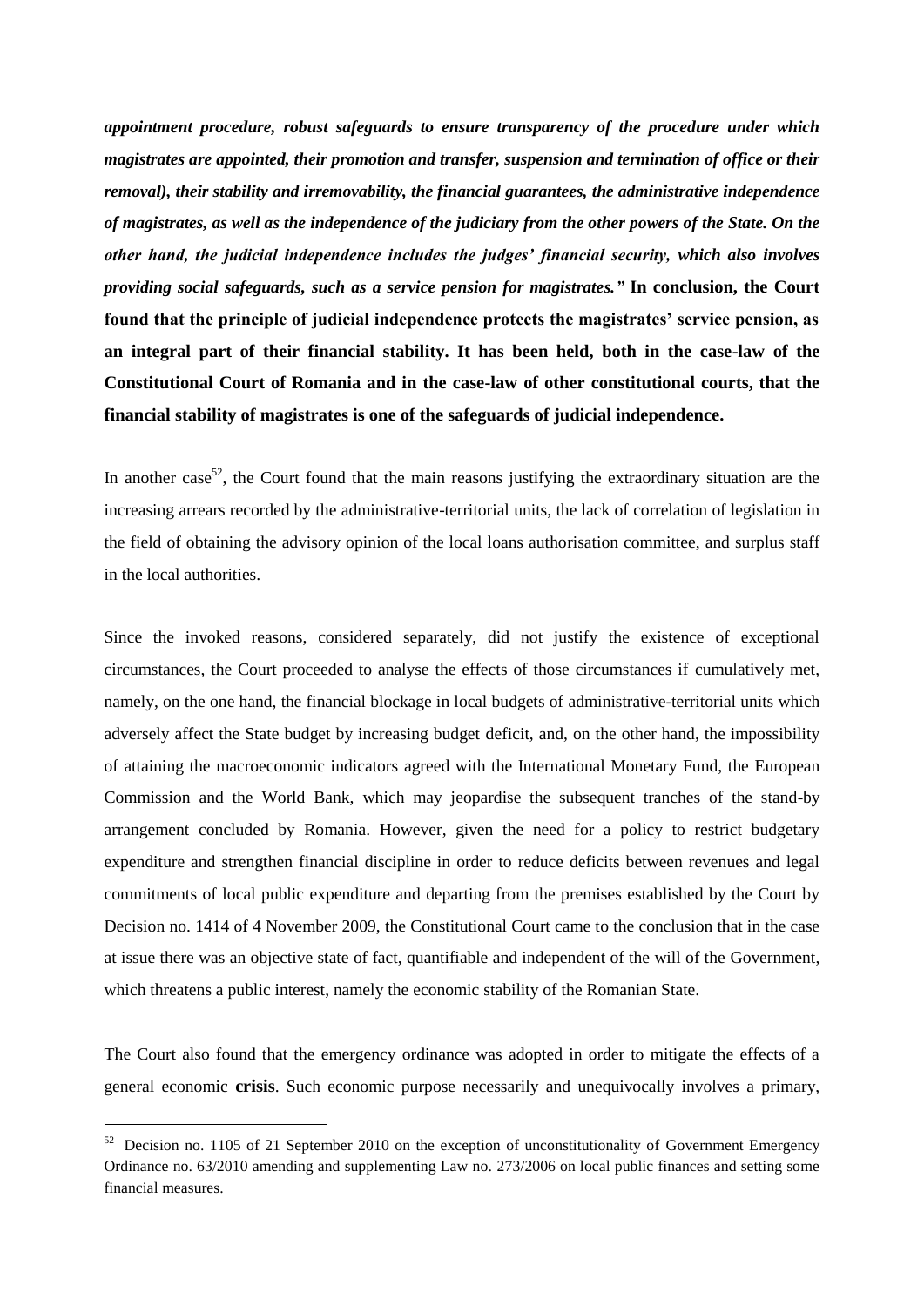***appointment procedure, robust safeguards to ensure transparency of the procedure under which magistrates are appointed, their promotion and transfer, suspension and termination of office or their removal), their stability and irremovability, the financial guarantees, the administrative independence of magistrates, as well as the independence of the judiciary from the other powers of the State. On the other hand, the judicial independence includes the judges' financial security, which also involves providing social safeguards, such as a service pension for magistrates."*** **In conclusion, the Court found that the principle of judicial independence protects the magistrates' service pension, as an integral part of their financial stability. It has been held, both in the case-law of the Constitutional Court of Romania and in the case-law of other constitutional courts, that the financial stability of magistrates is one of the safeguards of judicial independence.**

In another case[52], the Court found that the main reasons justifying the extraordinary situation are the increasing arrears recorded by the administrative-territorial units, the lack of correlation of legislation in the field of obtaining the advisory opinion of the local loans authorisation committee, and surplus staff in the local authorities.

Since the invoked reasons, considered separately, did not justify the existence of exceptional circumstances, the Court proceeded to analyse the effects of those circumstances if cumulatively met, namely, on the one hand, the financial blockage in local budgets of administrative-territorial units which adversely affect the State budget by increasing budget deficit, and, on the other hand, the impossibility of attaining the macroeconomic indicators agreed with the International Monetary Fund, the European Commission and the World Bank, which may jeopardise the subsequent tranches of the stand-by arrangement concluded by Romania. However, given the need for a policy to restrict budgetary expenditure and strengthen financial discipline in order to reduce deficits between revenues and legal commitments of local public expenditure and departing from the premises established by the Court by Decision no. 1414 of 4 November 2009, the Constitutional Court came to the conclusion that in the case at issue there was an objective state of fact, quantifiable and independent of the will of the Government, which threatens a public interest, namely the economic stability of the Romanian State.

The Court also found that the emergency ordinance was adopted in order to mitigate the effects of a general economic **crisis**. Such economic purpose necessarily and unequivocally involves a primary,

[52] Decision no. 1105 of 21 September 2010 on the exception of unconstitutionality of Government Emergency Ordinance no. 63/2010 amending and supplementing Law no. 273/2006 on local public finances and setting some financial measures.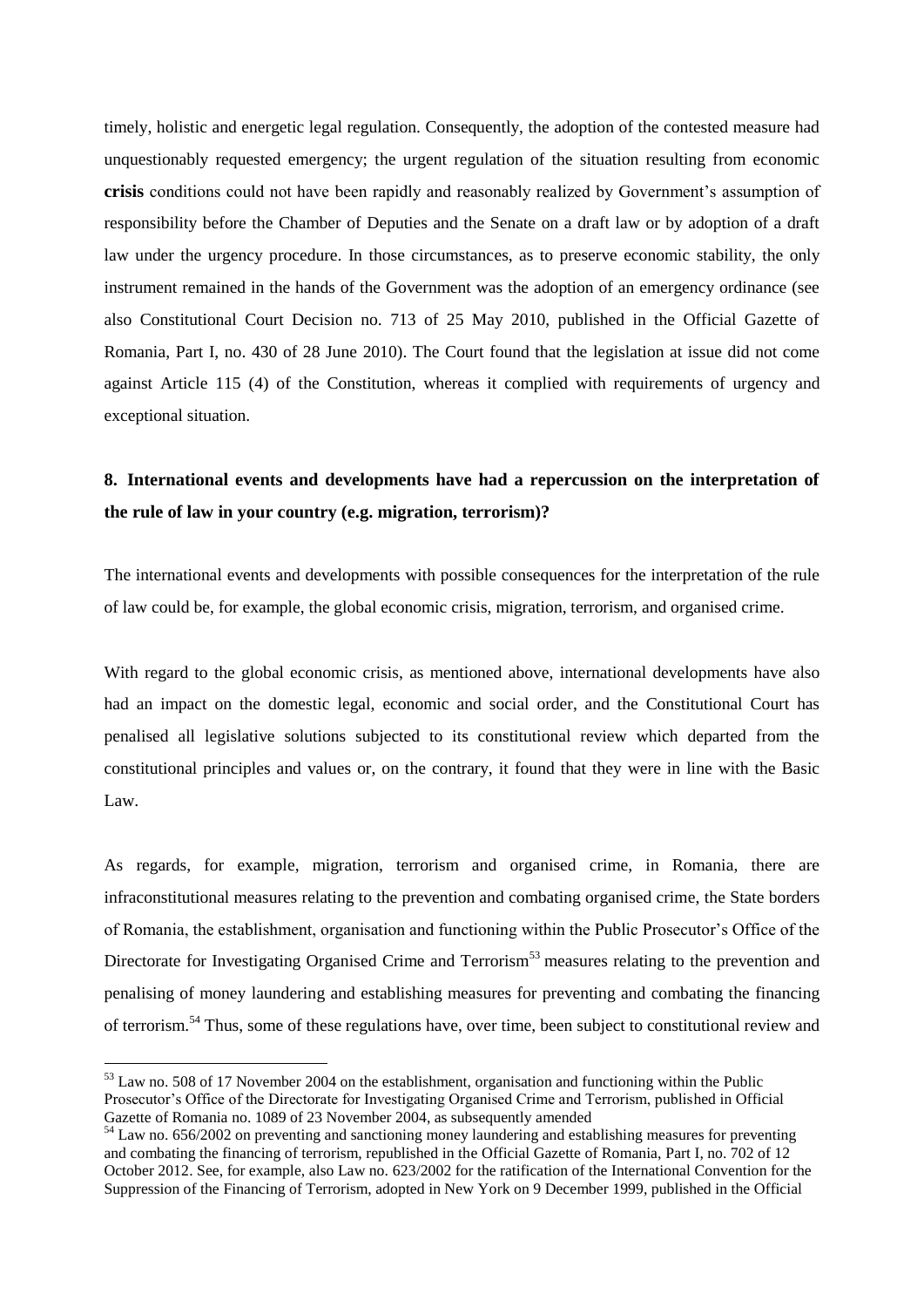timely, holistic and energetic legal regulation. Consequently, the adoption of the contested measure had unquestionably requested emergency; the urgent regulation of the situation resulting from economic **crisis** conditions could not have been rapidly and reasonably realized by Government's assumption of responsibility before the Chamber of Deputies and the Senate on a draft law or by adoption of a draft law under the urgency procedure. In those circumstances, as to preserve economic stability, the only instrument remained in the hands of the Government was the adoption of an emergency ordinance (see also Constitutional Court Decision no. 713 of 25 May 2010, published in the Official Gazette of Romania, Part I, no. 430 of 28 June 2010). The Court found that the legislation at issue did not come against Article 115 (4) of the Constitution, whereas it complied with requirements of urgency and exceptional situation.

## 8. International events and developments have had a repercussion on the interpretation of the rule of law in your country (e.g. migration, terrorism)?

The international events and developments with possible consequences for the interpretation of the rule of law could be, for example, the global economic crisis, migration, terrorism, and organised crime.

With regard to the global economic crisis, as mentioned above, international developments have also had an impact on the domestic legal, economic and social order, and the Constitutional Court has penalised all legislative solutions subjected to its constitutional review which departed from the constitutional principles and values or, on the contrary, it found that they were in line with the Basic Law.

As regards, for example, migration, terrorism and organised crime, in Romania, there are infraconstitutional measures relating to the prevention and combating organised crime, the State borders of Romania, the establishment, organisation and functioning within the Public Prosecutor's Office of the Directorate for Investigating Organised Crime and Terrorism[53] measures relating to the prevention and penalising of money laundering and establishing measures for preventing and combating the financing of terrorism.[54] Thus, some of these regulations have, over time, been subject to constitutional review and

[53] Law no. 508 of 17 November 2004 on the establishment, organisation and functioning within the Public Prosecutor's Office of the Directorate for Investigating Organised Crime and Terrorism, published in Official Gazette of Romania no. 1089 of 23 November 2004, as subsequently amended

[54] Law no. 656/2002 on preventing and sanctioning money laundering and establishing measures for preventing and combating the financing of terrorism, republished in the Official Gazette of Romania, Part I, no. 702 of 12 October 2012. See, for example, also Law no. 623/2002 for the ratification of the International Convention for the Suppression of the Financing of Terrorism, adopted in New York on 9 December 1999, published in the Official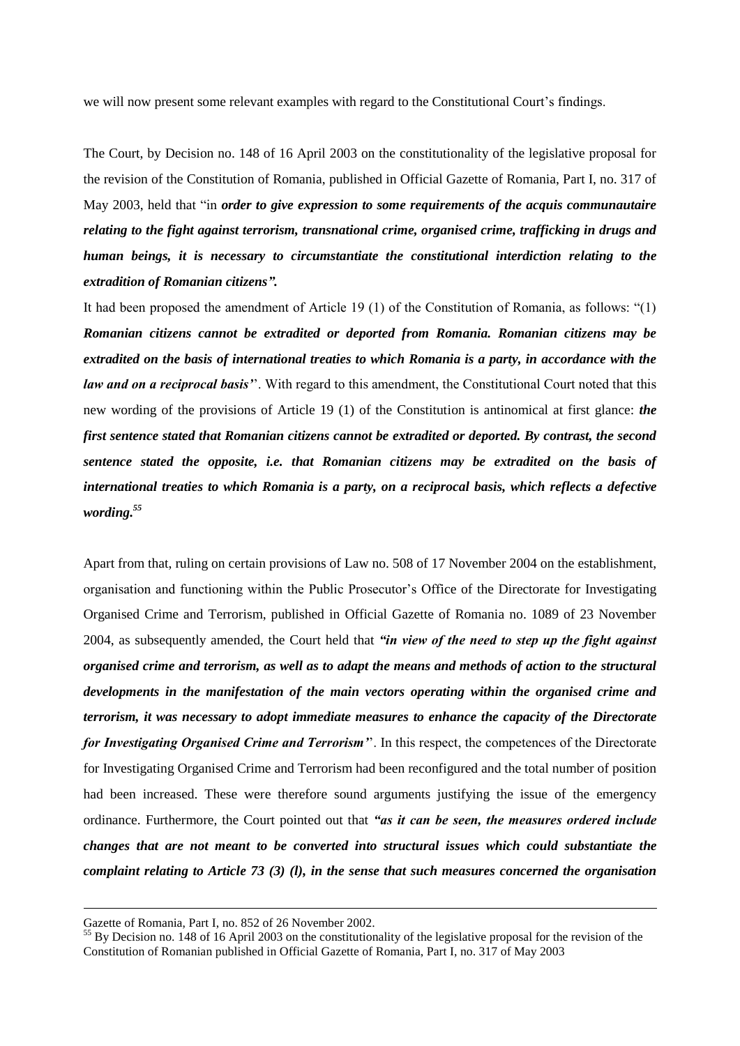we will now present some relevant examples with regard to the Constitutional Court's findings.

The Court, by Decision no. 148 of 16 April 2003 on the constitutionality of the legislative proposal for the revision of the Constitution of Romania, published in Official Gazette of Romania, Part I, no. 317 of May 2003, held that "in ***order to give expression to some requirements of the acquis communautaire relating to the fight against terrorism, transnational crime, organised crime, trafficking in drugs and human beings, it is necessary to circumstantiate the constitutional interdiction relating to the extradition of Romanian citizens".***

It had been proposed the amendment of Article 19 (1) of the Constitution of Romania, as follows: "(1) ***Romanian citizens cannot be extradited or deported from Romania. Romanian citizens may be extradited on the basis of international treaties to which Romania is a party, in accordance with the law and on a reciprocal basis'***". With regard to this amendment, the Constitutional Court noted that this new wording of the provisions of Article 19 (1) of the Constitution is antinomical at first glance: ***the first sentence stated that Romanian citizens cannot be extradited or deported. By contrast, the second sentence stated the opposite, i.e. that Romanian citizens may be extradited on the basis of international treaties to which Romania is a party, on a reciprocal basis, which reflects a defective wording.***[55]

Apart from that, ruling on certain provisions of Law no. 508 of 17 November 2004 on the establishment, organisation and functioning within the Public Prosecutor's Office of the Directorate for Investigating Organised Crime and Terrorism, published in Official Gazette of Romania no. 1089 of 23 November 2004, as subsequently amended, the Court held that ***"in view of the need to step up the fight against organised crime and terrorism, as well as to adapt the means and methods of action to the structural developments in the manifestation of the main vectors operating within the organised crime and terrorism, it was necessary to adopt immediate measures to enhance the capacity of the Directorate for Investigating Organised Crime and Terrorism'***". In this respect, the competences of the Directorate for Investigating Organised Crime and Terrorism had been reconfigured and the total number of position had been increased. These were therefore sound arguments justifying the issue of the emergency ordinance. Furthermore, the Court pointed out that ***"as it can be seen, the measures ordered include changes that are not meant to be converted into structural issues which could substantiate the complaint relating to Article 73 (3) (l), in the sense that such measures concerned the organisation***

---

Gazette of Romania, Part I, no. 852 of 26 November 2002.

[55] By Decision no. 148 of 16 April 2003 on the constitutionality of the legislative proposal for the revision of the Constitution of Romanian published in Official Gazette of Romania, Part I, no. 317 of May 2003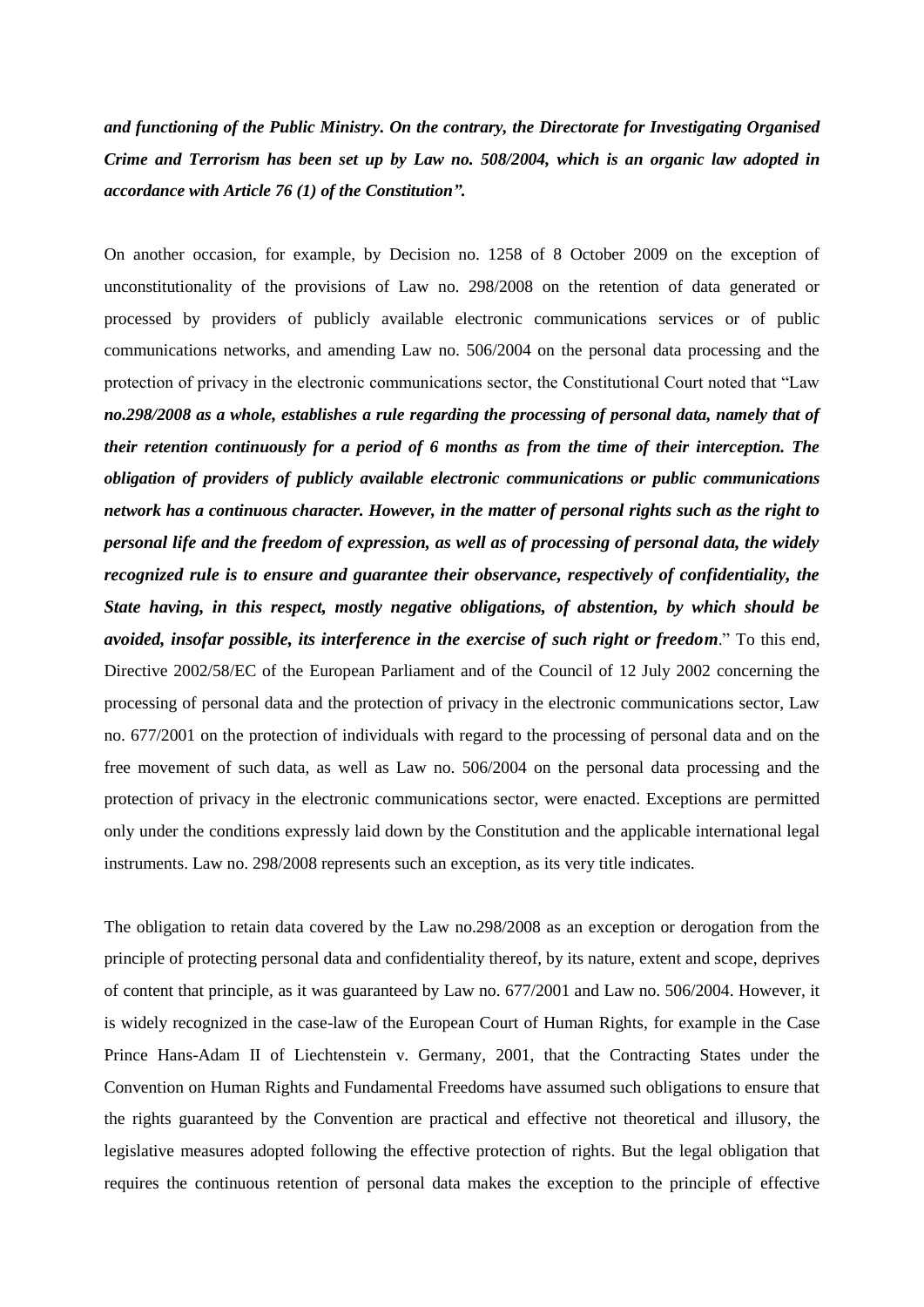***and functioning of the Public Ministry. On the contrary, the Directorate for Investigating Organised Crime and Terrorism has been set up by Law no. 508/2004, which is an organic law adopted in accordance with Article 76 (1) of the Constitution".***

On another occasion, for example, by Decision no. 1258 of 8 October 2009 on the exception of unconstitutionality of the provisions of Law no. 298/2008 on the retention of data generated or processed by providers of publicly available electronic communications services or of public communications networks, and amending Law no. 506/2004 on the personal data processing and the protection of privacy in the electronic communications sector, the Constitutional Court noted that "Law ***no.298/2008 as a whole, establishes a rule regarding the processing of personal data, namely that of their retention continuously for a period of 6 months as from the time of their interception. The obligation of providers of publicly available electronic communications or public communications network has a continuous character. However, in the matter of personal rights such as the right to personal life and the freedom of expression, as well as of processing of personal data, the widely recognized rule is to ensure and guarantee their observance, respectively of confidentiality, the State having, in this respect, mostly negative obligations, of abstention, by which should be avoided, insofar possible, its interference in the exercise of such right or freedom***." To this end, Directive 2002/58/EC of the European Parliament and of the Council of 12 July 2002 concerning the processing of personal data and the protection of privacy in the electronic communications sector, Law no. 677/2001 on the protection of individuals with regard to the processing of personal data and on the free movement of such data, as well as Law no. 506/2004 on the personal data processing and the protection of privacy in the electronic communications sector, were enacted. Exceptions are permitted only under the conditions expressly laid down by the Constitution and the applicable international legal instruments. Law no. 298/2008 represents such an exception, as its very title indicates.

The obligation to retain data covered by the Law no.298/2008 as an exception or derogation from the principle of protecting personal data and confidentiality thereof, by its nature, extent and scope, deprives of content that principle, as it was guaranteed by Law no. 677/2001 and Law no. 506/2004. However, it is widely recognized in the case-law of the European Court of Human Rights, for example in the Case Prince Hans-Adam II of Liechtenstein v. Germany, 2001, that the Contracting States under the Convention on Human Rights and Fundamental Freedoms have assumed such obligations to ensure that the rights guaranteed by the Convention are practical and effective not theoretical and illusory, the legislative measures adopted following the effective protection of rights. But the legal obligation that requires the continuous retention of personal data makes the exception to the principle of effective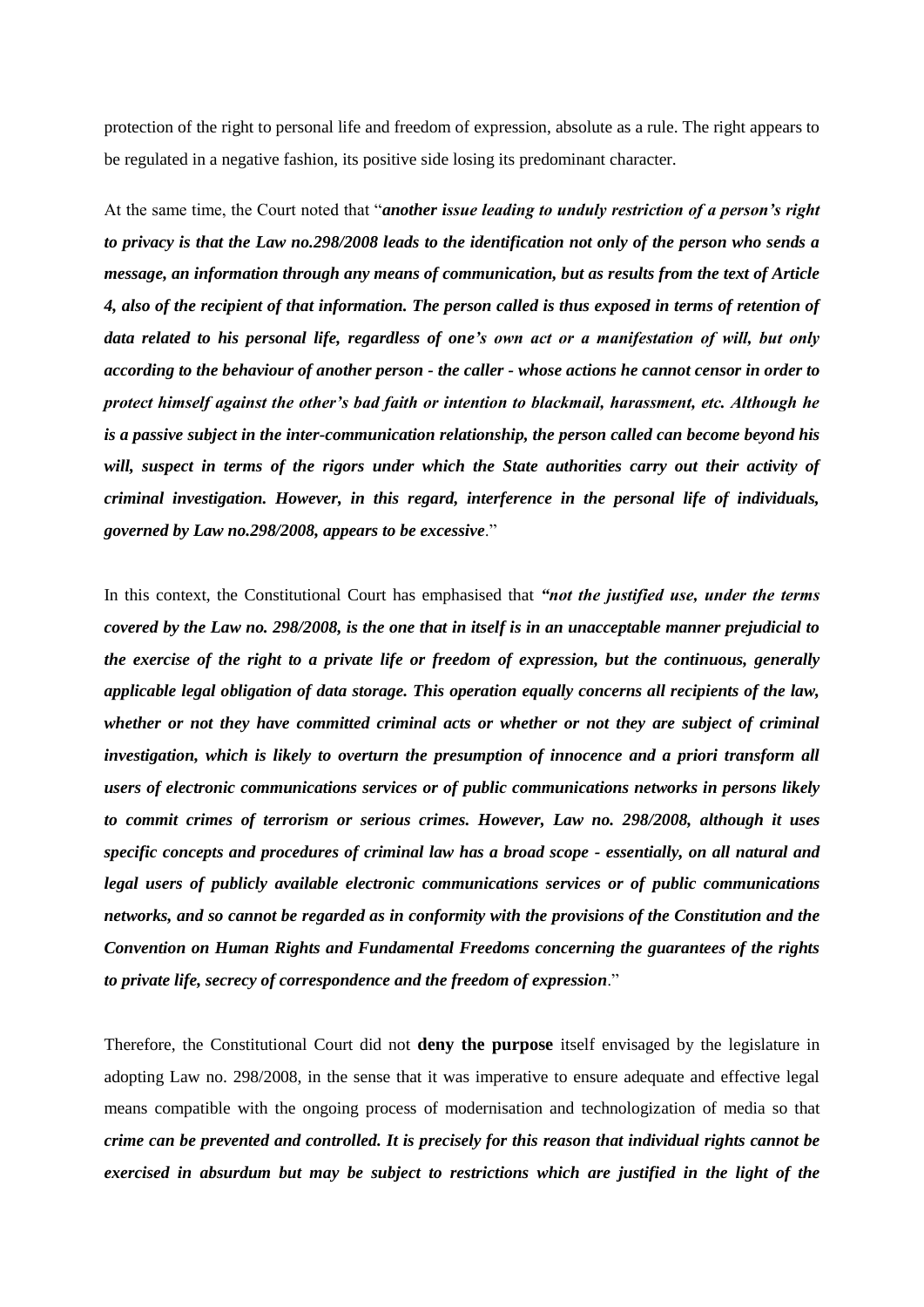protection of the right to personal life and freedom of expression, absolute as a rule. The right appears to be regulated in a negative fashion, its positive side losing its predominant character.

At the same time, the Court noted that "***another issue leading to unduly restriction of a person's right to privacy is that the Law no.298/2008 leads to the identification not only of the person who sends a message, an information through any means of communication, but as results from the text of Article 4, also of the recipient of that information. The person called is thus exposed in terms of retention of data related to his personal life, regardless of one's own act or a manifestation of will, but only according to the behaviour of another person - the caller - whose actions he cannot censor in order to protect himself against the other's bad faith or intention to blackmail, harassment, etc. Although he is a passive subject in the inter-communication relationship, the person called can become beyond his will, suspect in terms of the rigors under which the State authorities carry out their activity of criminal investigation. However, in this regard, interference in the personal life of individuals, governed by Law no.298/2008, appears to be excessive***."

In this context, the Constitutional Court has emphasised that ***"not the justified use, under the terms covered by the Law no. 298/2008, is the one that in itself is in an unacceptable manner prejudicial to the exercise of the right to a private life or freedom of expression, but the continuous, generally applicable legal obligation of data storage. This operation equally concerns all recipients of the law, whether or not they have committed criminal acts or whether or not they are subject of criminal investigation, which is likely to overturn the presumption of innocence and a priori transform all users of electronic communications services or of public communications networks in persons likely to commit crimes of terrorism or serious crimes. However, Law no. 298/2008, although it uses specific concepts and procedures of criminal law has a broad scope - essentially, on all natural and legal users of publicly available electronic communications services or of public communications networks, and so cannot be regarded as in conformity with the provisions of the Constitution and the Convention on Human Rights and Fundamental Freedoms concerning the guarantees of the rights to private life, secrecy of correspondence and the freedom of expression***."

Therefore, the Constitutional Court did not **deny the purpose** itself envisaged by the legislature in adopting Law no. 298/2008, in the sense that it was imperative to ensure adequate and effective legal means compatible with the ongoing process of modernisation and technologization of media so that ***crime can be prevented and controlled. It is precisely for this reason that individual rights cannot be exercised in absurdum but may be subject to restrictions which are justified in the light of the***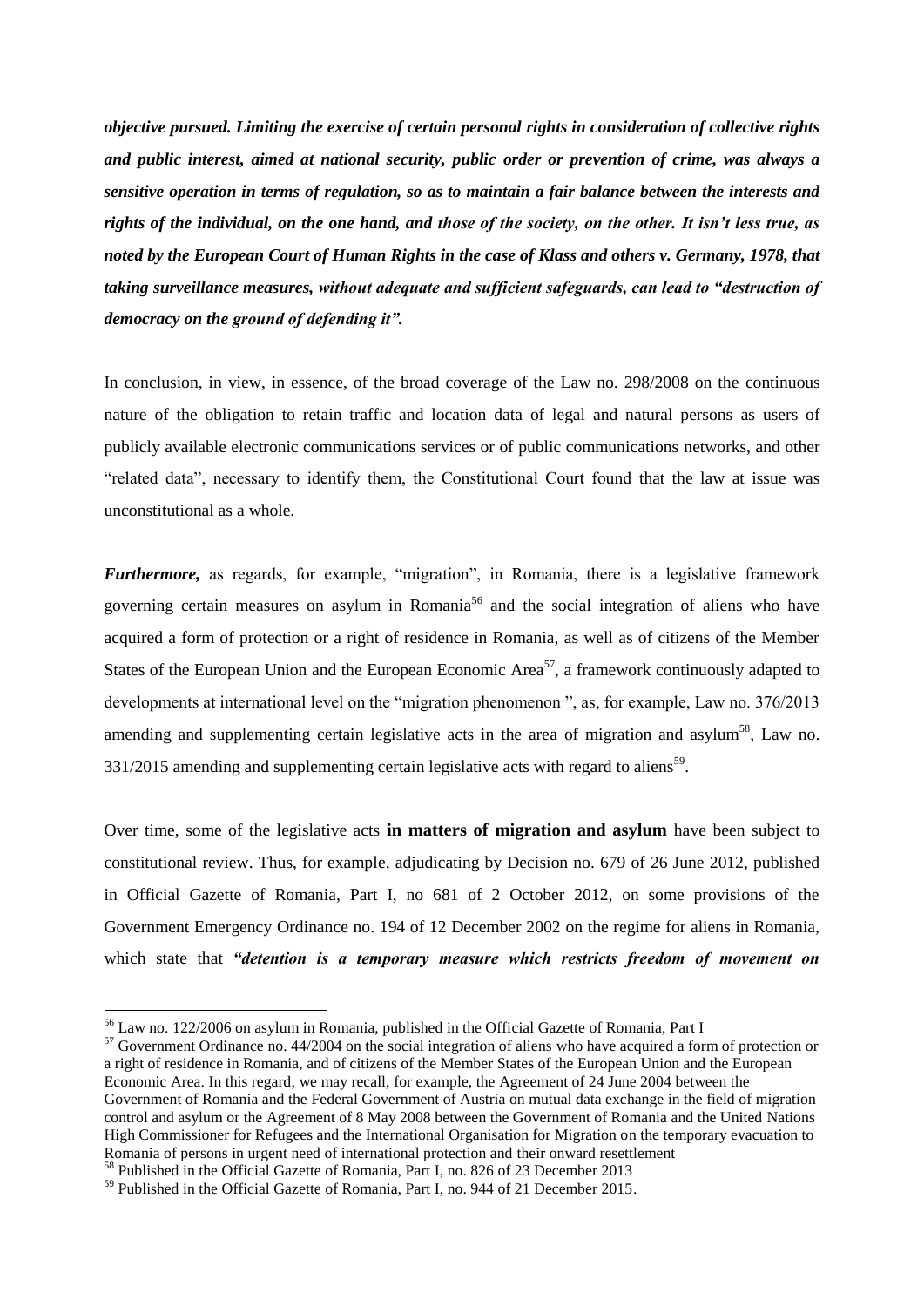***objective pursued. Limiting the exercise of certain personal rights in consideration of collective rights and public interest, aimed at national security, public order or prevention of crime, was always a sensitive operation in terms of regulation, so as to maintain a fair balance between the interests and rights of the individual, on the one hand, and those of the society, on the other. It isn't less true, as noted by the European Court of Human Rights in the case of Klass and others v. Germany, 1978, that taking surveillance measures, without adequate and sufficient safeguards, can lead to "destruction of democracy on the ground of defending it".***

In conclusion, in view, in essence, of the broad coverage of the Law no. 298/2008 on the continuous nature of the obligation to retain traffic and location data of legal and natural persons as users of publicly available electronic communications services or of public communications networks, and other "related data", necessary to identify them, the Constitutional Court found that the law at issue was unconstitutional as a whole.

***Furthermore,*** as regards, for example, "migration", in Romania, there is a legislative framework governing certain measures on asylum in Romania[56] and the social integration of aliens who have acquired a form of protection or a right of residence in Romania, as well as of citizens of the Member States of the European Union and the European Economic Area[57], a framework continuously adapted to developments at international level on the "migration phenomenon ", as, for example, Law no. 376/2013 amending and supplementing certain legislative acts in the area of migration and asylum[58], Law no. 331/2015 amending and supplementing certain legislative acts with regard to aliens[59].

Over time, some of the legislative acts **in matters of migration and asylum** have been subject to constitutional review. Thus, for example, adjudicating by Decision no. 679 of 26 June 2012, published in Official Gazette of Romania, Part I, no 681 of 2 October 2012, on some provisions of the Government Emergency Ordinance no. 194 of 12 December 2002 on the regime for aliens in Romania, which state that ***"detention is a temporary measure which restricts freedom of movement on***

---

[56] Law no. 122/2006 on asylum in Romania, published in the Official Gazette of Romania, Part I

[57] Government Ordinance no. 44/2004 on the social integration of aliens who have acquired a form of protection or a right of residence in Romania, and of citizens of the Member States of the European Union and the European Economic Area. In this regard, we may recall, for example, the Agreement of 24 June 2004 between the Government of Romania and the Federal Government of Austria on mutual data exchange in the field of migration control and asylum or the Agreement of 8 May 2008 between the Government of Romania and the United Nations High Commissioner for Refugees and the International Organisation for Migration on the temporary evacuation to Romania of persons in urgent need of international protection and their onward resettlement

[58] Published in the Official Gazette of Romania, Part I, no. 826 of 23 December 2013

[59] Published in the Official Gazette of Romania, Part I, no. 944 of 21 December 2015.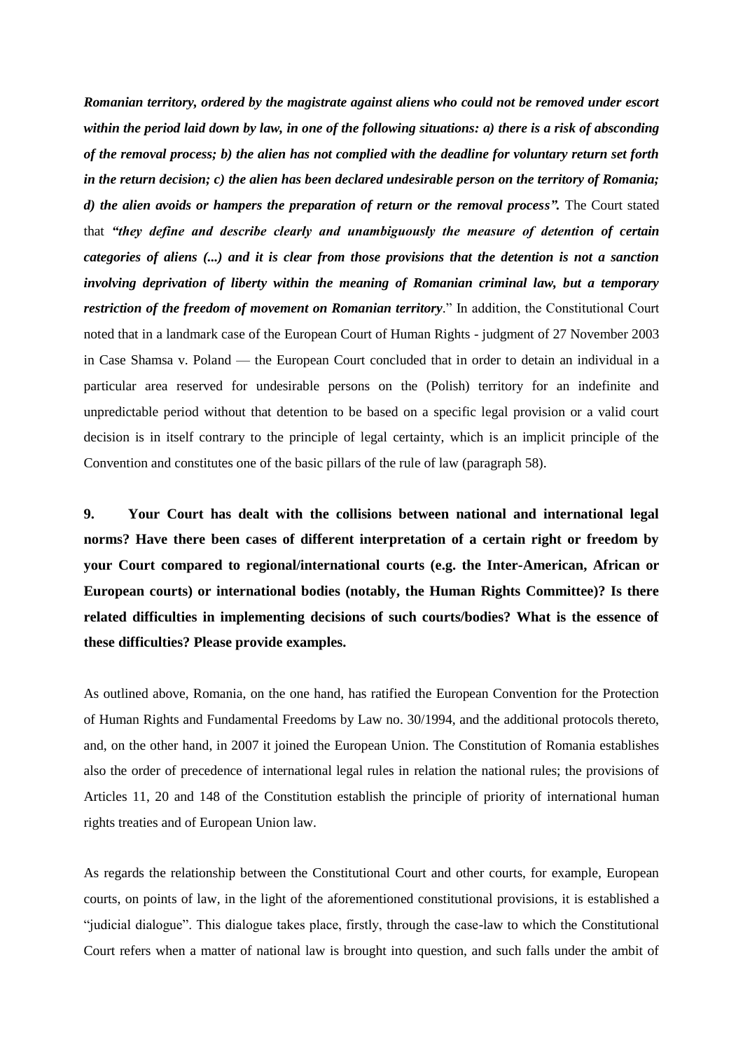***Romanian territory, ordered by the magistrate against aliens who could not be removed under escort within the period laid down by law, in one of the following situations: a) there is a risk of absconding of the removal process; b) the alien has not complied with the deadline for voluntary return set forth in the return decision; c) the alien has been declared undesirable person on the territory of Romania; d) the alien avoids or hampers the preparation of return or the removal process".*** The Court stated that ***"they define and describe clearly and unambiguously the measure of detention of certain categories of aliens (...) and it is clear from those provisions that the detention is not a sanction involving deprivation of liberty within the meaning of Romanian criminal law, but a temporary restriction of the freedom of movement on Romanian territory***." In addition, the Constitutional Court noted that in a landmark case of the European Court of Human Rights - judgment of 27 November 2003 in Case Shamsa v. Poland — the European Court concluded that in order to detain an individual in a particular area reserved for undesirable persons on the (Polish) territory for an indefinite and unpredictable period without that detention to be based on a specific legal provision or a valid court decision is in itself contrary to the principle of legal certainty, which is an implicit principle of the Convention and constitutes one of the basic pillars of the rule of law (paragraph 58).

**9. Your Court has dealt with the collisions between national and international legal norms? Have there been cases of different interpretation of a certain right or freedom by your Court compared to regional/international courts (e.g. the Inter-American, African or European courts) or international bodies (notably, the Human Rights Committee)? Is there related difficulties in implementing decisions of such courts/bodies? What is the essence of these difficulties? Please provide examples.**

As outlined above, Romania, on the one hand, has ratified the European Convention for the Protection of Human Rights and Fundamental Freedoms by Law no. 30/1994, and the additional protocols thereto, and, on the other hand, in 2007 it joined the European Union. The Constitution of Romania establishes also the order of precedence of international legal rules in relation the national rules; the provisions of Articles 11, 20 and 148 of the Constitution establish the principle of priority of international human rights treaties and of European Union law.

As regards the relationship between the Constitutional Court and other courts, for example, European courts, on points of law, in the light of the aforementioned constitutional provisions, it is established a "judicial dialogue". This dialogue takes place, firstly, through the case-law to which the Constitutional Court refers when a matter of national law is brought into question, and such falls under the ambit of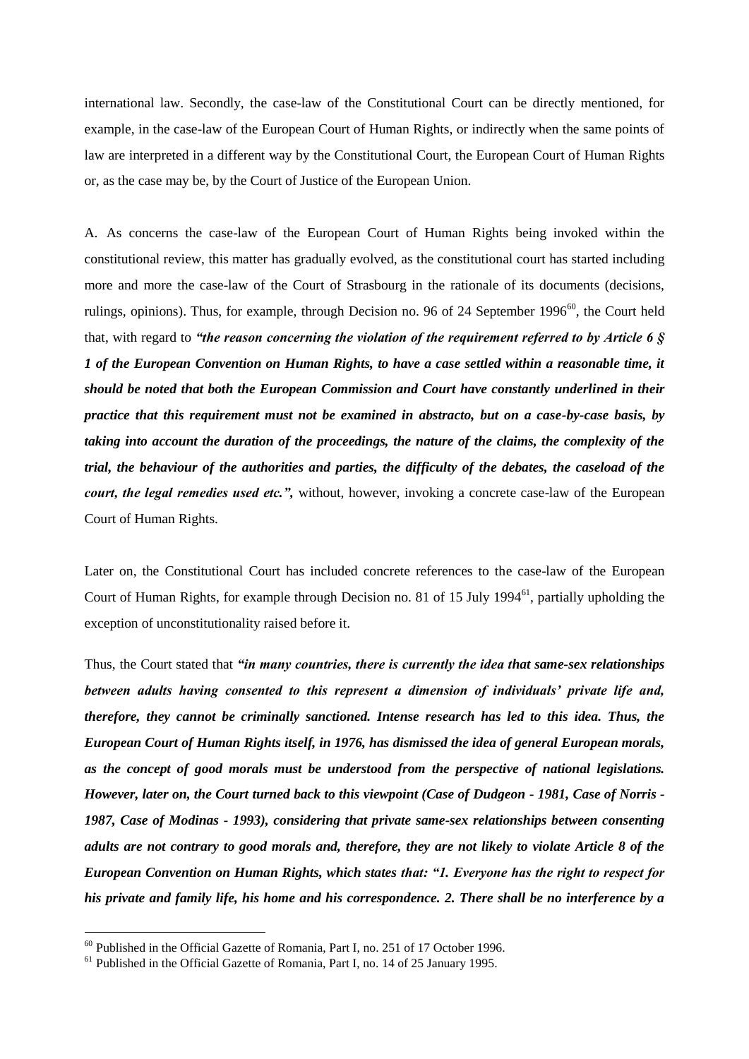international law. Secondly, the case-law of the Constitutional Court can be directly mentioned, for example, in the case-law of the European Court of Human Rights, or indirectly when the same points of law are interpreted in a different way by the Constitutional Court, the European Court of Human Rights or, as the case may be, by the Court of Justice of the European Union.

A. As concerns the case-law of the European Court of Human Rights being invoked within the constitutional review, this matter has gradually evolved, as the constitutional court has started including more and more the case-law of the Court of Strasbourg in the rationale of its documents (decisions, rulings, opinions). Thus, for example, through Decision no. 96 of 24 September 1996[60], the Court held that, with regard to ***"the reason concerning the violation of the requirement referred to by Article 6 § 1 of the European Convention on Human Rights, to have a case settled within a reasonable time, it should be noted that both the European Commission and Court have constantly underlined in their practice that this requirement must not be examined in abstracto, but on a case-by-case basis, by taking into account the duration of the proceedings, the nature of the claims, the complexity of the trial, the behaviour of the authorities and parties, the difficulty of the debates, the caseload of the court, the legal remedies used etc.",*** without, however, invoking a concrete case-law of the European Court of Human Rights.

Later on, the Constitutional Court has included concrete references to the case-law of the European Court of Human Rights, for example through Decision no. 81 of 15 July 1994[61], partially upholding the exception of unconstitutionality raised before it.

Thus, the Court stated that ***"in many countries, there is currently the idea that same-sex relationships between adults having consented to this represent a dimension of individuals' private life and, therefore, they cannot be criminally sanctioned. Intense research has led to this idea. Thus, the European Court of Human Rights itself, in 1976, has dismissed the idea of general European morals, as the concept of good morals must be understood from the perspective of national legislations. However, later on, the Court turned back to this viewpoint (Case of Dudgeon - 1981, Case of Norris - 1987, Case of Modinas - 1993), considering that private same-sex relationships between consenting adults are not contrary to good morals and, therefore, they are not likely to violate Article 8 of the European Convention on Human Rights, which states that: "1. Everyone has the right to respect for his private and family life, his home and his correspondence. 2. There shall be no interference by a***

[60] Published in the Official Gazette of Romania, Part I, no. 251 of 17 October 1996.

[61] Published in the Official Gazette of Romania, Part I, no. 14 of 25 January 1995.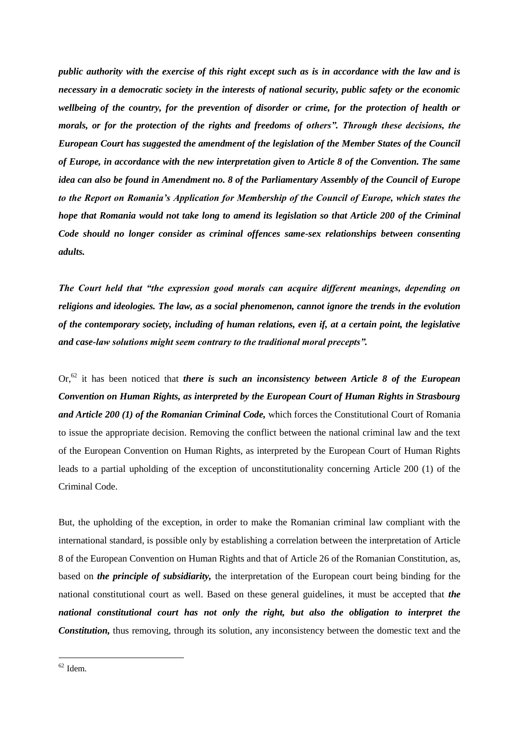***public authority with the exercise of this right except such as is in accordance with the law and is necessary in a democratic society in the interests of national security, public safety or the economic wellbeing of the country, for the prevention of disorder or crime, for the protection of health or morals, or for the protection of the rights and freedoms of others". Through these decisions, the European Court has suggested the amendment of the legislation of the Member States of the Council of Europe, in accordance with the new interpretation given to Article 8 of the Convention. The same idea can also be found in Amendment no. 8 of the Parliamentary Assembly of the Council of Europe to the Report on Romania's Application for Membership of the Council of Europe, which states the hope that Romania would not take long to amend its legislation so that Article 200 of the Criminal Code should no longer consider as criminal offences same-sex relationships between consenting adults.***

***The Court held that "the expression good morals can acquire different meanings, depending on religions and ideologies. The law, as a social phenomenon, cannot ignore the trends in the evolution of the contemporary society, including of human relations, even if, at a certain point, the legislative and case-law solutions might seem contrary to the traditional moral precepts".***

Or,[62] it has been noticed that ***there is such an inconsistency between Article 8 of the European Convention on Human Rights, as interpreted by the European Court of Human Rights in Strasbourg and Article 200 (1) of the Romanian Criminal Code,*** which forces the Constitutional Court of Romania to issue the appropriate decision. Removing the conflict between the national criminal law and the text of the European Convention on Human Rights, as interpreted by the European Court of Human Rights leads to a partial upholding of the exception of unconstitutionality concerning Article 200 (1) of the Criminal Code.

But, the upholding of the exception, in order to make the Romanian criminal law compliant with the international standard, is possible only by establishing a correlation between the interpretation of Article 8 of the European Convention on Human Rights and that of Article 26 of the Romanian Constitution, as, based on ***the principle of subsidiarity,*** the interpretation of the European court being binding for the national constitutional court as well. Based on these general guidelines, it must be accepted that ***the national constitutional court has not only the right, but also the obligation to interpret the Constitution,*** thus removing, through its solution, any inconsistency between the domestic text and the

[62] Idem.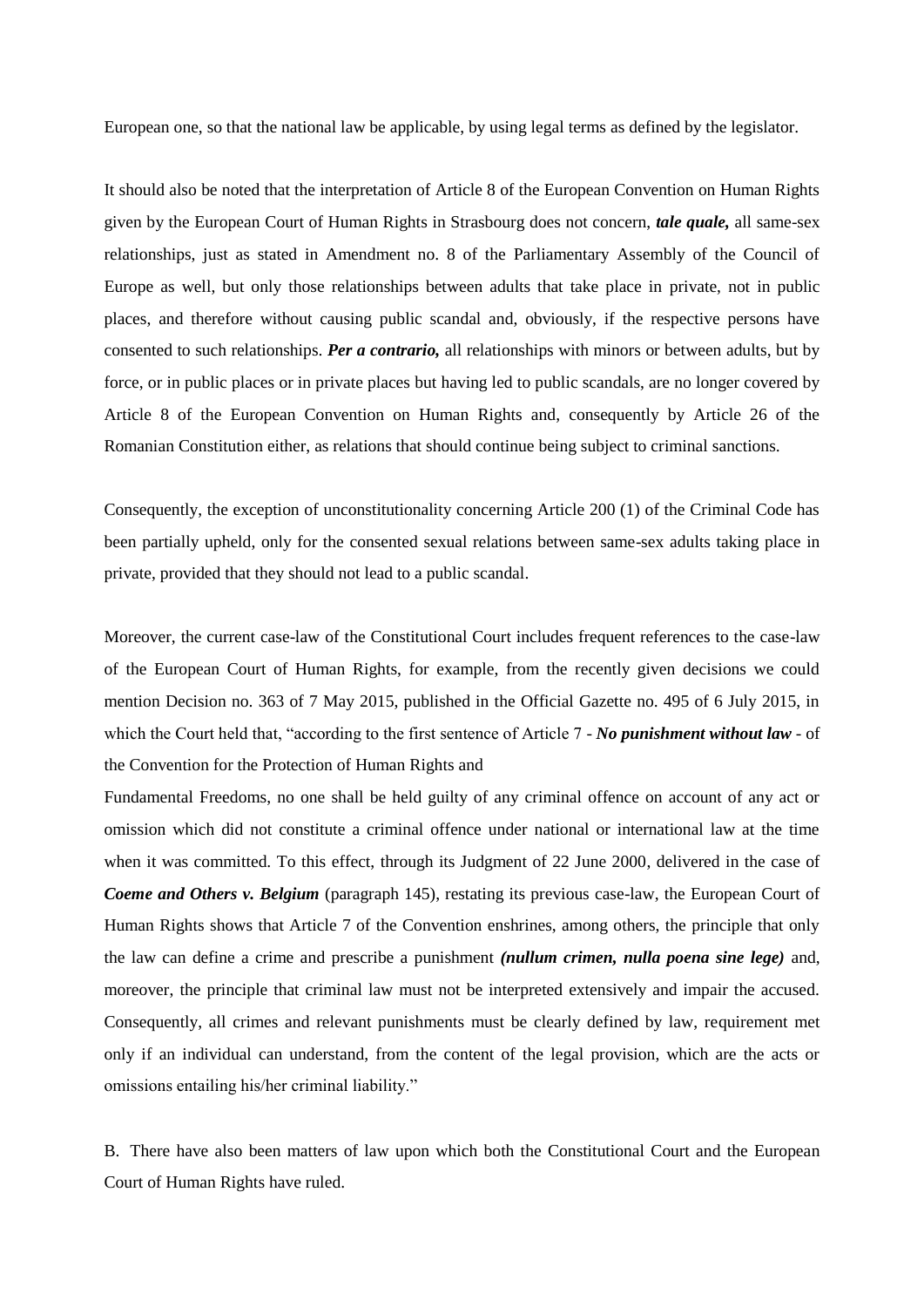European one, so that the national law be applicable, by using legal terms as defined by the legislator.

It should also be noted that the interpretation of Article 8 of the European Convention on Human Rights given by the European Court of Human Rights in Strasbourg does not concern, ***tale quale,*** all same-sex relationships, just as stated in Amendment no. 8 of the Parliamentary Assembly of the Council of Europe as well, but only those relationships between adults that take place in private, not in public places, and therefore without causing public scandal and, obviously, if the respective persons have consented to such relationships. ***Per a contrario,*** all relationships with minors or between adults, but by force, or in public places or in private places but having led to public scandals, are no longer covered by Article 8 of the European Convention on Human Rights and, consequently by Article 26 of the Romanian Constitution either, as relations that should continue being subject to criminal sanctions.

Consequently, the exception of unconstitutionality concerning Article 200 (1) of the Criminal Code has been partially upheld, only for the consented sexual relations between same-sex adults taking place in private, provided that they should not lead to a public scandal.

Moreover, the current case-law of the Constitutional Court includes frequent references to the case-law of the European Court of Human Rights, for example, from the recently given decisions we could mention Decision no. 363 of 7 May 2015, published in the Official Gazette no. 495 of 6 July 2015, in which the Court held that, "according to the first sentence of Article 7 - ***No punishment without law*** - of the Convention for the Protection of Human Rights and Fundamental Freedoms, no one shall be held guilty of any criminal offence on account of any act or omission which did not constitute a criminal offence under national or international law at the time when it was committed. To this effect, through its Judgment of 22 June 2000, delivered in the case of ***Coeme and Others v. Belgium*** (paragraph 145), restating its previous case-law, the European Court of Human Rights shows that Article 7 of the Convention enshrines, among others, the principle that only the law can define a crime and prescribe a punishment ***(nullum crimen, nulla poena sine lege)*** and, moreover, the principle that criminal law must not be interpreted extensively and impair the accused. Consequently, all crimes and relevant punishments must be clearly defined by law, requirement met only if an individual can understand, from the content of the legal provision, which are the acts or omissions entailing his/her criminal liability."

B. There have also been matters of law upon which both the Constitutional Court and the European Court of Human Rights have ruled.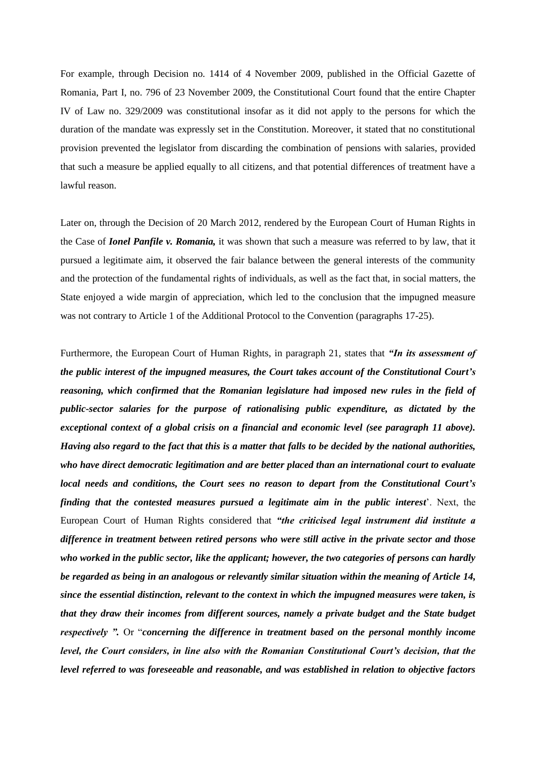For example, through Decision no. 1414 of 4 November 2009, published in the Official Gazette of Romania, Part I, no. 796 of 23 November 2009, the Constitutional Court found that the entire Chapter IV of Law no. 329/2009 was constitutional insofar as it did not apply to the persons for which the duration of the mandate was expressly set in the Constitution. Moreover, it stated that no constitutional provision prevented the legislator from discarding the combination of pensions with salaries, provided that such a measure be applied equally to all citizens, and that potential differences of treatment have a lawful reason.

Later on, through the Decision of 20 March 2012, rendered by the European Court of Human Rights in the Case of ***Ionel Panfile v. Romania,*** it was shown that such a measure was referred to by law, that it pursued a legitimate aim, it observed the fair balance between the general interests of the community and the protection of the fundamental rights of individuals, as well as the fact that, in social matters, the State enjoyed a wide margin of appreciation, which led to the conclusion that the impugned measure was not contrary to Article 1 of the Additional Protocol to the Convention (paragraphs 17-25).

Furthermore, the European Court of Human Rights, in paragraph 21, states that ***"In its assessment of the public interest of the impugned measures, the Court takes account of the Constitutional Court's reasoning, which confirmed that the Romanian legislature had imposed new rules in the field of public-sector salaries for the purpose of rationalising public expenditure, as dictated by the exceptional context of a global crisis on a financial and economic level (see paragraph 11 above). Having also regard to the fact that this is a matter that falls to be decided by the national authorities, who have direct democratic legitimation and are better placed than an international court to evaluate local needs and conditions, the Court sees no reason to depart from the Constitutional Court's finding that the contested measures pursued a legitimate aim in the public interest***'. Next, the European Court of Human Rights considered that ***"the criticised legal instrument did institute a difference in treatment between retired persons who were still active in the private sector and those who worked in the public sector, like the applicant; however, the two categories of persons can hardly be regarded as being in an analogous or relevantly similar situation within the meaning of Article 14, since the essential distinction, relevant to the context in which the impugned measures were taken, is that they draw their incomes from different sources, namely a private budget and the State budget respectively ".*** Or "***concerning the difference in treatment based on the personal monthly income level, the Court considers, in line also with the Romanian Constitutional Court's decision, that the level referred to was foreseeable and reasonable, and was established in relation to objective factors***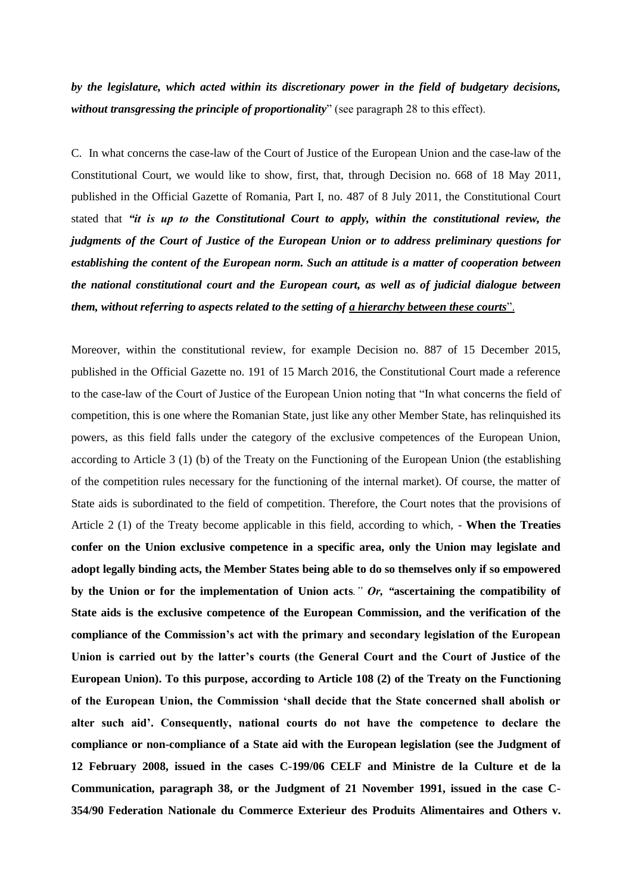***by the legislature, which acted within its discretionary power in the field of budgetary decisions, without transgressing the principle of proportionality***" (see paragraph 28 to this effect).

C. In what concerns the case-law of the Court of Justice of the European Union and the case-law of the Constitutional Court, we would like to show, first, that, through Decision no. 668 of 18 May 2011, published in the Official Gazette of Romania, Part I, no. 487 of 8 July 2011, the Constitutional Court stated that ***"it is up to the Constitutional Court to apply, within the constitutional review, the judgments of the Court of Justice of the European Union or to address preliminary questions for establishing the content of the European norm. Such an attitude is a matter of cooperation between the national constitutional court and the European court, as well as of judicial dialogue between them, without referring to aspects related to the setting of <u>a hierarchy between these courts</u>***".

Moreover, within the constitutional review, for example Decision no. 887 of 15 December 2015, published in the Official Gazette no. 191 of 15 March 2016, the Constitutional Court made a reference to the case-law of the Court of Justice of the European Union noting that "In what concerns the field of competition, this is one where the Romanian State, just like any other Member State, has relinquished its powers, as this field falls under the category of the exclusive competences of the European Union, according to Article 3 (1) (b) of the Treaty on the Functioning of the European Union (the establishing of the competition rules necessary for the functioning of the internal market). Of course, the matter of State aids is subordinated to the field of competition. Therefore, the Court notes that the provisions of Article 2 (1) of the Treaty become applicable in this field, according to which, - **When the Treaties confer on the Union exclusive competence in a specific area, only the Union may legislate and adopt legally binding acts, the Member States being able to do so themselves only if so empowered by the Union or for the implementation of Union acts***." Or, "***ascertaining the compatibility of State aids is the exclusive competence of the European Commission, and the verification of the compliance of the Commission's act with the primary and secondary legislation of the European Union is carried out by the latter's courts (the General Court and the Court of Justice of the European Union). To this purpose, according to Article 108 (2) of the Treaty on the Functioning of the European Union, the Commission 'shall decide that the State concerned shall abolish or alter such aid'. Consequently, national courts do not have the competence to declare the compliance or non-compliance of a State aid with the European legislation (see the Judgment of 12 February 2008, issued in the cases C-199/06 CELF and Ministre de la Culture et de la Communication, paragraph 38, or the Judgment of 21 November 1991, issued in the case C-354/90 Federation Nationale du Commerce Exterieur des Produits Alimentaires and Others v.**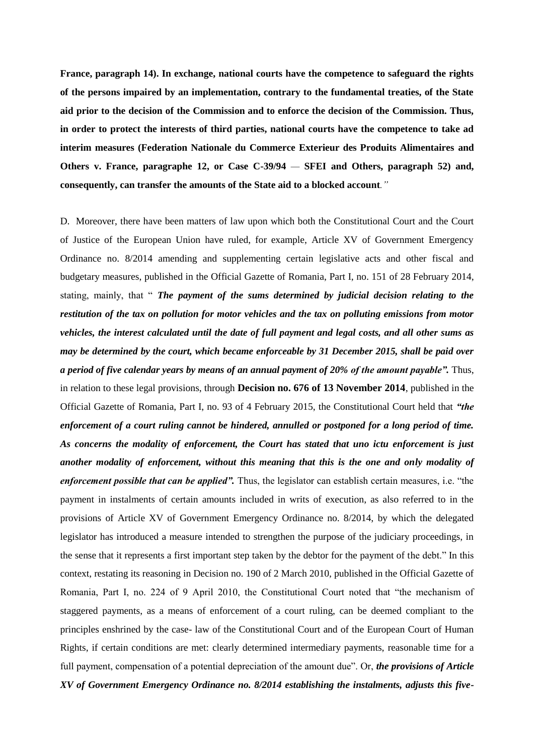**France, paragraph 14). In exchange, national courts have the competence to safeguard the rights of the persons impaired by an implementation, contrary to the fundamental treaties, of the State aid prior to the decision of the Commission and to enforce the decision of the Commission. Thus, in order to protect the interests of third parties, national courts have the competence to take ad interim measures (Federation Nationale du Commerce Exterieur des Produits Alimentaires and Others v. France, paragraphe 12, or Case C-39/94 — SFEI and Others, paragraph 52) and, consequently, can transfer the amounts of the State aid to a blocked account**."

D. Moreover, there have been matters of law upon which both the Constitutional Court and the Court of Justice of the European Union have ruled, for example, Article XV of Government Emergency Ordinance no. 8/2014 amending and supplementing certain legislative acts and other fiscal and budgetary measures, published in the Official Gazette of Romania, Part I, no. 151 of 28 February 2014, stating, mainly, that " ***The payment of the sums determined by judicial decision relating to the restitution of the tax on pollution for motor vehicles and the tax on polluting emissions from motor vehicles, the interest calculated until the date of full payment and legal costs, and all other sums as may be determined by the court, which became enforceable by 31 December 2015, shall be paid over a period of five calendar years by means of an annual payment of 20% of the amount payable".*** Thus, in relation to these legal provisions, through **Decision no. 676 of 13 November 2014**, published in the Official Gazette of Romania, Part I, no. 93 of 4 February 2015, the Constitutional Court held that ***"the enforcement of a court ruling cannot be hindered, annulled or postponed for a long period of time. As concerns the modality of enforcement, the Court has stated that uno ictu enforcement is just another modality of enforcement, without this meaning that this is the one and only modality of enforcement possible that can be applied".*** Thus, the legislator can establish certain measures, i.e. "the payment in instalments of certain amounts included in writs of execution, as also referred to in the provisions of Article XV of Government Emergency Ordinance no. 8/2014, by which the delegated legislator has introduced a measure intended to strengthen the purpose of the judiciary proceedings, in the sense that it represents a first important step taken by the debtor for the payment of the debt." In this context, restating its reasoning in Decision no. 190 of 2 March 2010, published in the Official Gazette of Romania, Part I, no. 224 of 9 April 2010, the Constitutional Court noted that "the mechanism of staggered payments, as a means of enforcement of a court ruling, can be deemed compliant to the principles enshrined by the case- law of the Constitutional Court and of the European Court of Human Rights, if certain conditions are met: clearly determined intermediary payments, reasonable time for a full payment, compensation of a potential depreciation of the amount due". Or, ***the provisions of Article XV of Government Emergency Ordinance no. 8/2014 establishing the instalments, adjusts this five-***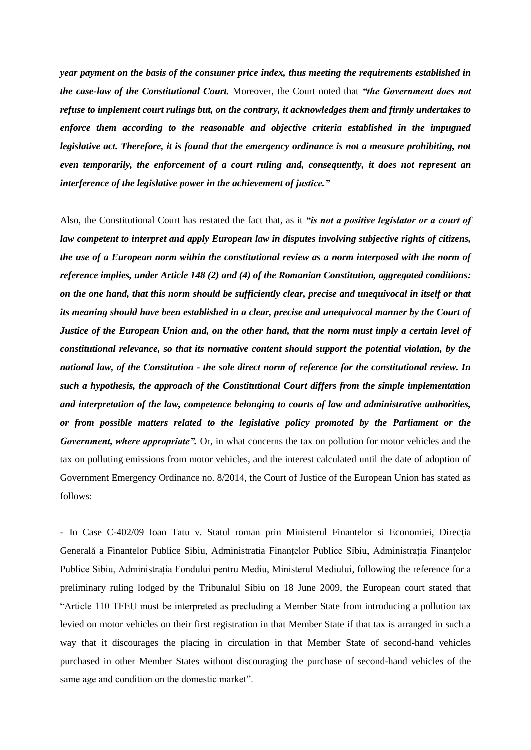***year payment on the basis of the consumer price index, thus meeting the requirements established in the case-law of the Constitutional Court.*** Moreover, the Court noted that ***"the Government does not refuse to implement court rulings but, on the contrary, it acknowledges them and firmly undertakes to enforce them according to the reasonable and objective criteria established in the impugned legislative act. Therefore, it is found that the emergency ordinance is not a measure prohibiting, not even temporarily, the enforcement of a court ruling and, consequently, it does not represent an interference of the legislative power in the achievement of justice."***

Also, the Constitutional Court has restated the fact that, as it ***"is not a positive legislator or a court of law competent to interpret and apply European law in disputes involving subjective rights of citizens, the use of a European norm within the constitutional review as a norm interposed with the norm of reference implies, under Article 148 (2) and (4) of the Romanian Constitution, aggregated conditions: on the one hand, that this norm should be sufficiently clear, precise and unequivocal in itself or that its meaning should have been established in a clear, precise and unequivocal manner by the Court of Justice of the European Union and, on the other hand, that the norm must imply a certain level of constitutional relevance, so that its normative content should support the potential violation, by the national law, of the Constitution - the sole direct norm of reference for the constitutional review. In such a hypothesis, the approach of the Constitutional Court differs from the simple implementation and interpretation of the law, competence belonging to courts of law and administrative authorities, or from possible matters related to the legislative policy promoted by the Parliament or the Government, where appropriate".*** Or, in what concerns the tax on pollution for motor vehicles and the tax on polluting emissions from motor vehicles, and the interest calculated until the date of adoption of Government Emergency Ordinance no. 8/2014, the Court of Justice of the European Union has stated as follows:

- In Case C-402/09 Ioan Tatu v. Statul roman prin Ministerul Finantelor si Economiei, Direcția Generală a Finantelor Publice Sibiu, Administratia Finanțelor Publice Sibiu, Administrația Finanțelor Publice Sibiu, Administrația Fondului pentru Mediu, Ministerul Mediului, following the reference for a preliminary ruling lodged by the Tribunalul Sibiu on 18 June 2009, the European court stated that "Article 110 TFEU must be interpreted as precluding a Member State from introducing a pollution tax levied on motor vehicles on their first registration in that Member State if that tax is arranged in such a way that it discourages the placing in circulation in that Member State of second-hand vehicles purchased in other Member States without discouraging the purchase of second-hand vehicles of the same age and condition on the domestic market".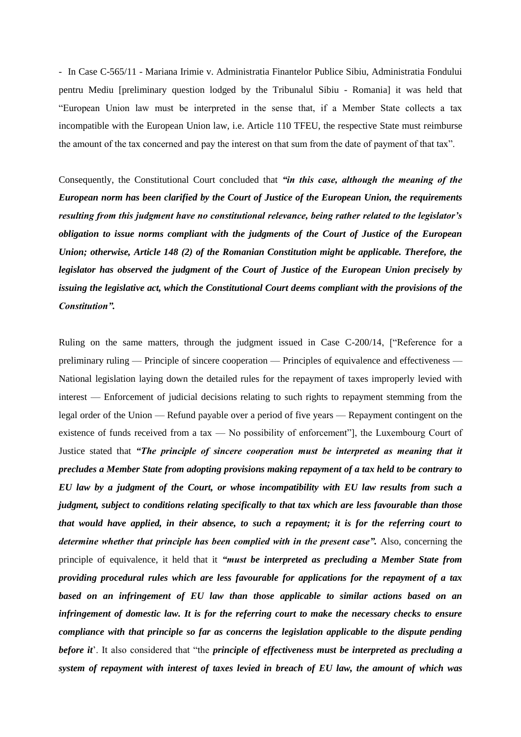- In Case C-565/11 - Mariana Irimie v. Administratia Finantelor Publice Sibiu, Administratia Fondului pentru Mediu [preliminary question lodged by the Tribunalul Sibiu - Romania] it was held that "European Union law must be interpreted in the sense that, if a Member State collects a tax incompatible with the European Union law, i.e. Article 110 TFEU, the respective State must reimburse the amount of the tax concerned and pay the interest on that sum from the date of payment of that tax".

Consequently, the Constitutional Court concluded that ***"in this case, although the meaning of the European norm has been clarified by the Court of Justice of the European Union, the requirements resulting from this judgment have no constitutional relevance, being rather related to the legislator's obligation to issue norms compliant with the judgments of the Court of Justice of the European Union; otherwise, Article 148 (2) of the Romanian Constitution might be applicable. Therefore, the legislator has observed the judgment of the Court of Justice of the European Union precisely by issuing the legislative act, which the Constitutional Court deems compliant with the provisions of the Constitution".***

Ruling on the same matters, through the judgment issued in Case C-200/14, ["Reference for a preliminary ruling — Principle of sincere cooperation — Principles of equivalence and effectiveness — National legislation laying down the detailed rules for the repayment of taxes improperly levied with interest — Enforcement of judicial decisions relating to such rights to repayment stemming from the legal order of the Union — Refund payable over a period of five years — Repayment contingent on the existence of funds received from a tax — No possibility of enforcement"], the Luxembourg Court of Justice stated that ***"The principle of sincere cooperation must be interpreted as meaning that it precludes a Member State from adopting provisions making repayment of a tax held to be contrary to EU law by a judgment of the Court, or whose incompatibility with EU law results from such a judgment, subject to conditions relating specifically to that tax which are less favourable than those that would have applied, in their absence, to such a repayment; it is for the referring court to determine whether that principle has been complied with in the present case".*** Also, concerning the principle of equivalence, it held that it ***"must be interpreted as precluding a Member State from providing procedural rules which are less favourable for applications for the repayment of a tax based on an infringement of EU law than those applicable to similar actions based on an infringement of domestic law. It is for the referring court to make the necessary checks to ensure compliance with that principle so far as concerns the legislation applicable to the dispute pending before it***'. It also considered that "the ***principle of effectiveness must be interpreted as precluding a system of repayment with interest of taxes levied in breach of EU law, the amount of which was***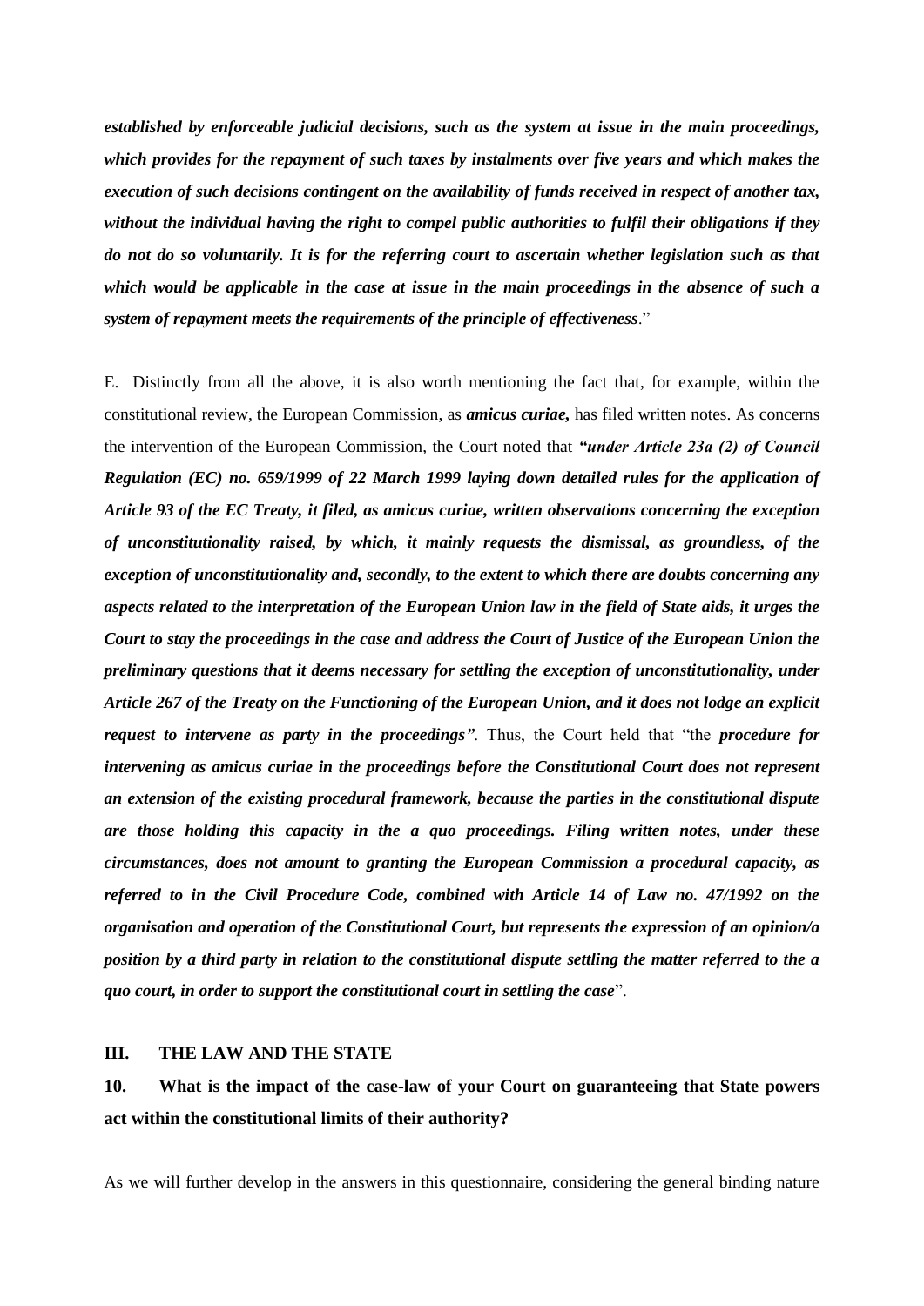***established by enforceable judicial decisions, such as the system at issue in the main proceedings, which provides for the repayment of such taxes by instalments over five years and which makes the execution of such decisions contingent on the availability of funds received in respect of another tax, without the individual having the right to compel public authorities to fulfil their obligations if they do not do so voluntarily. It is for the referring court to ascertain whether legislation such as that which would be applicable in the case at issue in the main proceedings in the absence of such a system of repayment meets the requirements of the principle of effectiveness***."

E. Distinctly from all the above, it is also worth mentioning the fact that, for example, within the constitutional review, the European Commission, as ***amicus curiae,*** has filed written notes. As concerns the intervention of the European Commission, the Court noted that ***"under Article 23a (2) of Council Regulation (EC) no. 659/1999 of 22 March 1999 laying down detailed rules for the application of Article 93 of the EC Treaty, it filed, as amicus curiae, written observations concerning the exception of unconstitutionality raised, by which, it mainly requests the dismissal, as groundless, of the exception of unconstitutionality and, secondly, to the extent to which there are doubts concerning any aspects related to the interpretation of the European Union law in the field of State aids, it urges the Court to stay the proceedings in the case and address the Court of Justice of the European Union the preliminary questions that it deems necessary for settling the exception of unconstitutionality, under Article 267 of the Treaty on the Functioning of the European Union, and it does not lodge an explicit request to intervene as party in the proceedings"***. Thus, the Court held that "the ***procedure for intervening as amicus curiae in the proceedings before the Constitutional Court does not represent an extension of the existing procedural framework, because the parties in the constitutional dispute are those holding this capacity in the a quo proceedings. Filing written notes, under these circumstances, does not amount to granting the European Commission a procedural capacity, as referred to in the Civil Procedure Code, combined with Article 14 of Law no. 47/1992 on the organisation and operation of the Constitutional Court, but represents the expression of an opinion/a position by a third party in relation to the constitutional dispute settling the matter referred to the a quo court, in order to support the constitutional court in settling the case***".

## III. THE LAW AND THE STATE

### 10. What is the impact of the case-law of your Court on guaranteeing that State powers act within the constitutional limits of their authority?

As we will further develop in the answers in this questionnaire, considering the general binding nature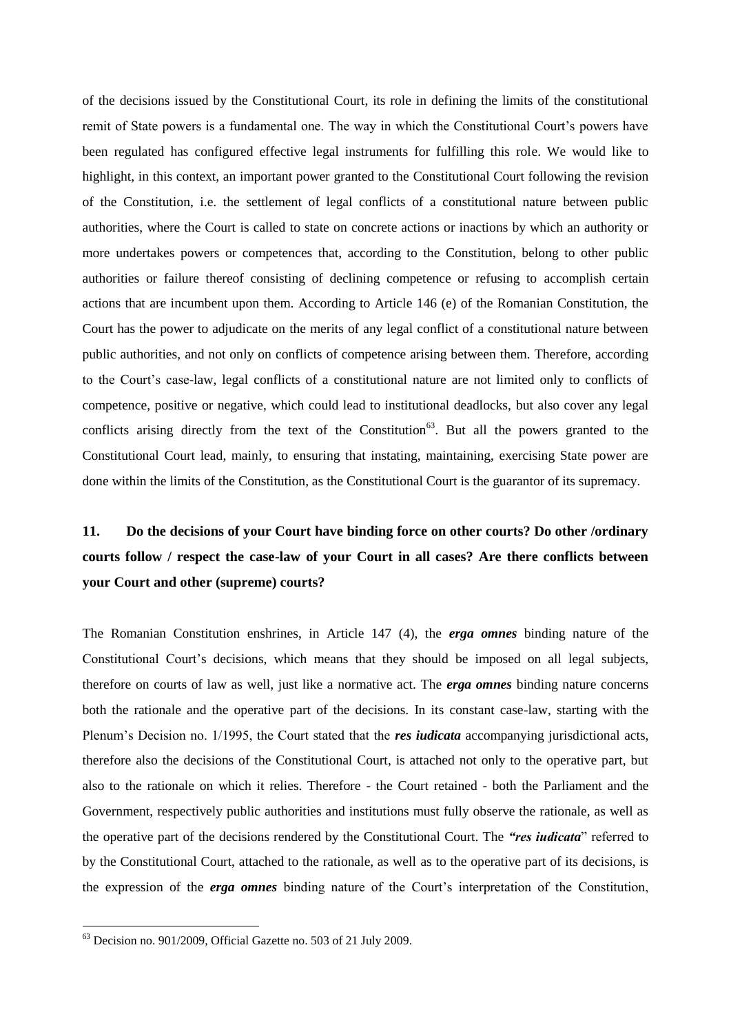of the decisions issued by the Constitutional Court, its role in defining the limits of the constitutional remit of State powers is a fundamental one. The way in which the Constitutional Court's powers have been regulated has configured effective legal instruments for fulfilling this role. We would like to highlight, in this context, an important power granted to the Constitutional Court following the revision of the Constitution, i.e. the settlement of legal conflicts of a constitutional nature between public authorities, where the Court is called to state on concrete actions or inactions by which an authority or more undertakes powers or competences that, according to the Constitution, belong to other public authorities or failure thereof consisting of declining competence or refusing to accomplish certain actions that are incumbent upon them. According to Article 146 (e) of the Romanian Constitution, the Court has the power to adjudicate on the merits of any legal conflict of a constitutional nature between public authorities, and not only on conflicts of competence arising between them. Therefore, according to the Court's case-law, legal conflicts of a constitutional nature are not limited only to conflicts of competence, positive or negative, which could lead to institutional deadlocks, but also cover any legal conflicts arising directly from the text of the Constitution[63]. But all the powers granted to the Constitutional Court lead, mainly, to ensuring that instating, maintaining, exercising State power are done within the limits of the Constitution, as the Constitutional Court is the guarantor of its supremacy.

## 11. Do the decisions of your Court have binding force on other courts? Do other /ordinary courts follow / respect the case-law of your Court in all cases? Are there conflicts between your Court and other (supreme) courts?

The Romanian Constitution enshrines, in Article 147 (4), the ***erga omnes*** binding nature of the Constitutional Court's decisions, which means that they should be imposed on all legal subjects, therefore on courts of law as well, just like a normative act. The ***erga omnes*** binding nature concerns both the rationale and the operative part of the decisions. In its constant case-law, starting with the Plenum's Decision no. 1/1995, the Court stated that the ***res iudicata*** accompanying jurisdictional acts, therefore also the decisions of the Constitutional Court, is attached not only to the operative part, but also to the rationale on which it relies. Therefore - the Court retained - both the Parliament and the Government, respectively public authorities and institutions must fully observe the rationale, as well as the operative part of the decisions rendered by the Constitutional Court. The ***"res iudicata***" referred to by the Constitutional Court, attached to the rationale, as well as to the operative part of its decisions, is the expression of the ***erga omnes*** binding nature of the Court's interpretation of the Constitution,

[63] Decision no. 901/2009, Official Gazette no. 503 of 21 July 2009.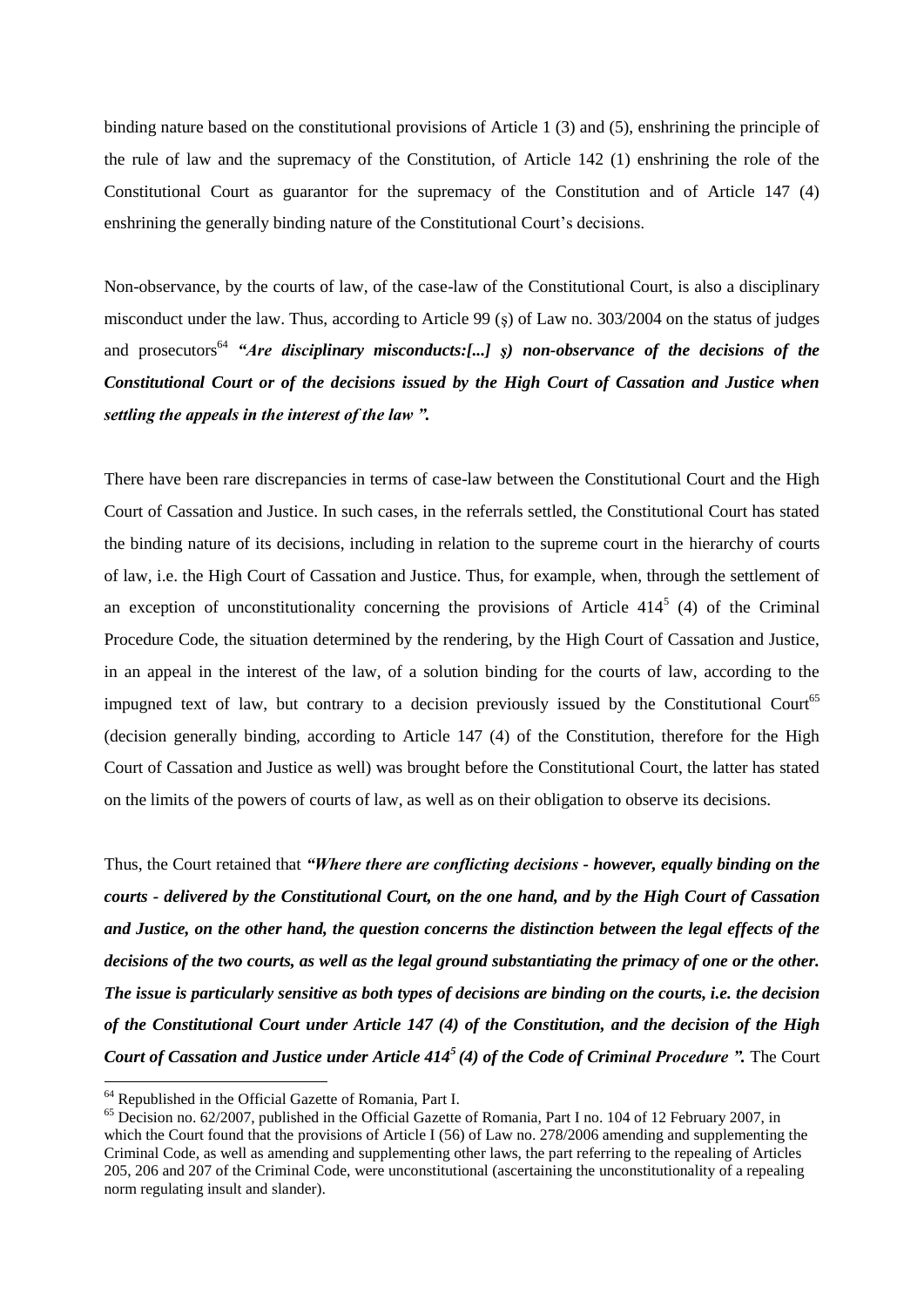binding nature based on the constitutional provisions of Article 1 (3) and (5), enshrining the principle of the rule of law and the supremacy of the Constitution, of Article 142 (1) enshrining the role of the Constitutional Court as guarantor for the supremacy of the Constitution and of Article 147 (4) enshrining the generally binding nature of the Constitutional Court's decisions.

Non-observance, by the courts of law, of the case-law of the Constitutional Court, is also a disciplinary misconduct under the law. Thus, according to Article 99 (ş) of Law no. 303/2004 on the status of judges and prosecutors[64] ***"Are disciplinary misconducts:[...] ş) non-observance of the decisions of the Constitutional Court or of the decisions issued by the High Court of Cassation and Justice when settling the appeals in the interest of the law ".***

There have been rare discrepancies in terms of case-law between the Constitutional Court and the High Court of Cassation and Justice. In such cases, in the referrals settled, the Constitutional Court has stated the binding nature of its decisions, including in relation to the supreme court in the hierarchy of courts of law, i.e. the High Court of Cassation and Justice. Thus, for example, when, through the settlement of an exception of unconstitutionality concerning the provisions of Article $414^5$ (4) of the Criminal Procedure Code, the situation determined by the rendering, by the High Court of Cassation and Justice, in an appeal in the interest of the law, of a solution binding for the courts of law, according to the impugned text of law, but contrary to a decision previously issued by the Constitutional Court[65] (decision generally binding, according to Article 147 (4) of the Constitution, therefore for the High Court of Cassation and Justice as well) was brought before the Constitutional Court, the latter has stated on the limits of the powers of courts of law, as well as on their obligation to observe its decisions.

Thus, the Court retained that ***"Where there are conflicting decisions - however, equally binding on the courts - delivered by the Constitutional Court, on the one hand, and by the High Court of Cassation and Justice, on the other hand, the question concerns the distinction between the legal effects of the decisions of the two courts, as well as the legal ground substantiating the primacy of one or the other. The issue is particularly sensitive as both types of decisions are binding on the courts, i.e. the decision of the Constitutional Court under Article 147 (4) of the Constitution, and the decision of the High Court of Cassation and Justice under Article $414^5$ (4) of the Code of Criminal Procedure ".*** The Court

---

[64] Republished in the Official Gazette of Romania, Part I.

[65] Decision no. 62/2007, published in the Official Gazette of Romania, Part I no. 104 of 12 February 2007, in which the Court found that the provisions of Article I (56) of Law no. 278/2006 amending and supplementing the Criminal Code, as well as amending and supplementing other laws, the part referring to the repealing of Articles 205, 206 and 207 of the Criminal Code, were unconstitutional (ascertaining the unconstitutionality of a repealing norm regulating insult and slander).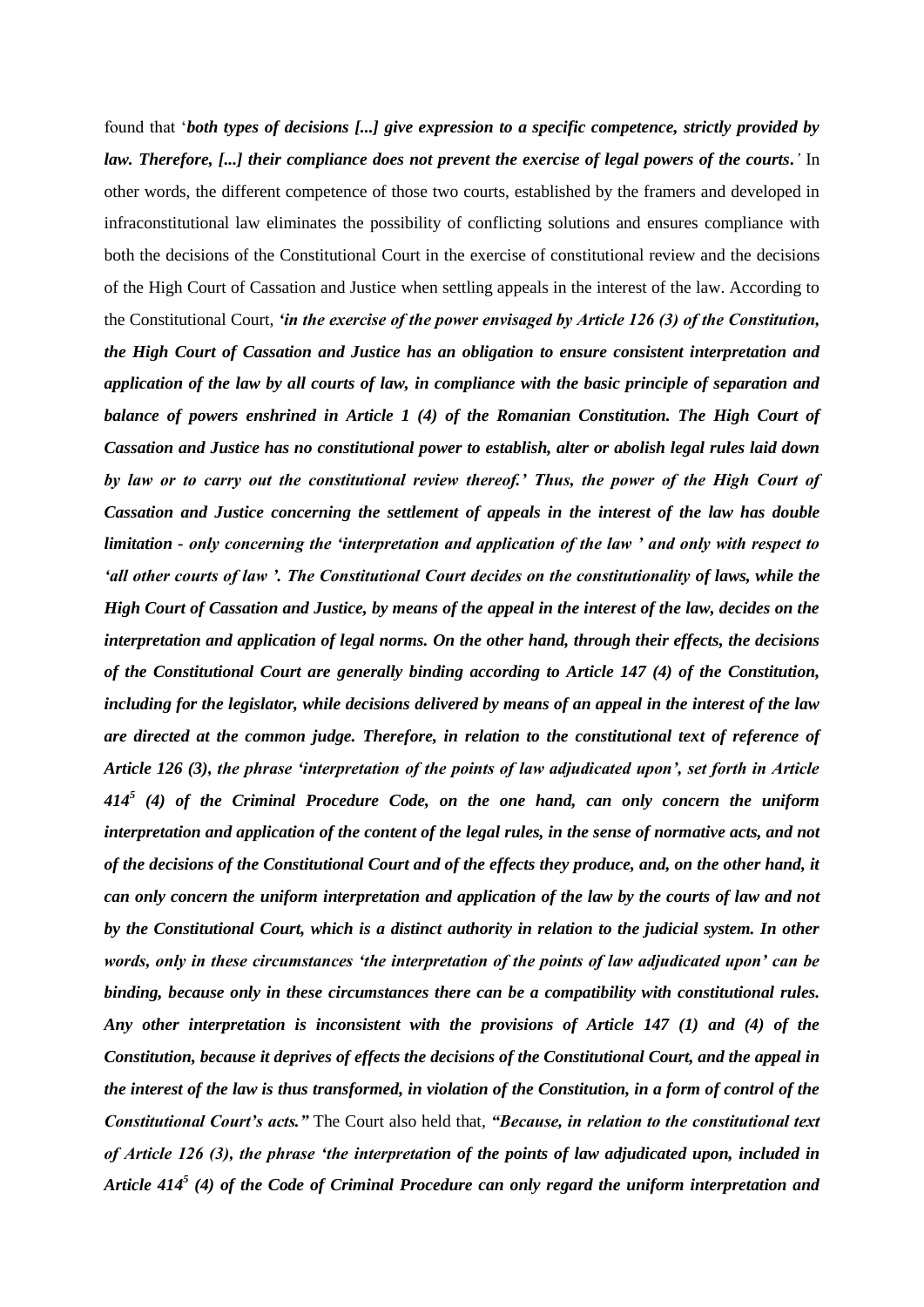found that '***both types of decisions [...] give expression to a specific competence, strictly provided by law. Therefore, [...] their compliance does not prevent the exercise of legal powers of the courts.****'* In other words, the different competence of those two courts, established by the framers and developed in infraconstitutional law eliminates the possibility of conflicting solutions and ensures compliance with both the decisions of the Constitutional Court in the exercise of constitutional review and the decisions of the High Court of Cassation and Justice when settling appeals in the interest of the law. According to the Constitutional Court, ***'in the exercise of the power envisaged by Article 126 (3) of the Constitution, the High Court of Cassation and Justice has an obligation to ensure consistent interpretation and application of the law by all courts of law, in compliance with the basic principle of separation and balance of powers enshrined in Article 1 (4) of the Romanian Constitution. The High Court of Cassation and Justice has no constitutional power to establish, alter or abolish legal rules laid down by law or to carry out the constitutional review thereof.' Thus, the power of the High Court of Cassation and Justice concerning the settlement of appeals in the interest of the law has double limitation - only concerning the 'interpretation and application of the law ' and only with respect to 'all other courts of law '. The Constitutional Court decides on the constitutionality of laws, while the High Court of Cassation and Justice, by means of the appeal in the interest of the law, decides on the interpretation and application of legal norms. On the other hand, through their effects, the decisions of the Constitutional Court are generally binding according to Article 147 (4) of the Constitution, including for the legislator, while decisions delivered by means of an appeal in the interest of the law are directed at the common judge. Therefore, in relation to the constitutional text of reference of Article 126 (3), the phrase 'interpretation of the points of law adjudicated upon', set forth in Article 414$^{5}$ (4) of the Criminal Procedure Code, on the one hand, can only concern the uniform interpretation and application of the content of the legal rules, in the sense of normative acts, and not of the decisions of the Constitutional Court and of the effects they produce, and, on the other hand, it can only concern the uniform interpretation and application of the law by the courts of law and not by the Constitutional Court, which is a distinct authority in relation to the judicial system. In other words, only in these circumstances 'the interpretation of the points of law adjudicated upon' can be binding, because only in these circumstances there can be a compatibility with constitutional rules. Any other interpretation is inconsistent with the provisions of Article 147 (1) and (4) of the Constitution, because it deprives of effects the decisions of the Constitutional Court, and the appeal in the interest of the law is thus transformed, in violation of the Constitution, in a form of control of the Constitutional Court's acts."*** The Court also held that, ***"Because, in relation to the constitutional text of Article 126 (3), the phrase 'the interpretation of the points of law adjudicated upon, included in Article 414$^{5}$ (4) of the Code of Criminal Procedure can only regard the uniform interpretation and***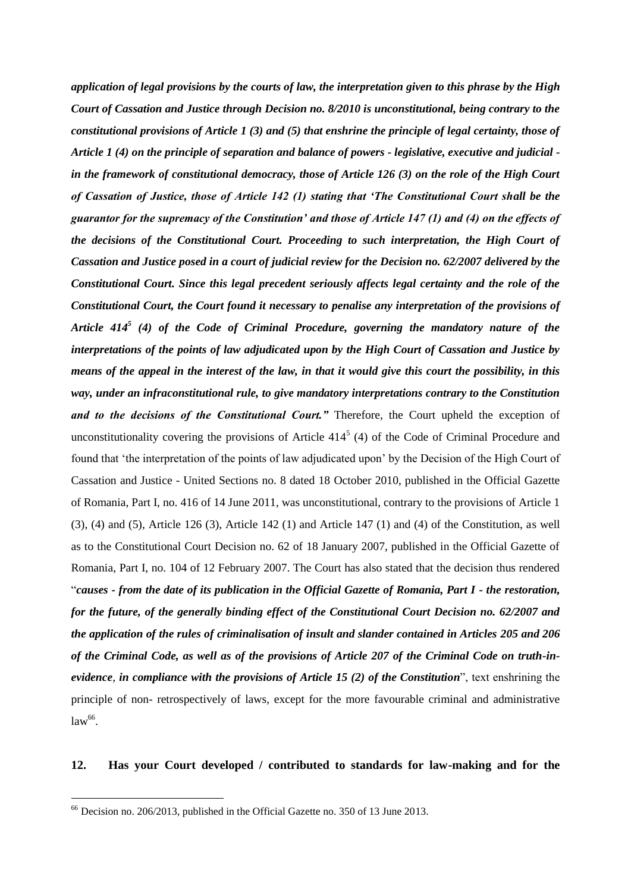*application of legal provisions by the courts of law, the interpretation given to this phrase by the High Court of Cassation and Justice through Decision no. 8/2010 is unconstitutional, being contrary to the constitutional provisions of Article 1 (3) and (5) that enshrine the principle of legal certainty, those of Article 1 (4) on the principle of separation and balance of powers - legislative, executive and judicial - in the framework of constitutional democracy, those of Article 126 (3) on the role of the High Court of Cassation of Justice, those of Article 142 (1) stating that 'The Constitutional Court shall be the guarantor for the supremacy of the Constitution' and those of Article 147 (1) and (4) on the effects of the decisions of the Constitutional Court. Proceeding to such interpretation, the High Court of Cassation and Justice posed in a court of judicial review for the Decision no. 62/2007 delivered by the Constitutional Court. Since this legal precedent seriously affects legal certainty and the role of the Constitutional Court, the Court found it necessary to penalise any interpretation of the provisions of Article 414*[5] *(4) of the Code of Criminal Procedure, governing the mandatory nature of the interpretations of the points of law adjudicated upon by the High Court of Cassation and Justice by means of the appeal in the interest of the law, in that it would give this court the possibility, in this way, under an infraconstitutional rule, to give mandatory interpretations contrary to the Constitution and to the decisions of the Constitutional Court."* Therefore, the Court upheld the exception of unconstitutionality covering the provisions of Article 414[5] (4) of the Code of Criminal Procedure and found that 'the interpretation of the points of law adjudicated upon' by the Decision of the High Court of Cassation and Justice - United Sections no. 8 dated 18 October 2010, published in the Official Gazette of Romania, Part I, no. 416 of 14 June 2011, was unconstitutional, contrary to the provisions of Article 1 (3), (4) and (5), Article 126 (3), Article 142 (1) and Article 147 (1) and (4) of the Constitution, as well as to the Constitutional Court Decision no. 62 of 18 January 2007, published in the Official Gazette of Romania, Part I, no. 104 of 12 February 2007. The Court has also stated that the decision thus rendered "*causes - from the date of its publication in the Official Gazette of Romania, Part I - the restoration, for the future, of the generally binding effect of the Constitutional Court Decision no. 62/2007 and the application of the rules of criminalisation of insult and slander contained in Articles 205 and 206 of the Criminal Code, as well as of the provisions of Article 207 of the Criminal Code on truth-in-evidence, in compliance with the provisions of Article 15 (2) of the Constitution*", text enshrining the principle of non- retrospectively of laws, except for the more favourable criminal and administrative law[66].

**12. Has your Court developed / contributed to standards for law-making and for the**

[66] Decision no. 206/2013, published in the Official Gazette no. 350 of 13 June 2013.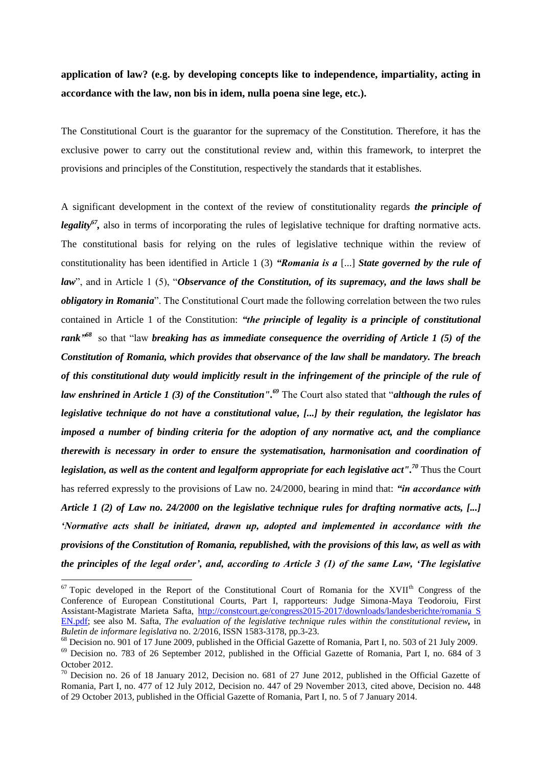**application of law? (e.g. by developing concepts like to independence, impartiality, acting in accordance with the law, non bis in idem, nulla poena sine lege, etc.).**

The Constitutional Court is the guarantor for the supremacy of the Constitution. Therefore, it has the exclusive power to carry out the constitutional review and, within this framework, to interpret the provisions and principles of the Constitution, respectively the standards that it establishes.

A significant development in the context of the review of constitutionality regards ***the principle of legality***[67], also in terms of incorporating the rules of legislative technique for drafting normative acts. The constitutional basis for relying on the rules of legislative technique within the review of constitutionality has been identified in Article 1 (3) ***"Romania is a*** [...] ***State governed by the rule of law***", and in Article 1 (5), "***Observance of the Constitution, of its supremacy, and the laws shall be obligatory in Romania***". The Constitutional Court made the following correlation between the two rules contained in Article 1 of the Constitution: ***"the principle of legality is a principle of constitutional rank"***[68] so that "law ***breaking has as immediate consequence the overriding of Article 1 (5) of the Constitution of Romania, which provides that observance of the law shall be mandatory. The breach of this constitutional duty would implicitly result in the infringement of the principle of the rule of law enshrined in Article 1 (3) of the Constitution".***[69] The Court also stated that "***although the rules of legislative technique do not have a constitutional value, [...] by their regulation, the legislator has imposed a number of binding criteria for the adoption of any normative act, and the compliance therewith is necessary in order to ensure the systematisation, harmonisation and coordination of legislation, as well as the content and legalform appropriate for each legislative act".***[70] Thus the Court has referred expressly to the provisions of Law no. 24/2000, bearing in mind that: ***"in accordance with Article 1 (2) of Law no. 24/2000 on the legislative technique rules for drafting normative acts, [...] 'Normative acts shall be initiated, drawn up, adopted and implemented in accordance with the provisions of the Constitution of Romania, republished, with the provisions of this law, as well as with the principles of the legal order', and, according to Article 3 (1) of the same Law, 'The legislative***

---

[67] Topic developed in the Report of the Constitutional Court of Romania for the XVII[th] Congress of the Conference of European Constitutional Courts, Part I, rapporteurs: Judge Simona-Maya Teodoroiu, First Assistant-Magistrate Marieta Safta, http://constcourt.ge/congress2015-2017/downloads/landesberichte/romania_SEN.pdf; see also M. Safta, *The evaluation of the legislative technique rules within the constitutional review*, in *Buletin de informare legislativa* no. 2/2016, ISSN 1583-3178, pp.3-23.

[68] Decision no. 901 of 17 June 2009, published in the Official Gazette of Romania, Part I, no. 503 of 21 July 2009.

[69] Decision no. 783 of 26 September 2012, published in the Official Gazette of Romania, Part I, no. 684 of 3 October 2012.

[70] Decision no. 26 of 18 January 2012, Decision no. 681 of 27 June 2012, published in the Official Gazette of Romania, Part I, no. 477 of 12 July 2012, Decision no. 447 of 29 November 2013, cited above, Decision no. 448 of 29 October 2013, published in the Official Gazette of Romania, Part I, no. 5 of 7 January 2014.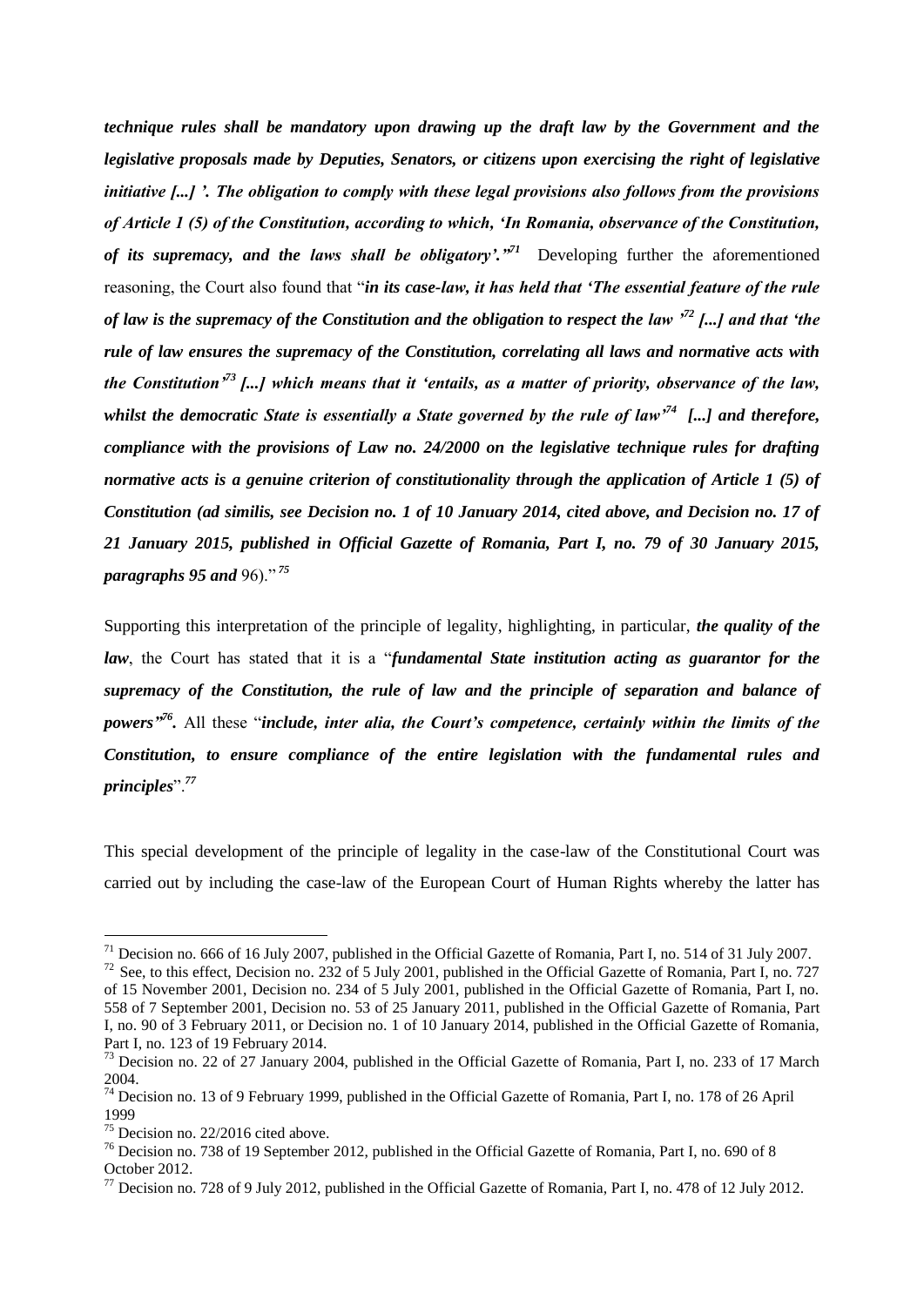***technique rules shall be mandatory upon drawing up the draft law by the Government and the legislative proposals made by Deputies, Senators, or citizens upon exercising the right of legislative initiative [...] '. The obligation to comply with these legal provisions also follows from the provisions of Article 1 (5) of the Constitution, according to which, 'In Romania, observance of the Constitution, of its supremacy, and the laws shall be obligatory'."***[71] Developing further the aforementioned reasoning, the Court also found that "***in its case-law, it has held that 'The essential feature of the rule of law is the supremacy of the Constitution and the obligation to respect the law '***[72] ***[...] and that 'the rule of law ensures the supremacy of the Constitution, correlating all laws and normative acts with the Constitution'***[73] ***[...] which means that it 'entails, as a matter of priority, observance of the law, whilst the democratic State is essentially a State governed by the rule of law'***[74] ***[...] and therefore, compliance with the provisions of Law no. 24/2000 on the legislative technique rules for drafting normative acts is a genuine criterion of constitutionality through the application of Article 1 (5) of Constitution (ad similis, see Decision no. 1 of 10 January 2014, cited above, and Decision no. 17 of 21 January 2015, published in Official Gazette of Romania, Part I, no. 79 of 30 January 2015, paragraphs 95 and*** 96)." [75]

Supporting this interpretation of the principle of legality, highlighting, in particular, ***the quality of the law***, the Court has stated that it is a "***fundamental State institution acting as guarantor for the supremacy of the Constitution, the rule of law and the principle of separation and balance of powers"***[76]***.*** All these "***include, inter alia, the Court's competence, certainly within the limits of the Constitution, to ensure compliance of the entire legislation with the fundamental rules and principles***".[77]

This special development of the principle of legality in the case-law of the Constitutional Court was carried out by including the case-law of the European Court of Human Rights whereby the latter has

---

[71] Decision no. 666 of 16 July 2007, published in the Official Gazette of Romania, Part I, no. 514 of 31 July 2007.

[72] See, to this effect, Decision no. 232 of 5 July 2001, published in the Official Gazette of Romania, Part I, no. 727 of 15 November 2001, Decision no. 234 of 5 July 2001, published in the Official Gazette of Romania, Part I, no. 558 of 7 September 2001, Decision no. 53 of 25 January 2011, published in the Official Gazette of Romania, Part I, no. 90 of 3 February 2011, or Decision no. 1 of 10 January 2014, published in the Official Gazette of Romania, Part I, no. 123 of 19 February 2014.

[73] Decision no. 22 of 27 January 2004, published in the Official Gazette of Romania, Part I, no. 233 of 17 March 2004.

[74] Decision no. 13 of 9 February 1999, published in the Official Gazette of Romania, Part I, no. 178 of 26 April 1999

[75] Decision no. 22/2016 cited above.

[76] Decision no. 738 of 19 September 2012, published in the Official Gazette of Romania, Part I, no. 690 of 8 October 2012.

[77] Decision no. 728 of 9 July 2012, published in the Official Gazette of Romania, Part I, no. 478 of 12 July 2012.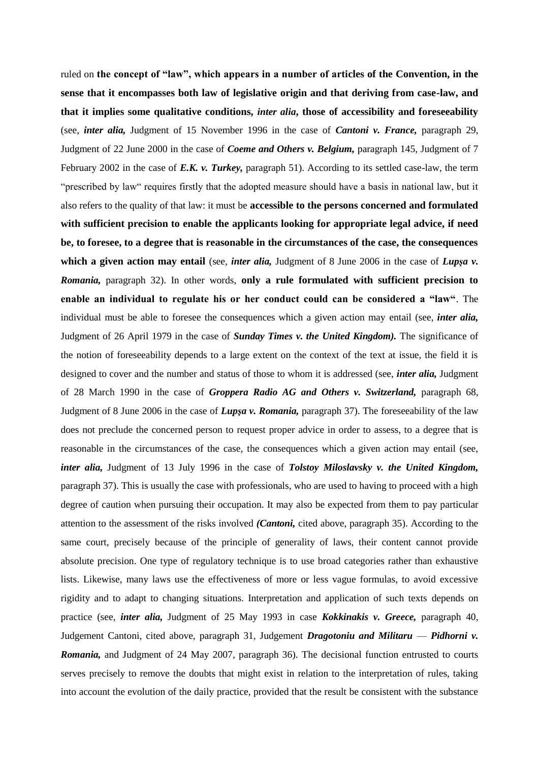ruled on **the concept of "law", which appears in a number of articles of the Convention, in the sense that it encompasses both law of legislative origin and that deriving from case-law, and that it implies some qualitative conditions, *inter alia*, those of accessibility and foreseeability** (see, ***inter alia,*** Judgment of 15 November 1996 in the case of ***Cantoni v. France,*** paragraph 29, Judgment of 22 June 2000 in the case of ***Coeme and Others v. Belgium,*** paragraph 145, Judgment of 7 February 2002 in the case of ***E.K. v. Turkey,*** paragraph 51). According to its settled case-law, the term "prescribed by law" requires firstly that the adopted measure should have a basis in national law, but it also refers to the quality of that law: it must be **accessible to the persons concerned and formulated with sufficient precision to enable the applicants looking for appropriate legal advice, if need be, to foresee, to a degree that is reasonable in the circumstances of the case, the consequences which a given action may entail** (see, ***inter alia,*** Judgment of 8 June 2006 in the case of ***Lupşa v. Romania,*** paragraph 32). In other words, **only a rule formulated with sufficient precision to enable an individual to regulate his or her conduct could can be considered a "law"**. The individual must be able to foresee the consequences which a given action may entail (see, ***inter alia,*** Judgment of 26 April 1979 in the case of ***Sunday Times v. the United Kingdom).*** The significance of the notion of foreseeability depends to a large extent on the context of the text at issue, the field it is designed to cover and the number and status of those to whom it is addressed (see, ***inter alia,*** Judgment of 28 March 1990 in the case of ***Groppera Radio AG and Others v. Switzerland,*** paragraph 68, Judgment of 8 June 2006 in the case of ***Lupşa v. Romania,*** paragraph 37). The foreseeability of the law does not preclude the concerned person to request proper advice in order to assess, to a degree that is reasonable in the circumstances of the case, the consequences which a given action may entail (see, ***inter alia,*** Judgment of 13 July 1996 in the case of ***Tolstoy Miloslavsky v. the United Kingdom,*** paragraph 37). This is usually the case with professionals, who are used to having to proceed with a high degree of caution when pursuing their occupation. It may also be expected from them to pay particular attention to the assessment of the risks involved ***(Cantoni,*** cited above, paragraph 35). According to the same court, precisely because of the principle of generality of laws, their content cannot provide absolute precision. One type of regulatory technique is to use broad categories rather than exhaustive lists. Likewise, many laws use the effectiveness of more or less vague formulas, to avoid excessive rigidity and to adapt to changing situations. Interpretation and application of such texts depends on practice (see, ***inter alia,*** Judgment of 25 May 1993 in case ***Kokkinakis v. Greece,*** paragraph 40, Judgement Cantoni, cited above, paragraph 31, Judgement ***Dragotoniu and Militaru — Pidhorni v. Romania,*** and Judgment of 24 May 2007, paragraph 36). The decisional function entrusted to courts serves precisely to remove the doubts that might exist in relation to the interpretation of rules, taking into account the evolution of the daily practice, provided that the result be consistent with the substance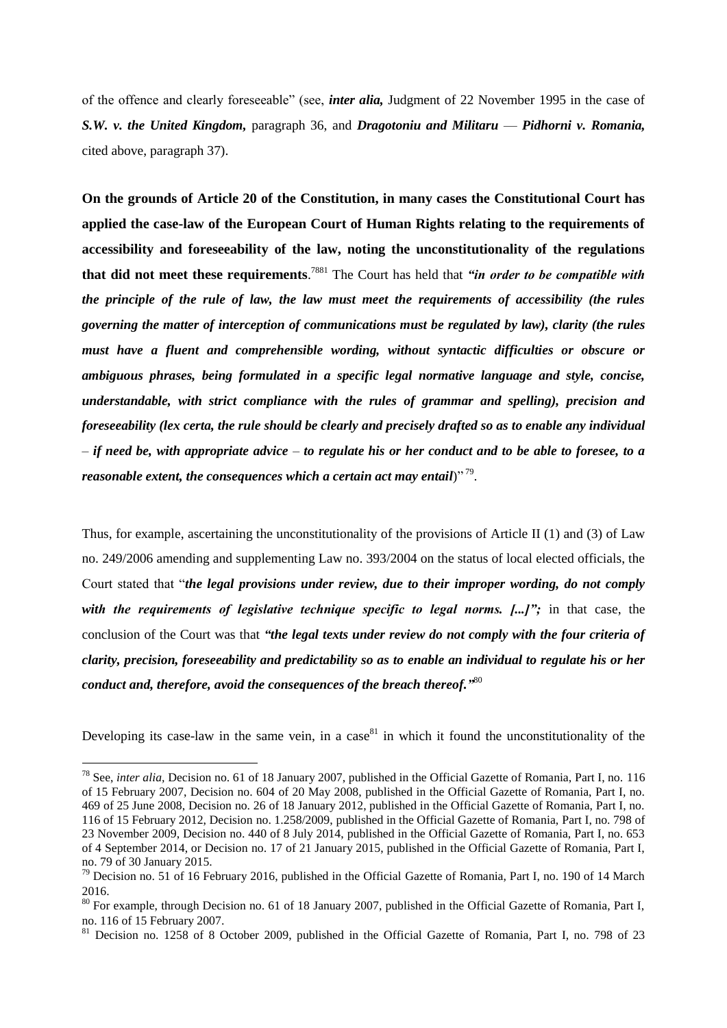of the offence and clearly foreseeable" (see, ***inter alia,*** Judgment of 22 November 1995 in the case of ***S.W. v. the United Kingdom,*** paragraph 36, and ***Dragotoniu and Militaru — Pidhorni v. Romania,*** cited above, paragraph 37).

**On the grounds of Article 20 of the Constitution, in many cases the Constitutional Court has applied the case-law of the European Court of Human Rights relating to the requirements of accessibility and foreseeability of the law, noting the unconstitutionality of the regulations that did not meet these requirements**.[78][81] The Court has held that ***"in order to be compatible with the principle of the rule of law, the law must meet the requirements of accessibility (the rules governing the matter of interception of communications must be regulated by law), clarity (the rules must have a fluent and comprehensible wording, without syntactic difficulties or obscure or ambiguous phrases, being formulated in a specific legal normative language and style, concise, understandable, with strict compliance with the rules of grammar and spelling), precision and foreseeability (lex certa, the rule should be clearly and precisely drafted so as to enable any individual – if need be, with appropriate advice – to regulate his or her conduct and to be able to foresee, to a reasonable extent, the consequences which a certain act may entail)"***[79].

Thus, for example, ascertaining the unconstitutionality of the provisions of Article II (1) and (3) of Law no. 249/2006 amending and supplementing Law no. 393/2004 on the status of local elected officials, the Court stated that "***the legal provisions under review, due to their improper wording, do not comply with the requirements of legislative technique specific to legal norms. [...]";*** in that case, the conclusion of the Court was that ***"the legal texts under review do not comply with the four criteria of clarity, precision, foreseeability and predictability so as to enable an individual to regulate his or her conduct and, therefore, avoid the consequences of the breach thereof."***[80]

Developing its case-law in the same vein, in a case[81] in which it found the unconstitutionality of the

---

[78] See, *inter alia*, Decision no. 61 of 18 January 2007, published in the Official Gazette of Romania, Part I, no. 116 of 15 February 2007, Decision no. 604 of 20 May 2008, published in the Official Gazette of Romania, Part I, no. 469 of 25 June 2008, Decision no. 26 of 18 January 2012, published in the Official Gazette of Romania, Part I, no. 116 of 15 February 2012, Decision no. 1.258/2009, published in the Official Gazette of Romania, Part I, no. 798 of 23 November 2009, Decision no. 440 of 8 July 2014, published in the Official Gazette of Romania, Part I, no. 653 of 4 September 2014, or Decision no. 17 of 21 January 2015, published in the Official Gazette of Romania, Part I, no. 79 of 30 January 2015.

[79] Decision no. 51 of 16 February 2016, published in the Official Gazette of Romania, Part I, no. 190 of 14 March 2016.

[80] For example, through Decision no. 61 of 18 January 2007, published in the Official Gazette of Romania, Part I, no. 116 of 15 February 2007.

[81] Decision no. 1258 of 8 October 2009, published in the Official Gazette of Romania, Part I, no. 798 of 23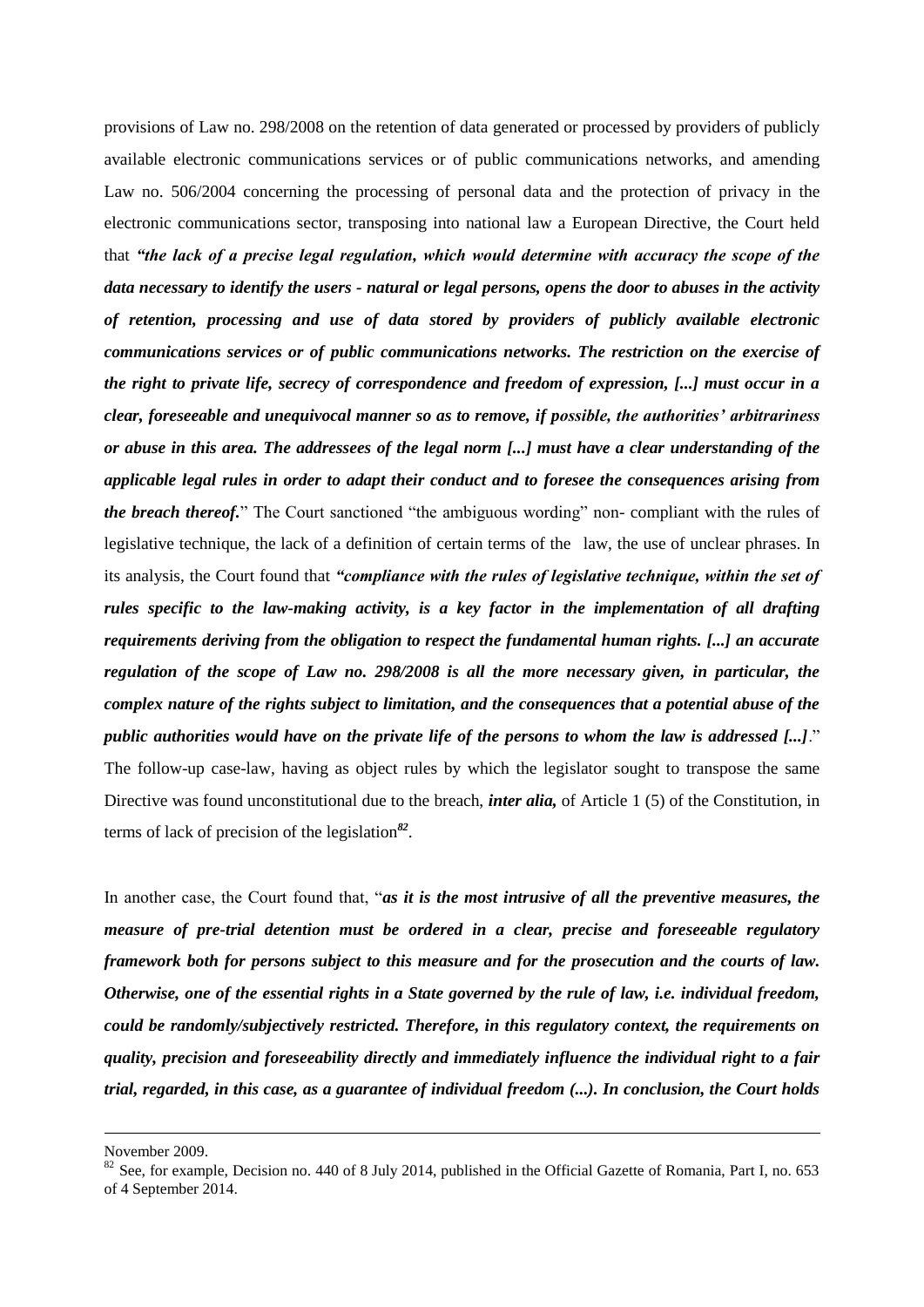provisions of Law no. 298/2008 on the retention of data generated or processed by providers of publicly available electronic communications services or of public communications networks, and amending Law no. 506/2004 concerning the processing of personal data and the protection of privacy in the electronic communications sector, transposing into national law a European Directive, the Court held that ***"the lack of a precise legal regulation, which would determine with accuracy the scope of the data necessary to identify the users - natural or legal persons, opens the door to abuses in the activity of retention, processing and use of data stored by providers of publicly available electronic communications services or of public communications networks. The restriction on the exercise of the right to private life, secrecy of correspondence and freedom of expression, [...] must occur in a clear, foreseeable and unequivocal manner so as to remove, if possible, the authorities' arbitrariness or abuse in this area. The addressees of the legal norm [...] must have a clear understanding of the applicable legal rules in order to adapt their conduct and to foresee the consequences arising from the breach thereof.***" The Court sanctioned "the ambiguous wording" non- compliant with the rules of legislative technique, the lack of a definition of certain terms of the law, the use of unclear phrases. In its analysis, the Court found that ***"compliance with the rules of legislative technique, within the set of rules specific to the law-making activity, is a key factor in the implementation of all drafting requirements deriving from the obligation to respect the fundamental human rights. [...] an accurate regulation of the scope of Law no. 298/2008 is all the more necessary given, in particular, the complex nature of the rights subject to limitation, and the consequences that a potential abuse of the public authorities would have on the private life of the persons to whom the law is addressed [...]***." The follow-up case-law, having as object rules by which the legislator sought to transpose the same Directive was found unconstitutional due to the breach, ***inter alia,*** of Article 1 (5) of the Constitution, in terms of lack of precision of the legislation[82].

In another case, the Court found that, "***as it is the most intrusive of all the preventive measures, the measure of pre-trial detention must be ordered in a clear, precise and foreseeable regulatory framework both for persons subject to this measure and for the prosecution and the courts of law. Otherwise, one of the essential rights in a State governed by the rule of law, i.e. individual freedom, could be randomly/subjectively restricted. Therefore, in this regulatory context, the requirements on quality, precision and foreseeability directly and immediately influence the individual right to a fair trial, regarded, in this case, as a guarantee of individual freedom (...). In conclusion, the Court holds***

November 2009.

[82] See, for example, Decision no. 440 of 8 July 2014, published in the Official Gazette of Romania, Part I, no. 653 of 4 September 2014.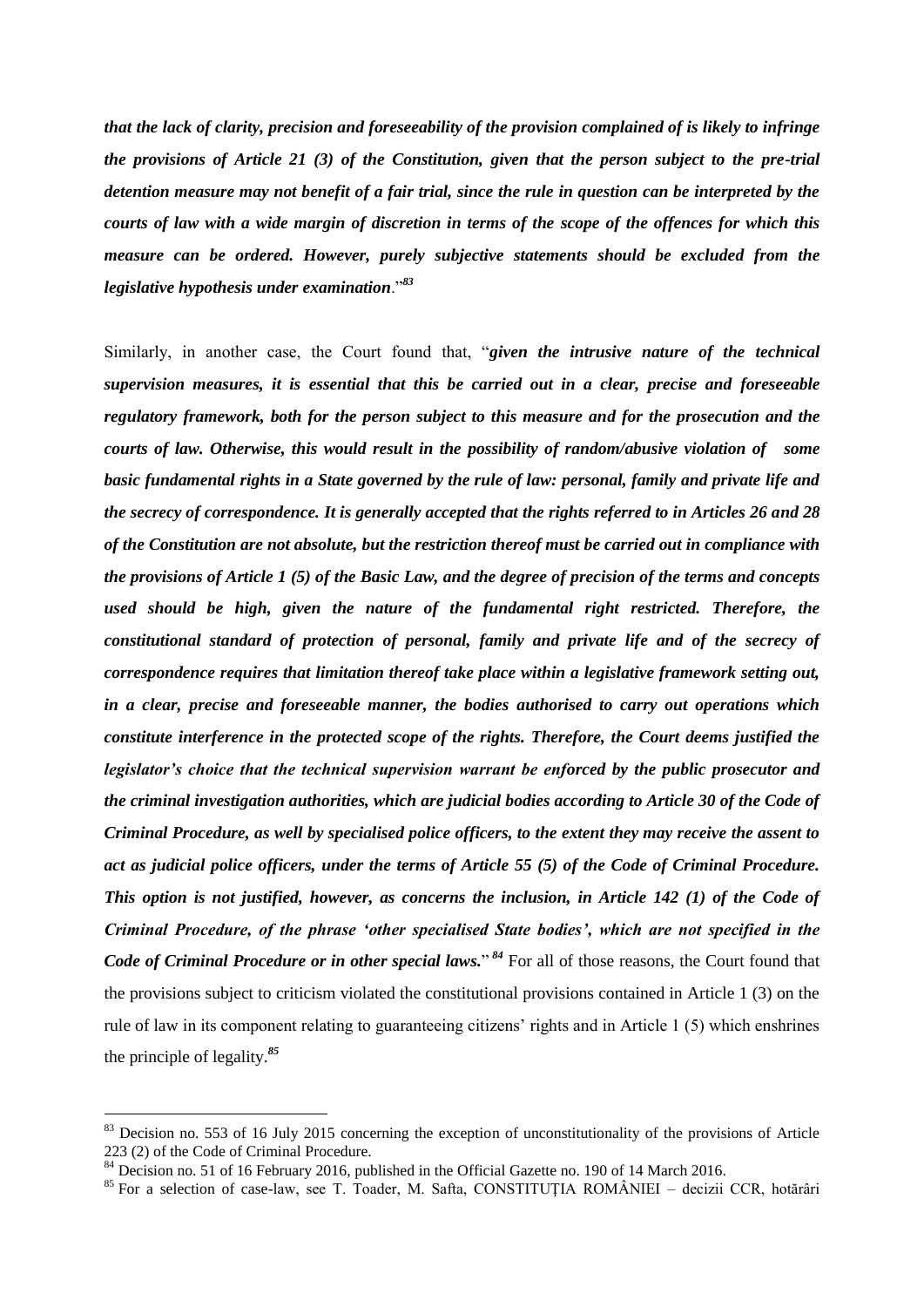***that the lack of clarity, precision and foreseeability of the provision complained of is likely to infringe the provisions of Article 21 (3) of the Constitution, given that the person subject to the pre-trial detention measure may not benefit of a fair trial, since the rule in question can be interpreted by the courts of law with a wide margin of discretion in terms of the scope of the offences for which this measure can be ordered. However, purely subjective statements should be excluded from the legislative hypothesis under examination***."[83]

Similarly, in another case, the Court found that, "***given the intrusive nature of the technical supervision measures, it is essential that this be carried out in a clear, precise and foreseeable regulatory framework, both for the person subject to this measure and for the prosecution and the courts of law. Otherwise, this would result in the possibility of random/abusive violation of some basic fundamental rights in a State governed by the rule of law: personal, family and private life and the secrecy of correspondence. It is generally accepted that the rights referred to in Articles 26 and 28 of the Constitution are not absolute, but the restriction thereof must be carried out in compliance with the provisions of Article 1 (5) of the Basic Law, and the degree of precision of the terms and concepts used should be high, given the nature of the fundamental right restricted. Therefore, the constitutional standard of protection of personal, family and private life and of the secrecy of correspondence requires that limitation thereof take place within a legislative framework setting out, in a clear, precise and foreseeable manner, the bodies authorised to carry out operations which constitute interference in the protected scope of the rights. Therefore, the Court deems justified the legislator's choice that the technical supervision warrant be enforced by the public prosecutor and the criminal investigation authorities, which are judicial bodies according to Article 30 of the Code of Criminal Procedure, as well by specialised police officers, to the extent they may receive the assent to act as judicial police officers, under the terms of Article 55 (5) of the Code of Criminal Procedure. This option is not justified, however, as concerns the inclusion, in Article 142 (1) of the Code of Criminal Procedure, of the phrase 'other specialised State bodies', which are not specified in the Code of Criminal Procedure or in other special laws.***"[84] For all of those reasons, the Court found that the provisions subject to criticism violated the constitutional provisions contained in Article 1 (3) on the rule of law in its component relating to guaranteeing citizens' rights and in Article 1 (5) which enshrines the principle of legality.[85]

---

[83] Decision no. 553 of 16 July 2015 concerning the exception of unconstitutionality of the provisions of Article 223 (2) of the Code of Criminal Procedure.

[84] Decision no. 51 of 16 February 2016, published in the Official Gazette no. 190 of 14 March 2016.

[85] For a selection of case-law, see T. Toader, M. Safta, CONSTITUŢIA ROMÂNIEI – decizii CCR, hotărâri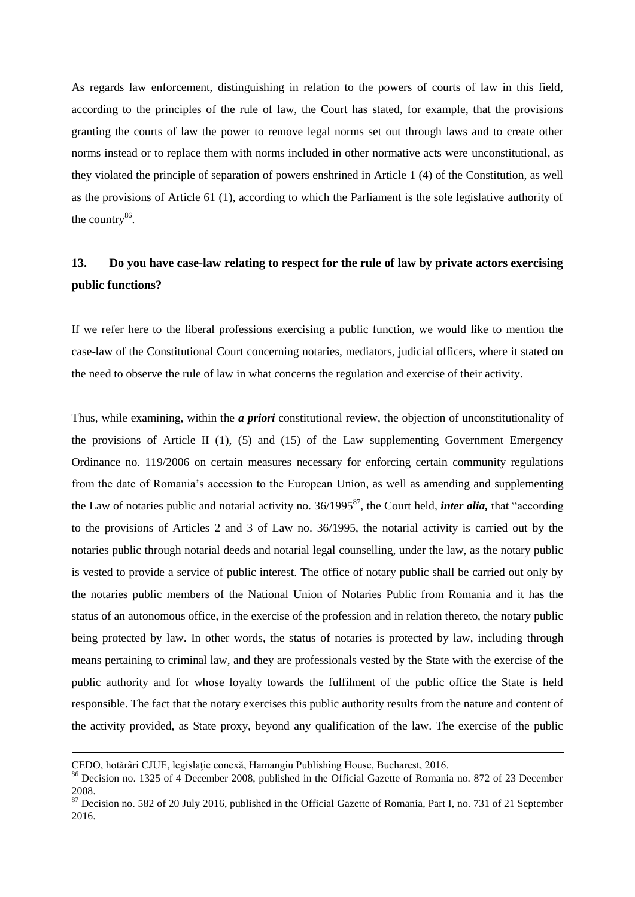As regards law enforcement, distinguishing in relation to the powers of courts of law in this field, according to the principles of the rule of law, the Court has stated, for example, that the provisions granting the courts of law the power to remove legal norms set out through laws and to create other norms instead or to replace them with norms included in other normative acts were unconstitutional, as they violated the principle of separation of powers enshrined in Article 1 (4) of the Constitution, as well as the provisions of Article 61 (1), according to which the Parliament is the sole legislative authority of the country[86].

## 13. Do you have case-law relating to respect for the rule of law by private actors exercising public functions?

If we refer here to the liberal professions exercising a public function, we would like to mention the case-law of the Constitutional Court concerning notaries, mediators, judicial officers, where it stated on the need to observe the rule of law in what concerns the regulation and exercise of their activity.

Thus, while examining, within the ***a priori*** constitutional review, the objection of unconstitutionality of the provisions of Article II (1), (5) and (15) of the Law supplementing Government Emergency Ordinance no. 119/2006 on certain measures necessary for enforcing certain community regulations from the date of Romania's accession to the European Union, as well as amending and supplementing the Law of notaries public and notarial activity no. 36/1995[87], the Court held, ***inter alia,*** that "according to the provisions of Articles 2 and 3 of Law no. 36/1995, the notarial activity is carried out by the notaries public through notarial deeds and notarial legal counselling, under the law, as the notary public is vested to provide a service of public interest. The office of notary public shall be carried out only by the notaries public members of the National Union of Notaries Public from Romania and it has the status of an autonomous office, in the exercise of the profession and in relation thereto, the notary public being protected by law. In other words, the status of notaries is protected by law, including through means pertaining to criminal law, and they are professionals vested by the State with the exercise of the public authority and for whose loyalty towards the fulfilment of the public office the State is held responsible. The fact that the notary exercises this public authority results from the nature and content of the activity provided, as State proxy, beyond any qualification of the law. The exercise of the public

---

CEDO, hotărâri CJUE, legislație conexă, Hamangiu Publishing House, Bucharest, 2016.

[86] Decision no. 1325 of 4 December 2008, published in the Official Gazette of Romania no. 872 of 23 December 2008.

[87] Decision no. 582 of 20 July 2016, published in the Official Gazette of Romania, Part I, no. 731 of 21 September 2016.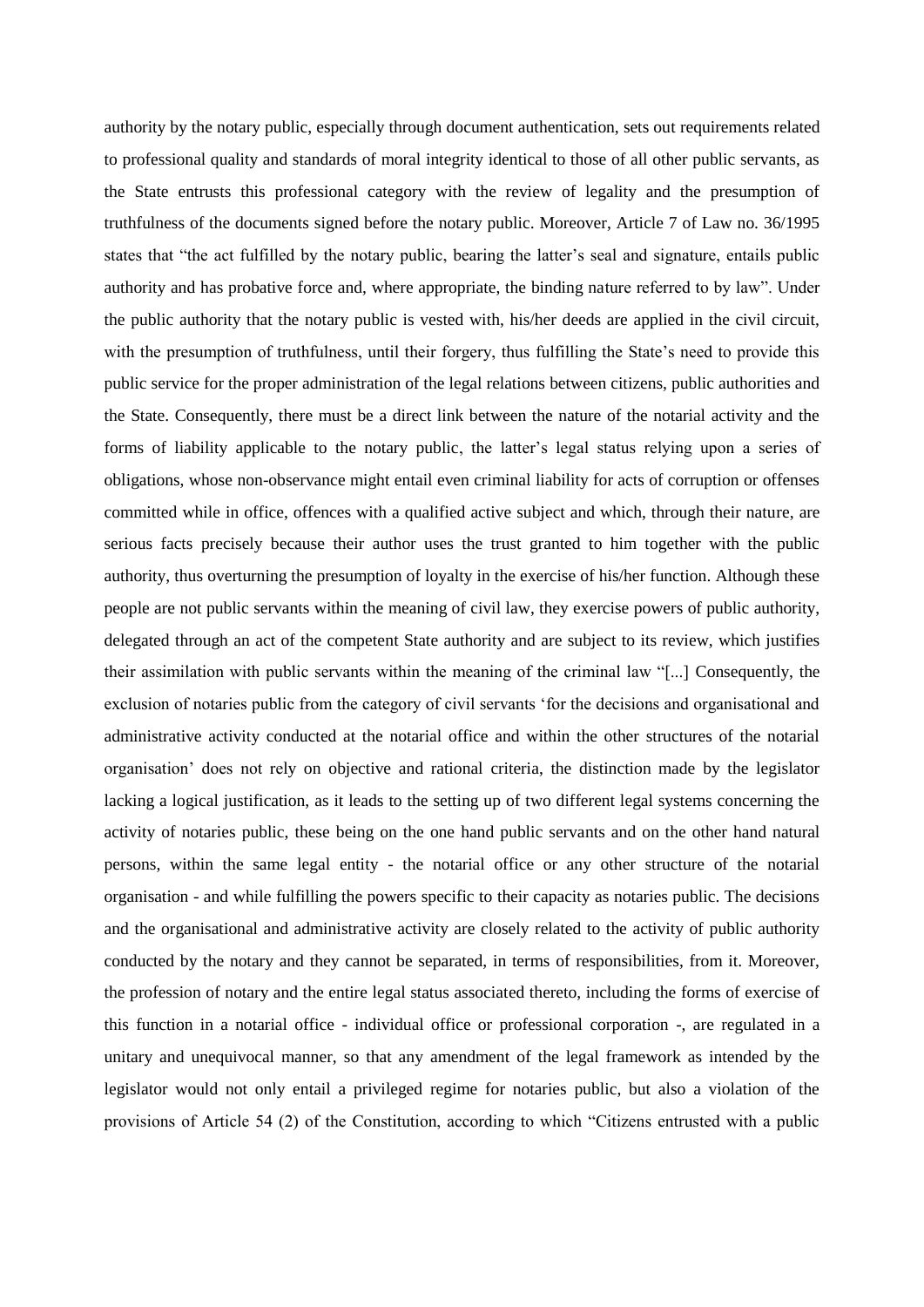authority by the notary public, especially through document authentication, sets out requirements related to professional quality and standards of moral integrity identical to those of all other public servants, as the State entrusts this professional category with the review of legality and the presumption of truthfulness of the documents signed before the notary public. Moreover, Article 7 of Law no. 36/1995 states that "the act fulfilled by the notary public, bearing the latter's seal and signature, entails public authority and has probative force and, where appropriate, the binding nature referred to by law". Under the public authority that the notary public is vested with, his/her deeds are applied in the civil circuit, with the presumption of truthfulness, until their forgery, thus fulfilling the State's need to provide this public service for the proper administration of the legal relations between citizens, public authorities and the State. Consequently, there must be a direct link between the nature of the notarial activity and the forms of liability applicable to the notary public, the latter's legal status relying upon a series of obligations, whose non-observance might entail even criminal liability for acts of corruption or offenses committed while in office, offences with a qualified active subject and which, through their nature, are serious facts precisely because their author uses the trust granted to him together with the public authority, thus overturning the presumption of loyalty in the exercise of his/her function. Although these people are not public servants within the meaning of civil law, they exercise powers of public authority, delegated through an act of the competent State authority and are subject to its review, which justifies their assimilation with public servants within the meaning of the criminal law "[...] Consequently, the exclusion of notaries public from the category of civil servants 'for the decisions and organisational and administrative activity conducted at the notarial office and within the other structures of the notarial organisation' does not rely on objective and rational criteria, the distinction made by the legislator lacking a logical justification, as it leads to the setting up of two different legal systems concerning the activity of notaries public, these being on the one hand public servants and on the other hand natural persons, within the same legal entity - the notarial office or any other structure of the notarial organisation - and while fulfilling the powers specific to their capacity as notaries public. The decisions and the organisational and administrative activity are closely related to the activity of public authority conducted by the notary and they cannot be separated, in terms of responsibilities, from it. Moreover, the profession of notary and the entire legal status associated thereto, including the forms of exercise of this function in a notarial office - individual office or professional corporation -, are regulated in a unitary and unequivocal manner, so that any amendment of the legal framework as intended by the legislator would not only entail a privileged regime for notaries public, but also a violation of the provisions of Article 54 (2) of the Constitution, according to which "Citizens entrusted with a public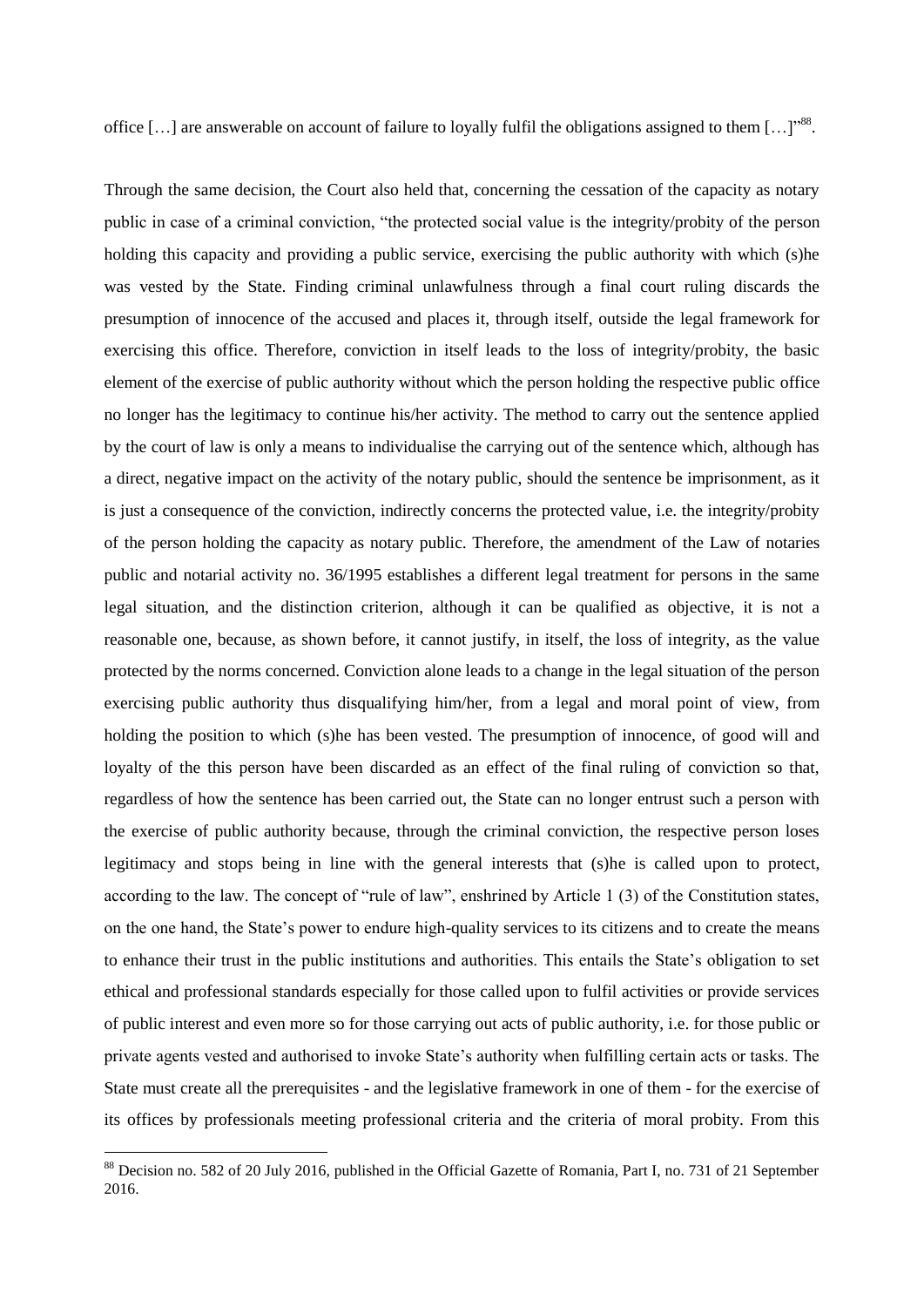office […] are answerable on account of failure to loyally fulfil the obligations assigned to them […]"[88].

Through the same decision, the Court also held that, concerning the cessation of the capacity as notary public in case of a criminal conviction, "the protected social value is the integrity/probity of the person holding this capacity and providing a public service, exercising the public authority with which (s)he was vested by the State. Finding criminal unlawfulness through a final court ruling discards the presumption of innocence of the accused and places it, through itself, outside the legal framework for exercising this office. Therefore, conviction in itself leads to the loss of integrity/probity, the basic element of the exercise of public authority without which the person holding the respective public office no longer has the legitimacy to continue his/her activity. The method to carry out the sentence applied by the court of law is only a means to individualise the carrying out of the sentence which, although has a direct, negative impact on the activity of the notary public, should the sentence be imprisonment, as it is just a consequence of the conviction, indirectly concerns the protected value, i.e. the integrity/probity of the person holding the capacity as notary public. Therefore, the amendment of the Law of notaries public and notarial activity no. 36/1995 establishes a different legal treatment for persons in the same legal situation, and the distinction criterion, although it can be qualified as objective, it is not a reasonable one, because, as shown before, it cannot justify, in itself, the loss of integrity, as the value protected by the norms concerned. Conviction alone leads to a change in the legal situation of the person exercising public authority thus disqualifying him/her, from a legal and moral point of view, from holding the position to which (s)he has been vested. The presumption of innocence, of good will and loyalty of the this person have been discarded as an effect of the final ruling of conviction so that, regardless of how the sentence has been carried out, the State can no longer entrust such a person with the exercise of public authority because, through the criminal conviction, the respective person loses legitimacy and stops being in line with the general interests that (s)he is called upon to protect, according to the law. The concept of "rule of law", enshrined by Article 1 (3) of the Constitution states, on the one hand, the State's power to endure high-quality services to its citizens and to create the means to enhance their trust in the public institutions and authorities. This entails the State's obligation to set ethical and professional standards especially for those called upon to fulfil activities or provide services of public interest and even more so for those carrying out acts of public authority, i.e. for those public or private agents vested and authorised to invoke State's authority when fulfilling certain acts or tasks. The State must create all the prerequisites - and the legislative framework in one of them - for the exercise of its offices by professionals meeting professional criteria and the criteria of moral probity. From this

[88] Decision no. 582 of 20 July 2016, published in the Official Gazette of Romania, Part I, no. 731 of 21 September 2016.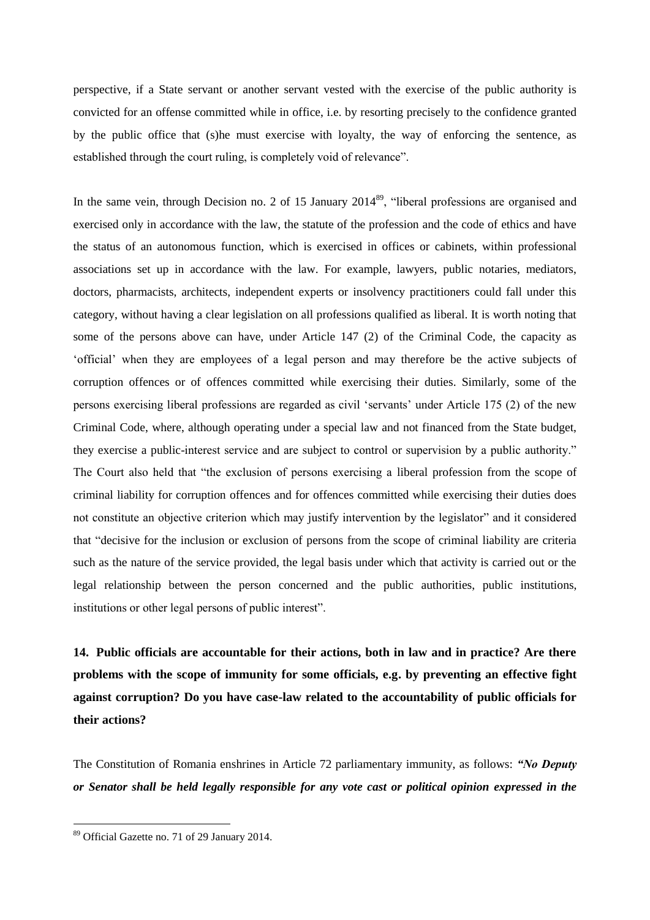perspective, if a State servant or another servant vested with the exercise of the public authority is convicted for an offense committed while in office, i.e. by resorting precisely to the confidence granted by the public office that (s)he must exercise with loyalty, the way of enforcing the sentence, as established through the court ruling, is completely void of relevance".

In the same vein, through Decision no. 2 of 15 January 2014[89], "liberal professions are organised and exercised only in accordance with the law, the statute of the profession and the code of ethics and have the status of an autonomous function, which is exercised in offices or cabinets, within professional associations set up in accordance with the law. For example, lawyers, public notaries, mediators, doctors, pharmacists, architects, independent experts or insolvency practitioners could fall under this category, without having a clear legislation on all professions qualified as liberal. It is worth noting that some of the persons above can have, under Article 147 (2) of the Criminal Code, the capacity as 'official' when they are employees of a legal person and may therefore be the active subjects of corruption offences or of offences committed while exercising their duties. Similarly, some of the persons exercising liberal professions are regarded as civil 'servants' under Article 175 (2) of the new Criminal Code, where, although operating under a special law and not financed from the State budget, they exercise a public-interest service and are subject to control or supervision by a public authority." The Court also held that "the exclusion of persons exercising a liberal profession from the scope of criminal liability for corruption offences and for offences committed while exercising their duties does not constitute an objective criterion which may justify intervention by the legislator" and it considered that "decisive for the inclusion or exclusion of persons from the scope of criminal liability are criteria such as the nature of the service provided, the legal basis under which that activity is carried out or the legal relationship between the person concerned and the public authorities, public institutions, institutions or other legal persons of public interest".

## 14. Public officials are accountable for their actions, both in law and in practice? Are there problems with the scope of immunity for some officials, e.g. by preventing an effective fight against corruption? Do you have case-law related to the accountability of public officials for their actions?

The Constitution of Romania enshrines in Article 72 parliamentary immunity, as follows: ***"No Deputy or Senator shall be held legally responsible for any vote cast or political opinion expressed in the***

---

[89] Official Gazette no. 71 of 29 January 2014.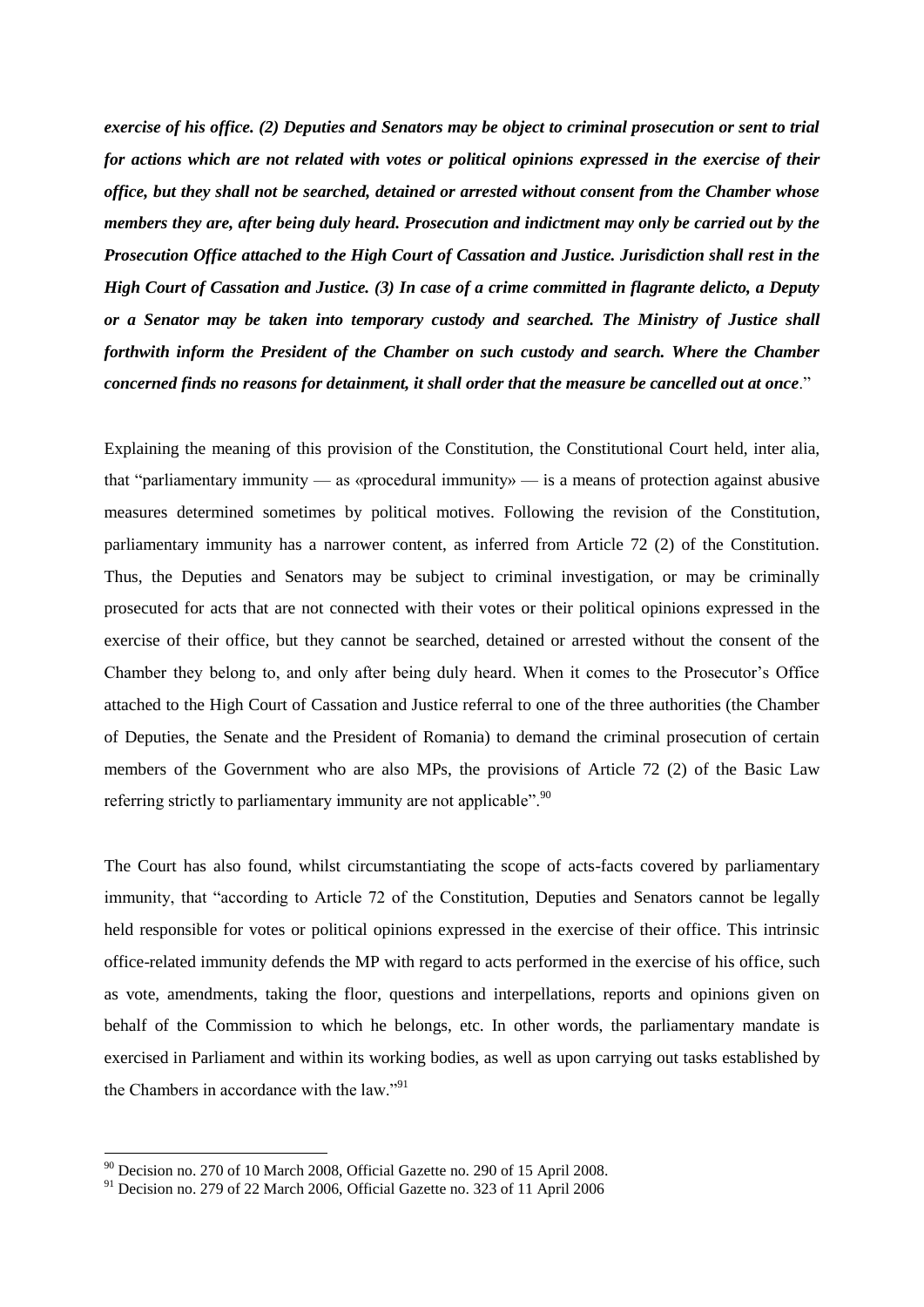***exercise of his office. (2) Deputies and Senators may be object to criminal prosecution or sent to trial for actions which are not related with votes or political opinions expressed in the exercise of their office, but they shall not be searched, detained or arrested without consent from the Chamber whose members they are, after being duly heard. Prosecution and indictment may only be carried out by the Prosecution Office attached to the High Court of Cassation and Justice. Jurisdiction shall rest in the High Court of Cassation and Justice. (3) In case of a crime committed in flagrante delicto, a Deputy or a Senator may be taken into temporary custody and searched. The Ministry of Justice shall forthwith inform the President of the Chamber on such custody and search. Where the Chamber concerned finds no reasons for detainment, it shall order that the measure be cancelled out at once***."

Explaining the meaning of this provision of the Constitution, the Constitutional Court held, inter alia, that "parliamentary immunity — as «procedural immunity» — is a means of protection against abusive measures determined sometimes by political motives. Following the revision of the Constitution, parliamentary immunity has a narrower content, as inferred from Article 72 (2) of the Constitution. Thus, the Deputies and Senators may be subject to criminal investigation, or may be criminally prosecuted for acts that are not connected with their votes or their political opinions expressed in the exercise of their office, but they cannot be searched, detained or arrested without the consent of the Chamber they belong to, and only after being duly heard. When it comes to the Prosecutor's Office attached to the High Court of Cassation and Justice referral to one of the three authorities (the Chamber of Deputies, the Senate and the President of Romania) to demand the criminal prosecution of certain members of the Government who are also MPs, the provisions of Article 72 (2) of the Basic Law referring strictly to parliamentary immunity are not applicable".[90]

The Court has also found, whilst circumstantiating the scope of acts-facts covered by parliamentary immunity, that "according to Article 72 of the Constitution, Deputies and Senators cannot be legally held responsible for votes or political opinions expressed in the exercise of their office. This intrinsic office-related immunity defends the MP with regard to acts performed in the exercise of his office, such as vote, amendments, taking the floor, questions and interpellations, reports and opinions given on behalf of the Commission to which he belongs, etc. In other words, the parliamentary mandate is exercised in Parliament and within its working bodies, as well as upon carrying out tasks established by the Chambers in accordance with the law."[91]

---

[90] Decision no. 270 of 10 March 2008, Official Gazette no. 290 of 15 April 2008.

[91] Decision no. 279 of 22 March 2006, Official Gazette no. 323 of 11 April 2006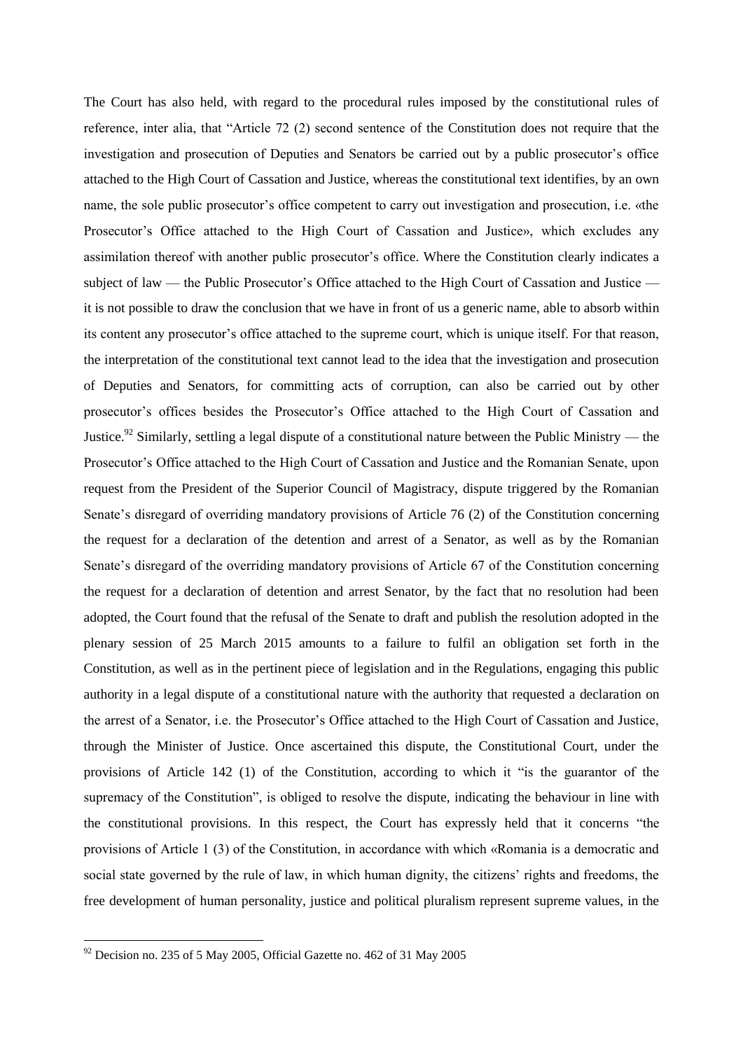The Court has also held, with regard to the procedural rules imposed by the constitutional rules of reference, inter alia, that "Article 72 (2) second sentence of the Constitution does not require that the investigation and prosecution of Deputies and Senators be carried out by a public prosecutor's office attached to the High Court of Cassation and Justice, whereas the constitutional text identifies, by an own name, the sole public prosecutor's office competent to carry out investigation and prosecution, i.e. «the Prosecutor's Office attached to the High Court of Cassation and Justice», which excludes any assimilation thereof with another public prosecutor's office. Where the Constitution clearly indicates a subject of law — the Public Prosecutor's Office attached to the High Court of Cassation and Justice — it is not possible to draw the conclusion that we have in front of us a generic name, able to absorb within its content any prosecutor's office attached to the supreme court, which is unique itself. For that reason, the interpretation of the constitutional text cannot lead to the idea that the investigation and prosecution of Deputies and Senators, for committing acts of corruption, can also be carried out by other prosecutor's offices besides the Prosecutor's Office attached to the High Court of Cassation and Justice.[92] Similarly, settling a legal dispute of a constitutional nature between the Public Ministry — the Prosecutor's Office attached to the High Court of Cassation and Justice and the Romanian Senate, upon request from the President of the Superior Council of Magistracy, dispute triggered by the Romanian Senate's disregard of overriding mandatory provisions of Article 76 (2) of the Constitution concerning the request for a declaration of the detention and arrest of a Senator, as well as by the Romanian Senate's disregard of the overriding mandatory provisions of Article 67 of the Constitution concerning the request for a declaration of detention and arrest Senator, by the fact that no resolution had been adopted, the Court found that the refusal of the Senate to draft and publish the resolution adopted in the plenary session of 25 March 2015 amounts to a failure to fulfil an obligation set forth in the Constitution, as well as in the pertinent piece of legislation and in the Regulations, engaging this public authority in a legal dispute of a constitutional nature with the authority that requested a declaration on the arrest of a Senator, i.e. the Prosecutor's Office attached to the High Court of Cassation and Justice, through the Minister of Justice. Once ascertained this dispute, the Constitutional Court, under the provisions of Article 142 (1) of the Constitution, according to which it "is the guarantor of the supremacy of the Constitution", is obliged to resolve the dispute, indicating the behaviour in line with the constitutional provisions. In this respect, the Court has expressly held that it concerns "the provisions of Article 1 (3) of the Constitution, in accordance with which «Romania is a democratic and social state governed by the rule of law, in which human dignity, the citizens' rights and freedoms, the free development of human personality, justice and political pluralism represent supreme values, in the

---

[92] Decision no. 235 of 5 May 2005, Official Gazette no. 462 of 31 May 2005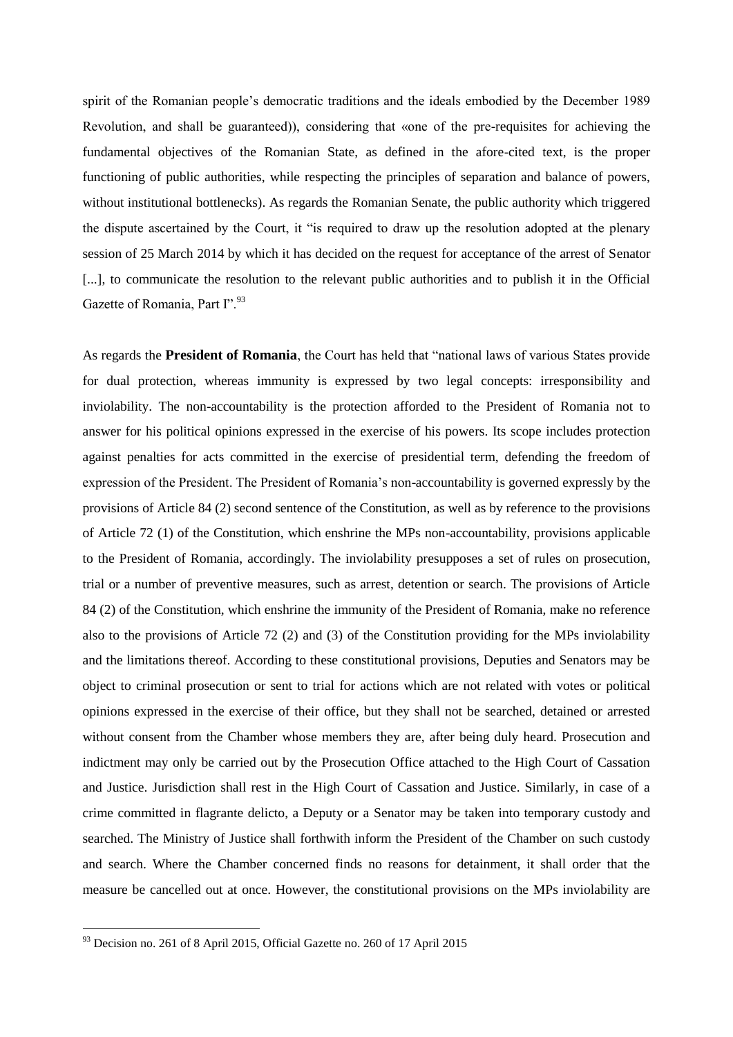spirit of the Romanian people's democratic traditions and the ideals embodied by the December 1989 Revolution, and shall be guaranteed)), considering that «one of the pre-requisites for achieving the fundamental objectives of the Romanian State, as defined in the afore-cited text, is the proper functioning of public authorities, while respecting the principles of separation and balance of powers, without institutional bottlenecks). As regards the Romanian Senate, the public authority which triggered the dispute ascertained by the Court, it "is required to draw up the resolution adopted at the plenary session of 25 March 2014 by which it has decided on the request for acceptance of the arrest of Senator [...], to communicate the resolution to the relevant public authorities and to publish it in the Official Gazette of Romania, Part I".[93]

As regards the **President of Romania**, the Court has held that "national laws of various States provide for dual protection, whereas immunity is expressed by two legal concepts: irresponsibility and inviolability. The non-accountability is the protection afforded to the President of Romania not to answer for his political opinions expressed in the exercise of his powers. Its scope includes protection against penalties for acts committed in the exercise of presidential term, defending the freedom of expression of the President. The President of Romania's non-accountability is governed expressly by the provisions of Article 84 (2) second sentence of the Constitution, as well as by reference to the provisions of Article 72 (1) of the Constitution, which enshrine the MPs non-accountability, provisions applicable to the President of Romania, accordingly. The inviolability presupposes a set of rules on prosecution, trial or a number of preventive measures, such as arrest, detention or search. The provisions of Article 84 (2) of the Constitution, which enshrine the immunity of the President of Romania, make no reference also to the provisions of Article 72 (2) and (3) of the Constitution providing for the MPs inviolability and the limitations thereof. According to these constitutional provisions, Deputies and Senators may be object to criminal prosecution or sent to trial for actions which are not related with votes or political opinions expressed in the exercise of their office, but they shall not be searched, detained or arrested without consent from the Chamber whose members they are, after being duly heard. Prosecution and indictment may only be carried out by the Prosecution Office attached to the High Court of Cassation and Justice. Jurisdiction shall rest in the High Court of Cassation and Justice. Similarly, in case of a crime committed in flagrante delicto, a Deputy or a Senator may be taken into temporary custody and searched. The Ministry of Justice shall forthwith inform the President of the Chamber on such custody and search. Where the Chamber concerned finds no reasons for detainment, it shall order that the measure be cancelled out at once. However, the constitutional provisions on the MPs inviolability are

[93] Decision no. 261 of 8 April 2015, Official Gazette no. 260 of 17 April 2015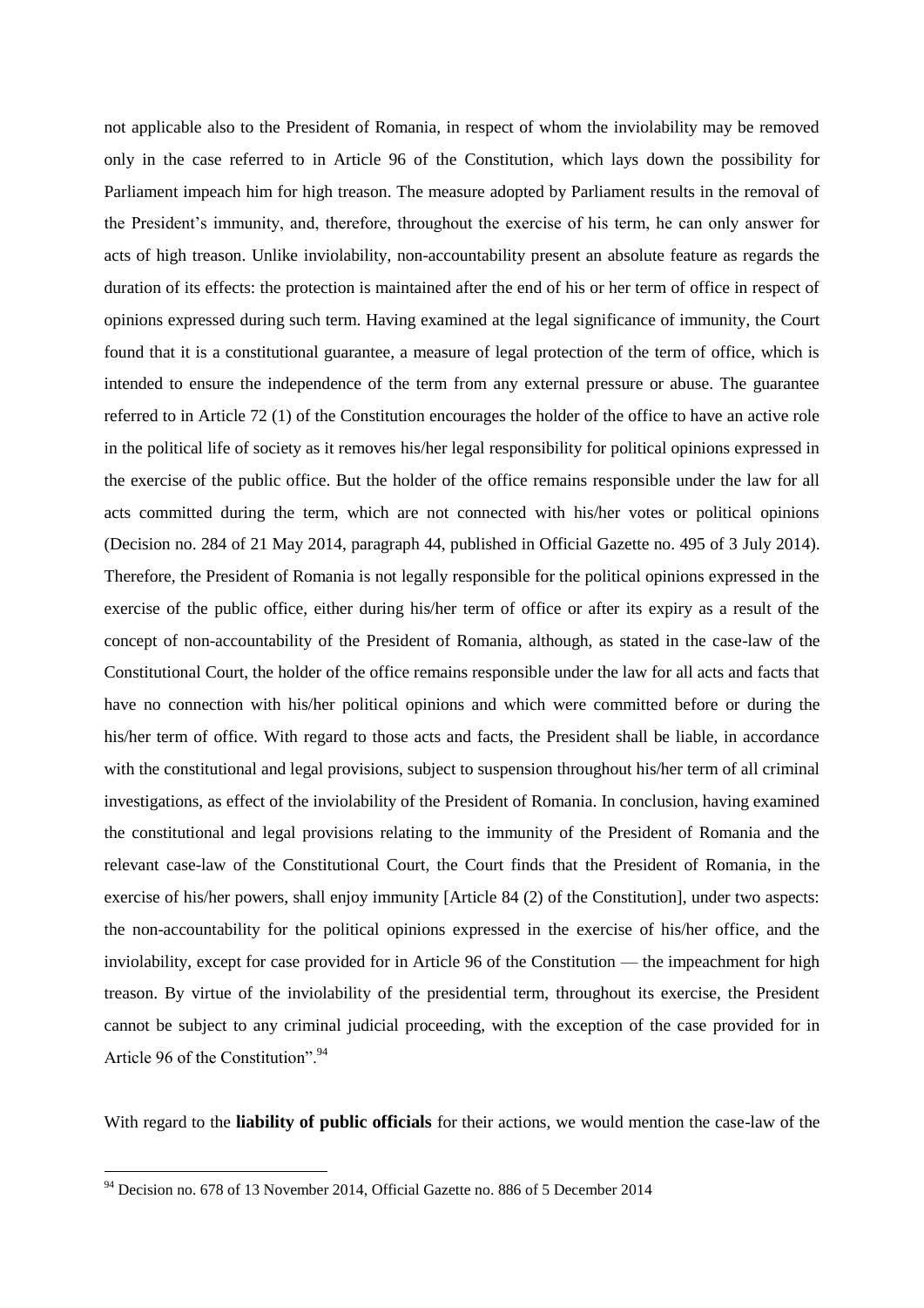not applicable also to the President of Romania, in respect of whom the inviolability may be removed only in the case referred to in Article 96 of the Constitution, which lays down the possibility for Parliament impeach him for high treason. The measure adopted by Parliament results in the removal of the President's immunity, and, therefore, throughout the exercise of his term, he can only answer for acts of high treason. Unlike inviolability, non-accountability present an absolute feature as regards the duration of its effects: the protection is maintained after the end of his or her term of office in respect of opinions expressed during such term. Having examined at the legal significance of immunity, the Court found that it is a constitutional guarantee, a measure of legal protection of the term of office, which is intended to ensure the independence of the term from any external pressure or abuse. The guarantee referred to in Article 72 (1) of the Constitution encourages the holder of the office to have an active role in the political life of society as it removes his/her legal responsibility for political opinions expressed in the exercise of the public office. But the holder of the office remains responsible under the law for all acts committed during the term, which are not connected with his/her votes or political opinions (Decision no. 284 of 21 May 2014, paragraph 44, published in Official Gazette no. 495 of 3 July 2014). Therefore, the President of Romania is not legally responsible for the political opinions expressed in the exercise of the public office, either during his/her term of office or after its expiry as a result of the concept of non-accountability of the President of Romania, although, as stated in the case-law of the Constitutional Court, the holder of the office remains responsible under the law for all acts and facts that have no connection with his/her political opinions and which were committed before or during the his/her term of office. With regard to those acts and facts, the President shall be liable, in accordance with the constitutional and legal provisions, subject to suspension throughout his/her term of all criminal investigations, as effect of the inviolability of the President of Romania. In conclusion, having examined the constitutional and legal provisions relating to the immunity of the President of Romania and the relevant case-law of the Constitutional Court, the Court finds that the President of Romania, in the exercise of his/her powers, shall enjoy immunity [Article 84 (2) of the Constitution], under two aspects: the non-accountability for the political opinions expressed in the exercise of his/her office, and the inviolability, except for case provided for in Article 96 of the Constitution — the impeachment for high treason. By virtue of the inviolability of the presidential term, throughout its exercise, the President cannot be subject to any criminal judicial proceeding, with the exception of the case provided for in Article 96 of the Constitution".[94]

With regard to the **liability of public officials** for their actions, we would mention the case-law of the

[94] Decision no. 678 of 13 November 2014, Official Gazette no. 886 of 5 December 2014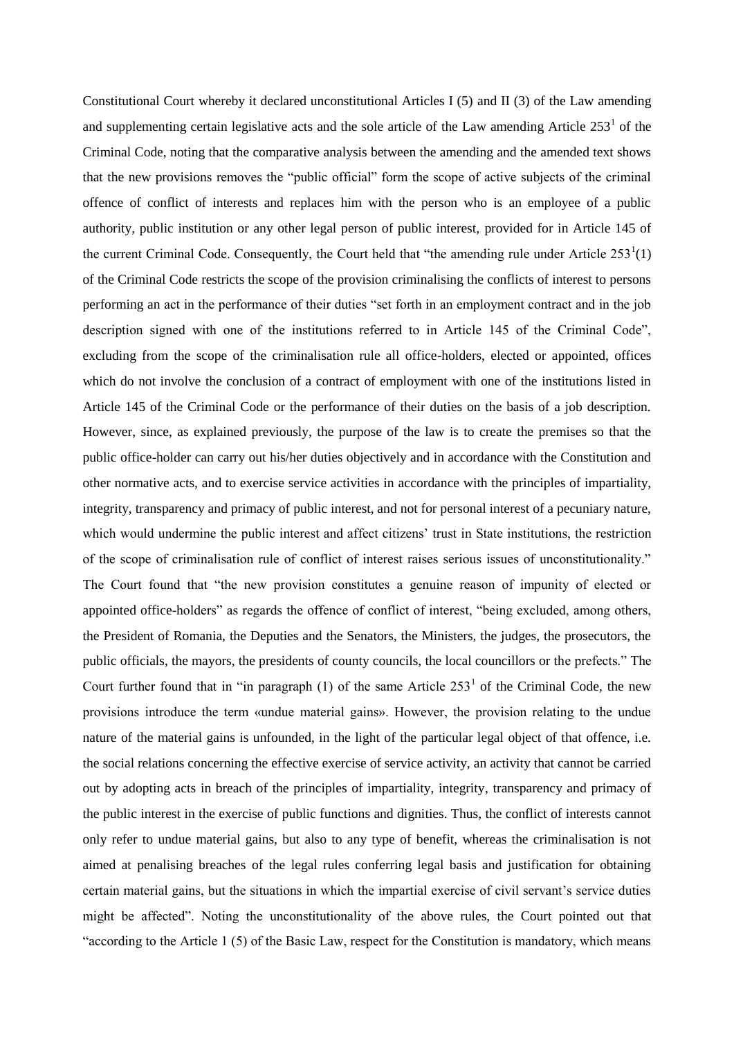Constitutional Court whereby it declared unconstitutional Articles I (5) and II (3) of the Law amending and supplementing certain legislative acts and the sole article of the Law amending Article $253^1$ of the Criminal Code, noting that the comparative analysis between the amending and the amended text shows that the new provisions removes the "public official" form the scope of active subjects of the criminal offence of conflict of interests and replaces him with the person who is an employee of a public authority, public institution or any other legal person of public interest, provided for in Article 145 of the current Criminal Code. Consequently, the Court held that "the amending rule under Article $253^1(1)$ of the Criminal Code restricts the scope of the provision criminalising the conflicts of interest to persons performing an act in the performance of their duties "set forth in an employment contract and in the job description signed with one of the institutions referred to in Article 145 of the Criminal Code", excluding from the scope of the criminalisation rule all office-holders, elected or appointed, offices which do not involve the conclusion of a contract of employment with one of the institutions listed in Article 145 of the Criminal Code or the performance of their duties on the basis of a job description. However, since, as explained previously, the purpose of the law is to create the premises so that the public office-holder can carry out his/her duties objectively and in accordance with the Constitution and other normative acts, and to exercise service activities in accordance with the principles of impartiality, integrity, transparency and primacy of public interest, and not for personal interest of a pecuniary nature, which would undermine the public interest and affect citizens' trust in State institutions, the restriction of the scope of criminalisation rule of conflict of interest raises serious issues of unconstitutionality." The Court found that "the new provision constitutes a genuine reason of impunity of elected or appointed office-holders" as regards the offence of conflict of interest, "being excluded, among others, the President of Romania, the Deputies and the Senators, the Ministers, the judges, the prosecutors, the public officials, the mayors, the presidents of county councils, the local councillors or the prefects." The Court further found that in "in paragraph (1) of the same Article $253^1$ of the Criminal Code, the new provisions introduce the term «undue material gains». However, the provision relating to the undue nature of the material gains is unfounded, in the light of the particular legal object of that offence, i.e. the social relations concerning the effective exercise of service activity, an activity that cannot be carried out by adopting acts in breach of the principles of impartiality, integrity, transparency and primacy of the public interest in the exercise of public functions and dignities. Thus, the conflict of interests cannot only refer to undue material gains, but also to any type of benefit, whereas the criminalisation is not aimed at penalising breaches of the legal rules conferring legal basis and justification for obtaining certain material gains, but the situations in which the impartial exercise of civil servant's service duties might be affected". Noting the unconstitutionality of the above rules, the Court pointed out that "according to the Article 1 (5) of the Basic Law, respect for the Constitution is mandatory, which means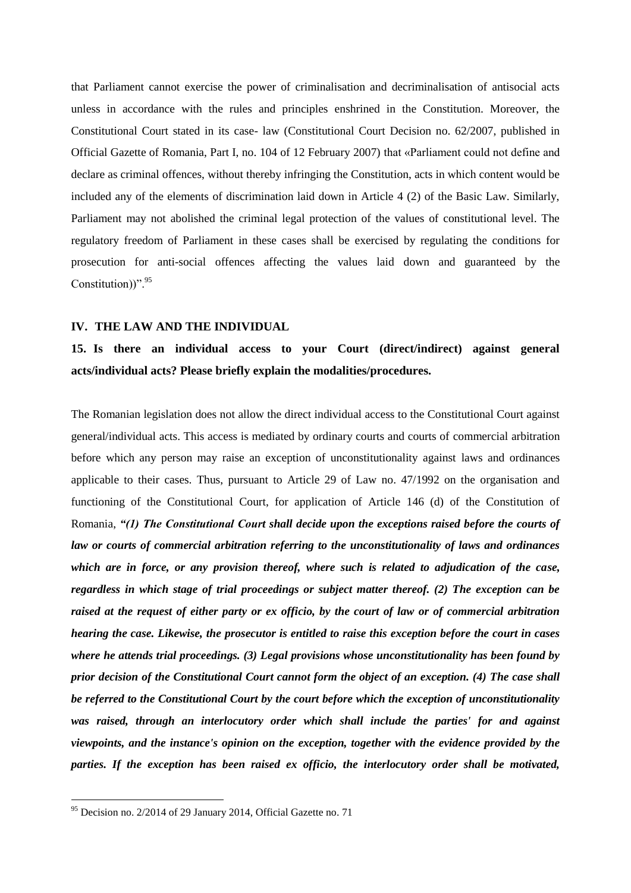that Parliament cannot exercise the power of criminalisation and decriminalisation of antisocial acts unless in accordance with the rules and principles enshrined in the Constitution. Moreover, the Constitutional Court stated in its case- law (Constitutional Court Decision no. 62/2007, published in Official Gazette of Romania, Part I, no. 104 of 12 February 2007) that «Parliament could not define and declare as criminal offences, without thereby infringing the Constitution, acts in which content would be included any of the elements of discrimination laid down in Article 4 (2) of the Basic Law. Similarly, Parliament may not abolished the criminal legal protection of the values of constitutional level. The regulatory freedom of Parliament in these cases shall be exercised by regulating the conditions for prosecution for anti-social offences affecting the values laid down and guaranteed by the Constitution))".[95]

## IV. THE LAW AND THE INDIVIDUAL

### 15. Is there an individual access to your Court (direct/indirect) against general acts/individual acts? Please briefly explain the modalities/procedures.

The Romanian legislation does not allow the direct individual access to the Constitutional Court against general/individual acts. This access is mediated by ordinary courts and courts of commercial arbitration before which any person may raise an exception of unconstitutionality against laws and ordinances applicable to their cases. Thus, pursuant to Article 29 of Law no. 47/1992 on the organisation and functioning of the Constitutional Court, for application of Article 146 (d) of the Constitution of Romania, ***"(1) The Constitutional Court shall decide upon the exceptions raised before the courts of law or courts of commercial arbitration referring to the unconstitutionality of laws and ordinances which are in force, or any provision thereof, where such is related to adjudication of the case, regardless in which stage of trial proceedings or subject matter thereof. (2) The exception can be raised at the request of either party or ex officio, by the court of law or of commercial arbitration hearing the case. Likewise, the prosecutor is entitled to raise this exception before the court in cases where he attends trial proceedings. (3) Legal provisions whose unconstitutionality has been found by prior decision of the Constitutional Court cannot form the object of an exception. (4) The case shall be referred to the Constitutional Court by the court before which the exception of unconstitutionality was raised, through an interlocutory order which shall include the parties' for and against viewpoints, and the instance's opinion on the exception, together with the evidence provided by the parties. If the exception has been raised ex officio, the interlocutory order shall be motivated,***

[95] Decision no. 2/2014 of 29 January 2014, Official Gazette no. 71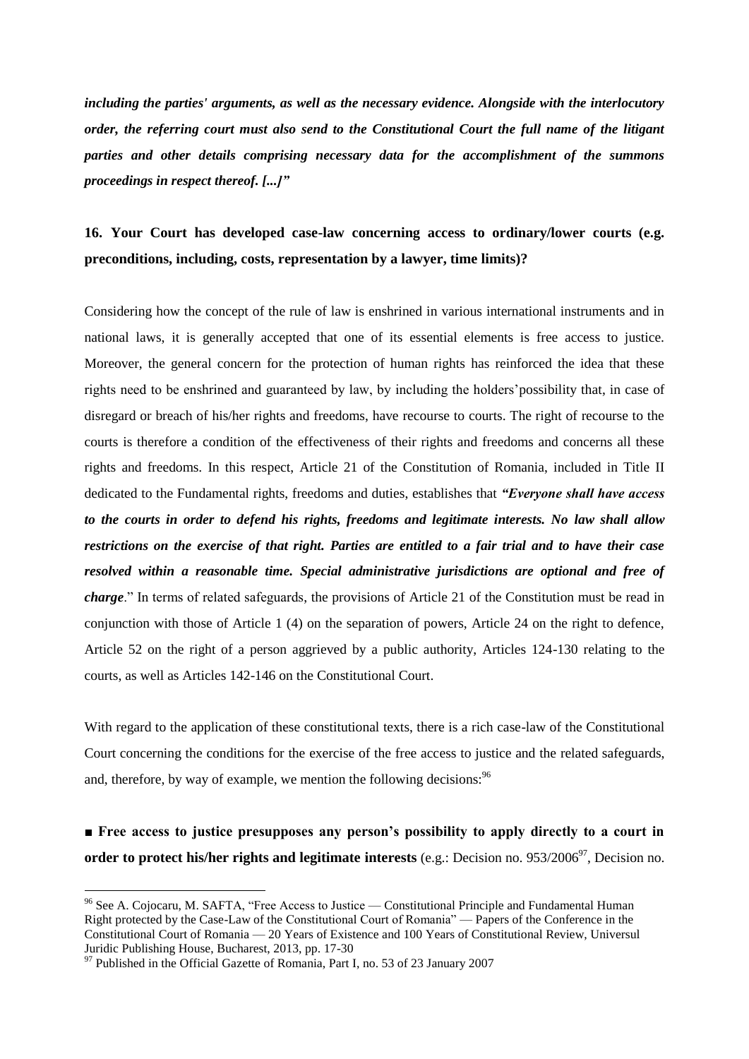*including the parties' arguments, as well as the necessary evidence. Alongside with the interlocutory order, the referring court must also send to the Constitutional Court the full name of the litigant parties and other details comprising necessary data for the accomplishment of the summons proceedings in respect thereof. [...]"*

**16. Your Court has developed case-law concerning access to ordinary/lower courts (e.g. preconditions, including, costs, representation by a lawyer, time limits)?**

Considering how the concept of the rule of law is enshrined in various international instruments and in national laws, it is generally accepted that one of its essential elements is free access to justice. Moreover, the general concern for the protection of human rights has reinforced the idea that these rights need to be enshrined and guaranteed by law, by including the holders' possibility that, in case of disregard or breach of his/her rights and freedoms, have recourse to courts. The right of recourse to the courts is therefore a condition of the effectiveness of their rights and freedoms and concerns all these rights and freedoms. In this respect, Article 21 of the Constitution of Romania, included in Title II dedicated to the Fundamental rights, freedoms and duties, establishes that ***"Everyone shall have access to the courts in order to defend his rights, freedoms and legitimate interests. No law shall allow restrictions on the exercise of that right. Parties are entitled to a fair trial and to have their case resolved within a reasonable time. Special administrative jurisdictions are optional and free of charge***." In terms of related safeguards, the provisions of Article 21 of the Constitution must be read in conjunction with those of Article 1 (4) on the separation of powers, Article 24 on the right to defence, Article 52 on the right of a person aggrieved by a public authority, Articles 124-130 relating to the courts, as well as Articles 142-146 on the Constitutional Court.

With regard to the application of these constitutional texts, there is a rich case-law of the Constitutional Court concerning the conditions for the exercise of the free access to justice and the related safeguards, and, therefore, by way of example, we mention the following decisions:[96]

■ **Free access to justice presupposes any person's possibility to apply directly to a court in order to protect his/her rights and legitimate interests** (e.g.: Decision no. 953/2006[97], Decision no.

---

[96] See A. Cojocaru, M. SAFTA, "Free Access to Justice — Constitutional Principle and Fundamental Human Right protected by the Case-Law of the Constitutional Court of Romania" — Papers of the Conference in the Constitutional Court of Romania — 20 Years of Existence and 100 Years of Constitutional Review, Universul Juridic Publishing House, Bucharest, 2013, pp. 17-30

[97] Published in the Official Gazette of Romania, Part I, no. 53 of 23 January 2007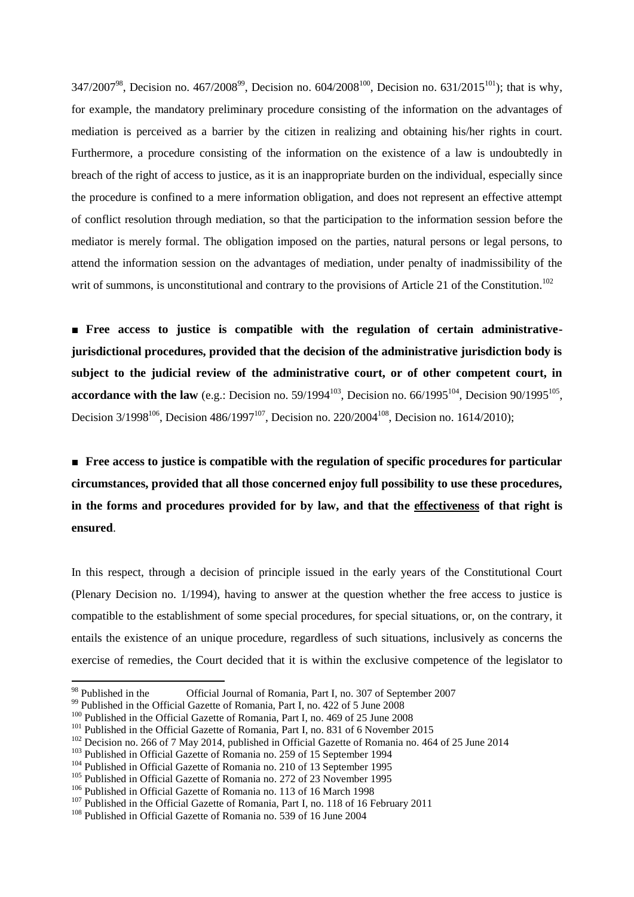347/2007[98], Decision no. 467/2008[99], Decision no. 604/2008[100], Decision no. 631/2015[101]); that is why, for example, the mandatory preliminary procedure consisting of the information on the advantages of mediation is perceived as a barrier by the citizen in realizing and obtaining his/her rights in court. Furthermore, a procedure consisting of the information on the existence of a law is undoubtedly in breach of the right of access to justice, as it is an inappropriate burden on the individual, especially since the procedure is confined to a mere information obligation, and does not represent an effective attempt of conflict resolution through mediation, so that the participation to the information session before the mediator is merely formal. The obligation imposed on the parties, natural persons or legal persons, to attend the information session on the advantages of mediation, under penalty of inadmissibility of the writ of summons, is unconstitutional and contrary to the provisions of Article 21 of the Constitution.[102]

■ **Free access to justice is compatible with the regulation of certain administrative-jurisdictional procedures, provided that the decision of the administrative jurisdiction body is subject to the judicial review of the administrative court, or of other competent court, in accordance with the law** (e.g.: Decision no. 59/1994[103], Decision no. 66/1995[104], Decision 90/1995[105], Decision 3/1998[106], Decision 486/1997[107], Decision no. 220/2004[108], Decision no. 1614/2010);

■ **Free access to justice is compatible with the regulation of specific procedures for particular circumstances, provided that all those concerned enjoy full possibility to use these procedures, in the forms and procedures provided for by law, and that the <u>effectiveness</u> of that right is ensured**.

In this respect, through a decision of principle issued in the early years of the Constitutional Court (Plenary Decision no. 1/1994), having to answer at the question whether the free access to justice is compatible to the establishment of some special procedures, for special situations, or, on the contrary, it entails the existence of an unique procedure, regardless of such situations, inclusively as concerns the exercise of remedies, the Court decided that it is within the exclusive competence of the legislator to

---

[98] Published in the Official Journal of Romania, Part I, no. 307 of September 2007
[99] Published in the Official Gazette of Romania, Part I, no. 422 of 5 June 2008
[100] Published in the Official Gazette of Romania, Part I, no. 469 of 25 June 2008
[101] Published in the Official Gazette of Romania, Part I, no. 831 of 6 November 2015
[102] Decision no. 266 of 7 May 2014, published in Official Gazette of Romania no. 464 of 25 June 2014
[103] Published in Official Gazette of Romania no. 259 of 15 September 1994
[104] Published in Official Gazette of Romania no. 210 of 13 September 1995
[105] Published in Official Gazette of Romania no. 272 of 23 November 1995
[106] Published in Official Gazette of Romania no. 113 of 16 March 1998
[107] Published in the Official Gazette of Romania, Part I, no. 118 of 16 February 2011
[108] Published in Official Gazette of Romania no. 539 of 16 June 2004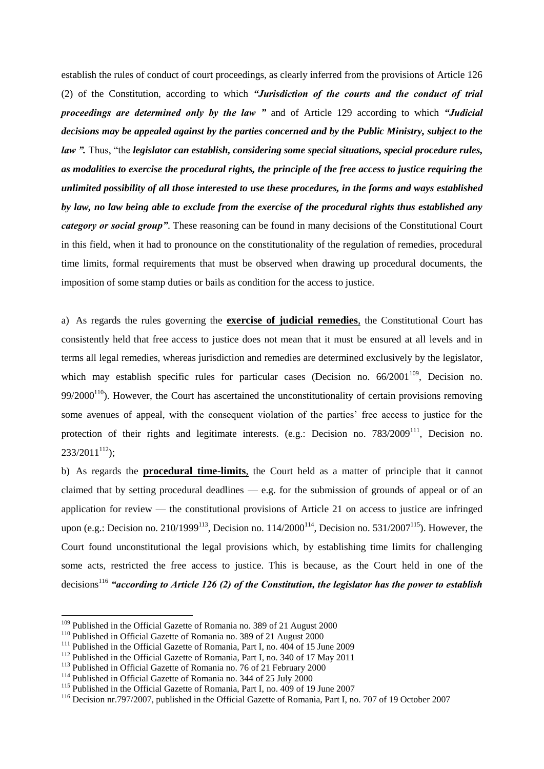establish the rules of conduct of court proceedings, as clearly inferred from the provisions of Article 126 (2) of the Constitution, according to which ***"Jurisdiction of the courts and the conduct of trial proceedings are determined only by the law "*** and of Article 129 according to which ***"Judicial decisions may be appealed against by the parties concerned and by the Public Ministry, subject to the law ".*** Thus, "the ***legislator can establish, considering some special situations, special procedure rules, as modalities to exercise the procedural rights, the principle of the free access to justice requiring the unlimited possibility of all those interested to use these procedures, in the forms and ways established by law, no law being able to exclude from the exercise of the procedural rights thus established any category or social group"***. These reasoning can be found in many decisions of the Constitutional Court in this field, when it had to pronounce on the constitutionality of the regulation of remedies, procedural time limits, formal requirements that must be observed when drawing up procedural documents, the imposition of some stamp duties or bails as condition for the access to justice.

a) As regards the rules governing the **exercise of judicial remedies**, the Constitutional Court has consistently held that free access to justice does not mean that it must be ensured at all levels and in terms all legal remedies, whereas jurisdiction and remedies are determined exclusively by the legislator, which may establish specific rules for particular cases (Decision no. 66/2001[109], Decision no. 99/2000[110]). However, the Court has ascertained the unconstitutionality of certain provisions removing some avenues of appeal, with the consequent violation of the parties' free access to justice for the protection of their rights and legitimate interests. (e.g.: Decision no. 783/2009[111], Decision no. 233/2011[112]);

b) As regards the **procedural time-limits**, the Court held as a matter of principle that it cannot claimed that by setting procedural deadlines — e.g. for the submission of grounds of appeal or of an application for review — the constitutional provisions of Article 21 on access to justice are infringed upon (e.g.: Decision no. 210/1999[113], Decision no. 114/2000[114], Decision no. 531/2007[115]). However, the Court found unconstitutional the legal provisions which, by establishing time limits for challenging some acts, restricted the free access to justice. This is because, as the Court held in one of the decisions[116] ***"according to Article 126 (2) of the Constitution, the legislator has the power to establish***

[109] Published in the Official Gazette of Romania no. 389 of 21 August 2000
[110] Published in Official Gazette of Romania no. 389 of 21 August 2000
[111] Published in the Official Gazette of Romania, Part I, no. 404 of 15 June 2009
[112] Published in the Official Gazette of Romania, Part I, no. 340 of 17 May 2011
[113] Published in Official Gazette of Romania no. 76 of 21 February 2000
[114] Published in Official Gazette of Romania no. 344 of 25 July 2000
[115] Published in the Official Gazette of Romania, Part I, no. 409 of 19 June 2007
[116] Decision nr.797/2007, published in the Official Gazette of Romania, Part I, no. 707 of 19 October 2007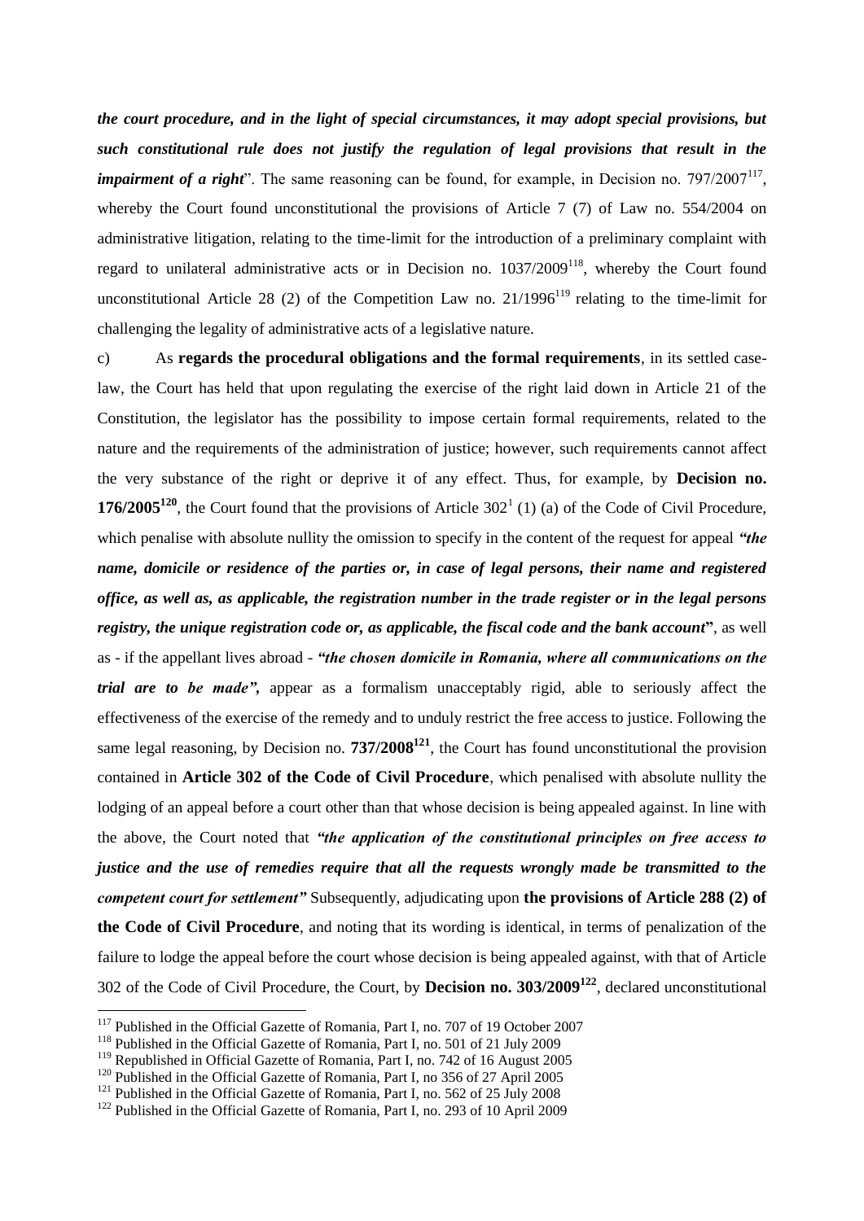*the court procedure, and in the light of special circumstances, it may adopt special provisions, but such constitutional rule does not justify the regulation of legal provisions that result in the impairment of a right*". The same reasoning can be found, for example, in Decision no. 797/2007[117], whereby the Court found unconstitutional the provisions of Article 7 (7) of Law no. 554/2004 on administrative litigation, relating to the time-limit for the introduction of a preliminary complaint with regard to unilateral administrative acts or in Decision no. 1037/2009[118], whereby the Court found unconstitutional Article 28 (2) of the Competition Law no. 21/1996[119] relating to the time-limit for challenging the legality of administrative acts of a legislative nature.

c) As **regards the procedural obligations and the formal requirements**, in its settled case-law, the Court has held that upon regulating the exercise of the right laid down in Article 21 of the Constitution, the legislator has the possibility to impose certain formal requirements, related to the nature and the requirements of the administration of justice; however, such requirements cannot affect the very substance of the right or deprive it of any effect. Thus, for example, by **Decision no. 176/2005[120]**, the Court found that the provisions of Article $302^1$ (1) (a) of the Code of Civil Procedure, which penalise with absolute nullity the omission to specify in the content of the request for appeal ***"the name, domicile or residence of the parties or, in case of legal persons, their name and registered office, as well as, as applicable, the registration number in the trade register or in the legal persons registry, the unique registration code or, as applicable, the fiscal code and the bank account*"**, as well as - if the appellant lives abroad - ***"the chosen domicile in Romania, where all communications on the trial are to be made",*** appear as a formalism unacceptably rigid, able to seriously affect the effectiveness of the exercise of the remedy and to unduly restrict the free access to justice. Following the same legal reasoning, by Decision no. **737/2008[121]**, the Court has found unconstitutional the provision contained in **Article 302 of the Code of Civil Procedure**, which penalised with absolute nullity the lodging of an appeal before a court other than that whose decision is being appealed against. In line with the above, the Court noted that ***"the application of the constitutional principles on free access to justice and the use of remedies require that all the requests wrongly made be transmitted to the competent court for settlement"*** Subsequently, adjudicating upon **the provisions of Article 288 (2) of the Code of Civil Procedure**, and noting that its wording is identical, in terms of penalization of the failure to lodge the appeal before the court whose decision is being appealed against, with that of Article 302 of the Code of Civil Procedure, the Court, by **Decision no. 303/2009[122]**, declared unconstitutional

[117] Published in the Official Gazette of Romania, Part I, no. 707 of 19 October 2007
[118] Published in the Official Gazette of Romania, Part I, no. 501 of 21 July 2009
[119] Republished in Official Gazette of Romania, Part I, no. 742 of 16 August 2005
[120] Published in the Official Gazette of Romania, Part I, no 356 of 27 April 2005
[121] Published in the Official Gazette of Romania, Part I, no. 562 of 25 July 2008
[122] Published in the Official Gazette of Romania, Part I, no. 293 of 10 April 2009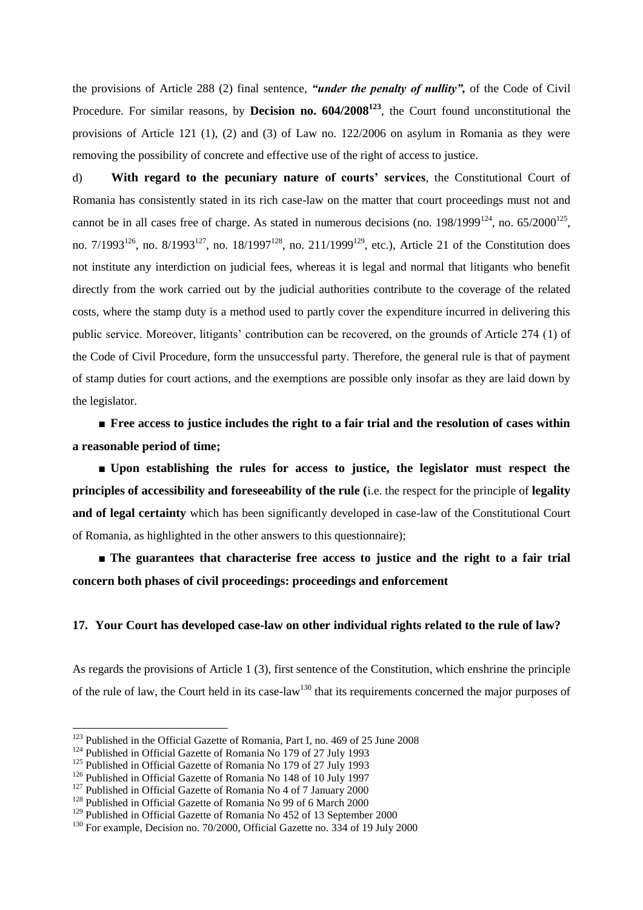the provisions of Article 288 (2) final sentence, ***"under the penalty of nullity"***, of the Code of Civil Procedure. For similar reasons, by **Decision no. 604/2008**[123], the Court found unconstitutional the provisions of Article 121 (1), (2) and (3) of Law no. 122/2006 on asylum in Romania as they were removing the possibility of concrete and effective use of the right of access to justice.

d) **With regard to the pecuniary nature of courts' services**, the Constitutional Court of Romania has consistently stated in its rich case-law on the matter that court proceedings must not and cannot be in all cases free of charge. As stated in numerous decisions (no. 198/1999[124], no. 65/2000[125], no. 7/1993[126], no. 8/1993[127], no. 18/1997[128], no. 211/1999[129], etc.), Article 21 of the Constitution does not institute any interdiction on judicial fees, whereas it is legal and normal that litigants who benefit directly from the work carried out by the judicial authorities contribute to the coverage of the related costs, where the stamp duty is a method used to partly cover the expenditure incurred in delivering this public service. Moreover, litigants' contribution can be recovered, on the grounds of Article 274 (1) of the Code of Civil Procedure, form the unsuccessful party. Therefore, the general rule is that of payment of stamp duties for court actions, and the exemptions are possible only insofar as they are laid down by the legislator.

■ **Free access to justice includes the right to a fair trial and the resolution of cases within a reasonable period of time;**

■ **Upon establishing the rules for access to justice, the legislator must respect the principles of accessibility and foreseeability of the rule (**i.e. the respect for the principle of **legality and of legal certainty** which has been significantly developed in case-law of the Constitutional Court of Romania, as highlighted in the other answers to this questionnaire);

■ **The guarantees that characterise free access to justice and the right to a fair trial concern both phases of civil proceedings: proceedings and enforcement**

### 17. Your Court has developed case-law on other individual rights related to the rule of law?

As regards the provisions of Article 1 (3), first sentence of the Constitution, which enshrine the principle of the rule of law, the Court held in its case-law[130] that its requirements concerned the major purposes of

---

[123] Published in the Official Gazette of Romania, Part I, no. 469 of 25 June 2008

[124] Published in Official Gazette of Romania No 179 of 27 July 1993

[125] Published in Official Gazette of Romania No 179 of 27 July 1993

[126] Published in Official Gazette of Romania No 148 of 10 July 1997

[127] Published in Official Gazette of Romania No 4 of 7 January 2000

[128] Published in Official Gazette of Romania No 99 of 6 March 2000

[129] Published in Official Gazette of Romania No 452 of 13 September 2000

[130] For example, Decision no. 70/2000, Official Gazette no. 334 of 19 July 2000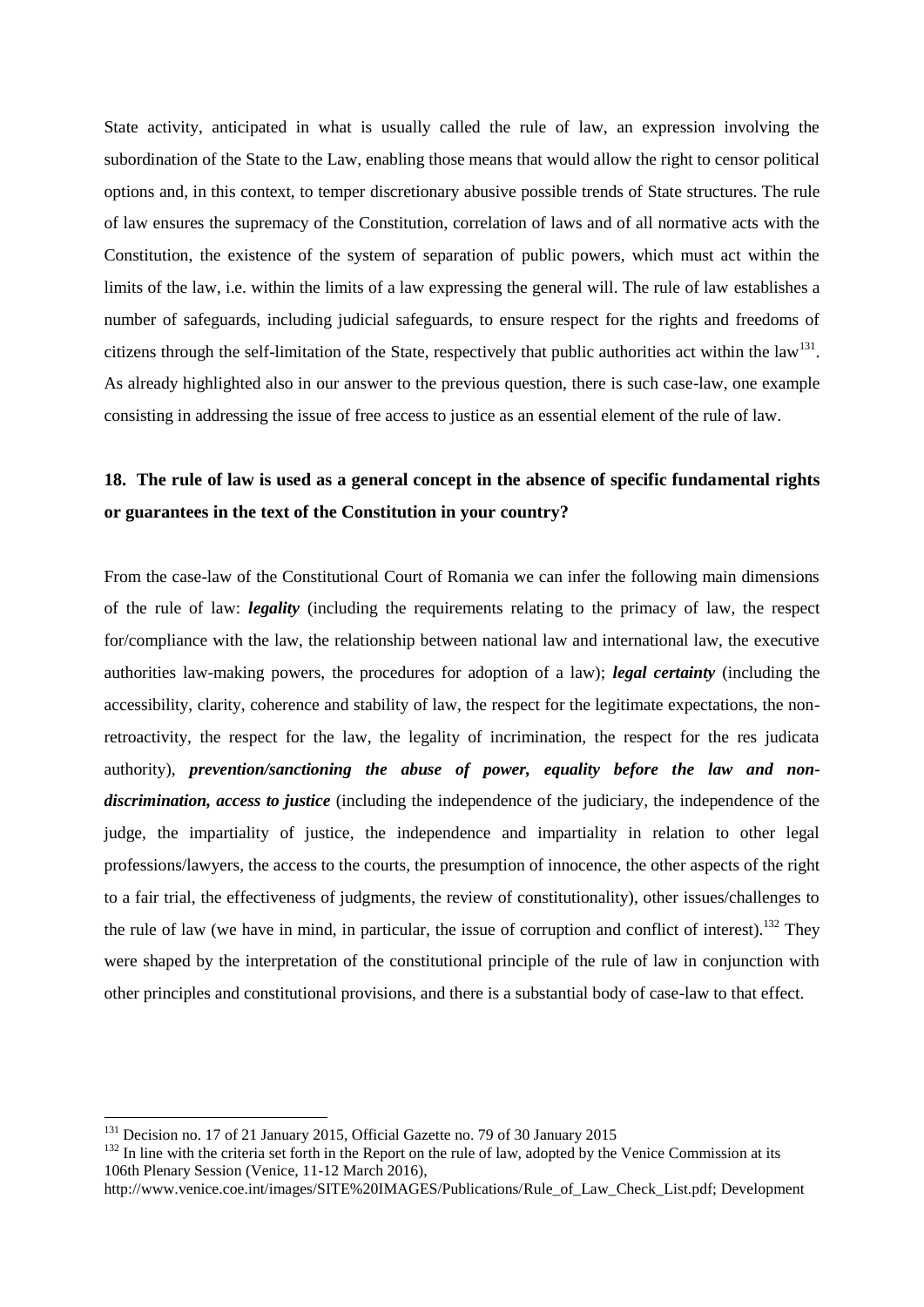State activity, anticipated in what is usually called the rule of law, an expression involving the subordination of the State to the Law, enabling those means that would allow the right to censor political options and, in this context, to temper discretionary abusive possible trends of State structures. The rule of law ensures the supremacy of the Constitution, correlation of laws and of all normative acts with the Constitution, the existence of the system of separation of public powers, which must act within the limits of the law, i.e. within the limits of a law expressing the general will. The rule of law establishes a number of safeguards, including judicial safeguards, to ensure respect for the rights and freedoms of citizens through the self-limitation of the State, respectively that public authorities act within the law[131]. As already highlighted also in our answer to the previous question, there is such case-law, one example consisting in addressing the issue of free access to justice as an essential element of the rule of law.

## 18. The rule of law is used as a general concept in the absence of specific fundamental rights or guarantees in the text of the Constitution in your country?

From the case-law of the Constitutional Court of Romania we can infer the following main dimensions of the rule of law: ***legality*** (including the requirements relating to the primacy of law, the respect for/compliance with the law, the relationship between national law and international law, the executive authorities law-making powers, the procedures for adoption of a law); ***legal certainty*** (including the accessibility, clarity, coherence and stability of law, the respect for the legitimate expectations, the non-retroactivity, the respect for the law, the legality of incrimination, the respect for the res judicata authority), ***prevention/sanctioning the abuse of power, equality before the law and non-discrimination, access to justice*** (including the independence of the judiciary, the independence of the judge, the impartiality of justice, the independence and impartiality in relation to other legal professions/lawyers, the access to the courts, the presumption of innocence, the other aspects of the right to a fair trial, the effectiveness of judgments, the review of constitutionality), other issues/challenges to the rule of law (we have in mind, in particular, the issue of corruption and conflict of interest).[132] They were shaped by the interpretation of the constitutional principle of the rule of law in conjunction with other principles and constitutional provisions, and there is a substantial body of case-law to that effect.

---

[131] Decision no. 17 of 21 January 2015, Official Gazette no. 79 of 30 January 2015

[132] In line with the criteria set forth in the Report on the rule of law, adopted by the Venice Commission at its 106th Plenary Session (Venice, 11-12 March 2016), http://www.venice.coe.int/images/SITE%20IMAGES/Publications/Rule_of_Law_Check_List.pdf; Development